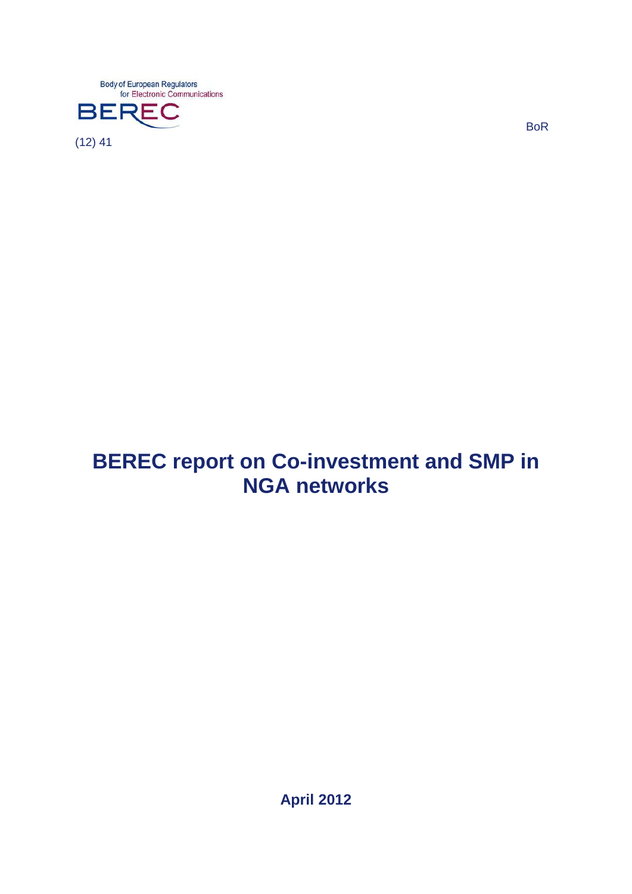Body of European Regulators for Electronic Communications

BEREC

BoR (12) 41

# BEREC report on Co-investment and SMP in NGA networks

**April 2012**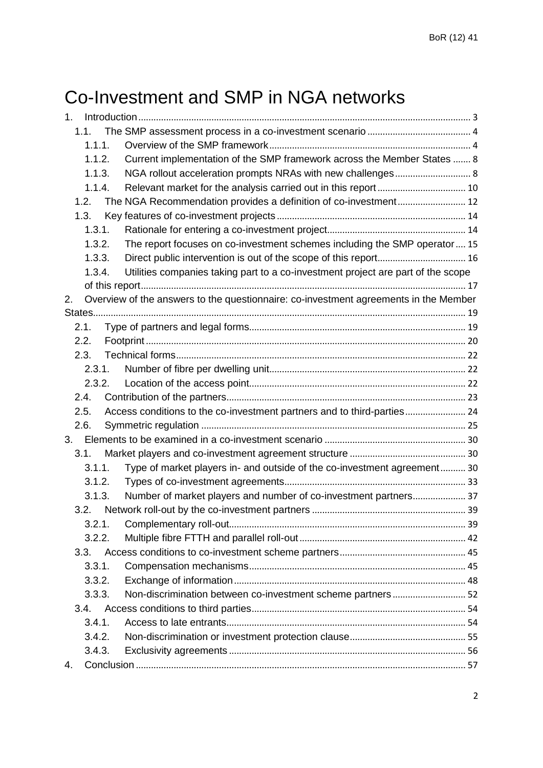# Co-Investment and SMP in NGA networks

- 1. Introduction ... 3
  - 1.1. The SMP assessment process in a co-investment scenario ... 4
    - 1.1.1. Overview of the SMP framework ... 4
    - 1.1.2. Current implementation of the SMP framework across the Member States ... 8
    - 1.1.3. NGA rollout acceleration prompts NRAs with new challenges ... 8
    - 1.1.4. Relevant market for the analysis carried out in this report ... 10
  - 1.2. The NGA Recommendation provides a definition of co-investment ... 12
  - 1.3. Key features of co-investment projects ... 14
    - 1.3.1. Rationale for entering a co-investment project ... 14
    - 1.3.2. The report focuses on co-investment schemes including the SMP operator ... 15
    - 1.3.3. Direct public intervention is out of the scope of this report ... 16
    - 1.3.4. Utilities companies taking part to a co-investment project are part of the scope of this report ... 17
- 2. Overview of the answers to the questionnaire: co-investment agreements in the Member States ... 19
  - 2.1. Type of partners and legal forms ... 19
  - 2.2. Footprint ... 20
  - 2.3. Technical forms ... 22
    - 2.3.1. Number of fibre per dwelling unit ... 22
    - 2.3.2. Location of the access point ... 22
  - 2.4. Contribution of the partners ... 23
  - 2.5. Access conditions to the co-investment partners and to third-parties ... 24
  - 2.6. Symmetric regulation ... 25
- 3. Elements to be examined in a co-investment scenario ... 30
  - 3.1. Market players and co-investment agreement structure ... 30
    - 3.1.1. Type of market players in- and outside of the co-investment agreement ... 30
    - 3.1.2. Types of co-investment agreements ... 33
    - 3.1.3. Number of market players and number of co-investment partners ... 37
  - 3.2. Network roll-out by the co-investment partners ... 39
    - 3.2.1. Complementary roll-out ... 39
    - 3.2.2. Multiple fibre FTTH and parallel roll-out ... 42
  - 3.3. Access conditions to co-investment scheme partners ... 45
    - 3.3.1. Compensation mechanisms ... 45
    - 3.3.2. Exchange of information ... 48
    - 3.3.3. Non-discrimination between co-investment scheme partners ... 52
  - 3.4. Access conditions to third parties ... 54
    - 3.4.1. Access to late entrants ... 54
    - 3.4.2. Non-discrimination or investment protection clause ... 55
    - 3.4.3. Exclusivity agreements ... 56
- 4. Conclusion ... 57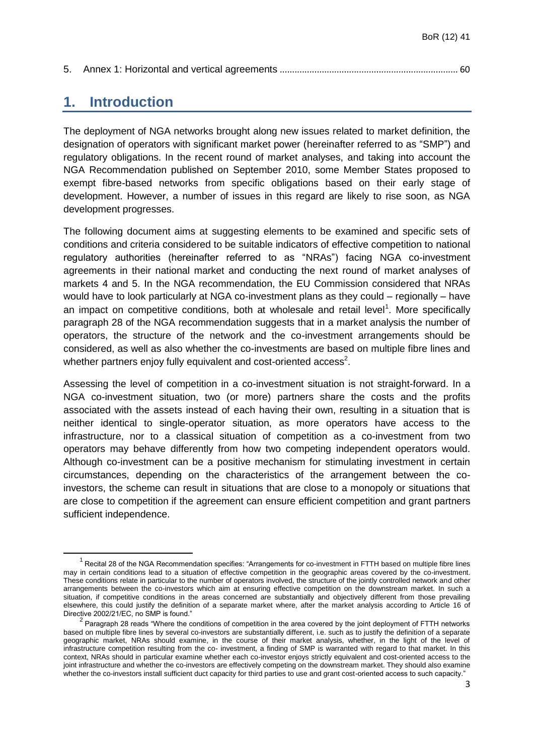5. Annex 1: Horizontal and vertical agreements ........................................................................ 60

# 1. Introduction

The deployment of NGA networks brought along new issues related to market definition, the designation of operators with significant market power (hereinafter referred to as "SMP") and regulatory obligations. In the recent round of market analyses, and taking into account the NGA Recommendation published on September 2010, some Member States proposed to exempt fibre-based networks from specific obligations based on their early stage of development. However, a number of issues in this regard are likely to rise soon, as NGA development progresses.

The following document aims at suggesting elements to be examined and specific sets of conditions and criteria considered to be suitable indicators of effective competition to national regulatory authorities (hereinafter referred to as "NRAs") facing NGA co-investment agreements in their national market and conducting the next round of market analyses of markets 4 and 5. In the NGA recommendation, the EU Commission considered that NRAs would have to look particularly at NGA co-investment plans as they could – regionally – have an impact on competitive conditions, both at wholesale and retail level[1]. More specifically paragraph 28 of the NGA recommendation suggests that in a market analysis the number of operators, the structure of the network and the co-investment arrangements should be considered, as well as also whether the co-investments are based on multiple fibre lines and whether partners enjoy fully equivalent and cost-oriented access[2].

Assessing the level of competition in a co-investment situation is not straight-forward. In a NGA co-investment situation, two (or more) partners share the costs and the profits associated with the assets instead of each having their own, resulting in a situation that is neither identical to single-operator situation, as more operators have access to the infrastructure, nor to a classical situation of competition as a co-investment from two operators may behave differently from how two competing independent operators would. Although co-investment can be a positive mechanism for stimulating investment in certain circumstances, depending on the characteristics of the arrangement between the co-investors, the scheme can result in situations that are close to a monopoly or situations that are close to competition if the agreement can ensure efficient competition and grant partners sufficient independence.

---

[1] Recital 28 of the NGA Recommendation specifies: "Arrangements for co-investment in FTTH based on multiple fibre lines may in certain conditions lead to a situation of effective competition in the geographic areas covered by the co-investment. These conditions relate in particular to the number of operators involved, the structure of the jointly controlled network and other arrangements between the co-investors which aim at ensuring effective competition on the downstream market. In such a situation, if competitive conditions in the areas concerned are substantially and objectively different from those prevailing elsewhere, this could justify the definition of a separate market where, after the market analysis according to Article 16 of Directive 2002/21/EC, no SMP is found."

[2] Paragraph 28 reads "Where the conditions of competition in the area covered by the joint deployment of FTTH networks based on multiple fibre lines by several co-investors are substantially different, i.e. such as to justify the definition of a separate geographic market, NRAs should examine, in the course of their market analysis, whether, in the light of the level of infrastructure competition resulting from the co- investment, a finding of SMP is warranted with regard to that market. In this context, NRAs should in particular examine whether each co-investor enjoys strictly equivalent and cost-oriented access to the joint infrastructure and whether the co-investors are effectively competing on the downstream market. They should also examine whether the co-investors install sufficient duct capacity for third parties to use and grant cost-oriented access to such capacity."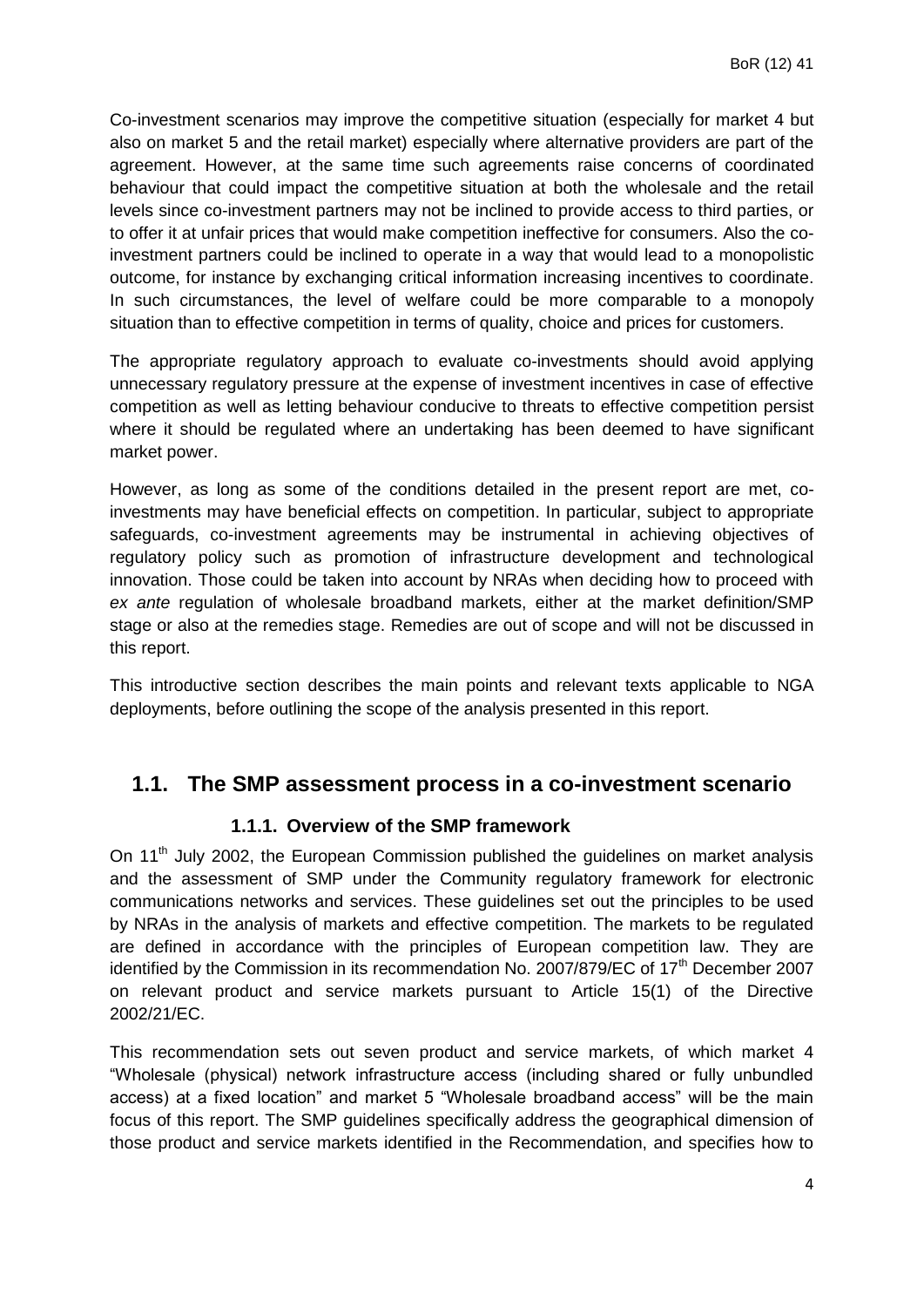Co-investment scenarios may improve the competitive situation (especially for market 4 but also on market 5 and the retail market) especially where alternative providers are part of the agreement. However, at the same time such agreements raise concerns of coordinated behaviour that could impact the competitive situation at both the wholesale and the retail levels since co-investment partners may not be inclined to provide access to third parties, or to offer it at unfair prices that would make competition ineffective for consumers. Also the co-investment partners could be inclined to operate in a way that would lead to a monopolistic outcome, for instance by exchanging critical information increasing incentives to coordinate. In such circumstances, the level of welfare could be more comparable to a monopoly situation than to effective competition in terms of quality, choice and prices for customers.

The appropriate regulatory approach to evaluate co-investments should avoid applying unnecessary regulatory pressure at the expense of investment incentives in case of effective competition as well as letting behaviour conducive to threats to effective competition persist where it should be regulated where an undertaking has been deemed to have significant market power.

However, as long as some of the conditions detailed in the present report are met, co-investments may have beneficial effects on competition. In particular, subject to appropriate safeguards, co-investment agreements may be instrumental in achieving objectives of regulatory policy such as promotion of infrastructure development and technological innovation. Those could be taken into account by NRAs when deciding how to proceed with *ex ante* regulation of wholesale broadband markets, either at the market definition/SMP stage or also at the remedies stage. Remedies are out of scope and will not be discussed in this report.

This introductive section describes the main points and relevant texts applicable to NGA deployments, before outlining the scope of the analysis presented in this report.

## 1.1. The SMP assessment process in a co-investment scenario

### 1.1.1. Overview of the SMP framework

On 11th July 2002, the European Commission published the guidelines on market analysis and the assessment of SMP under the Community regulatory framework for electronic communications networks and services. These guidelines set out the principles to be used by NRAs in the analysis of markets and effective competition. The markets to be regulated are defined in accordance with the principles of European competition law. They are identified by the Commission in its recommendation No. 2007/879/EC of 17th December 2007 on relevant product and service markets pursuant to Article 15(1) of the Directive 2002/21/EC.

This recommendation sets out seven product and service markets, of which market 4 "Wholesale (physical) network infrastructure access (including shared or fully unbundled access) at a fixed location" and market 5 "Wholesale broadband access" will be the main focus of this report. The SMP guidelines specifically address the geographical dimension of those product and service markets identified in the Recommendation, and specifies how to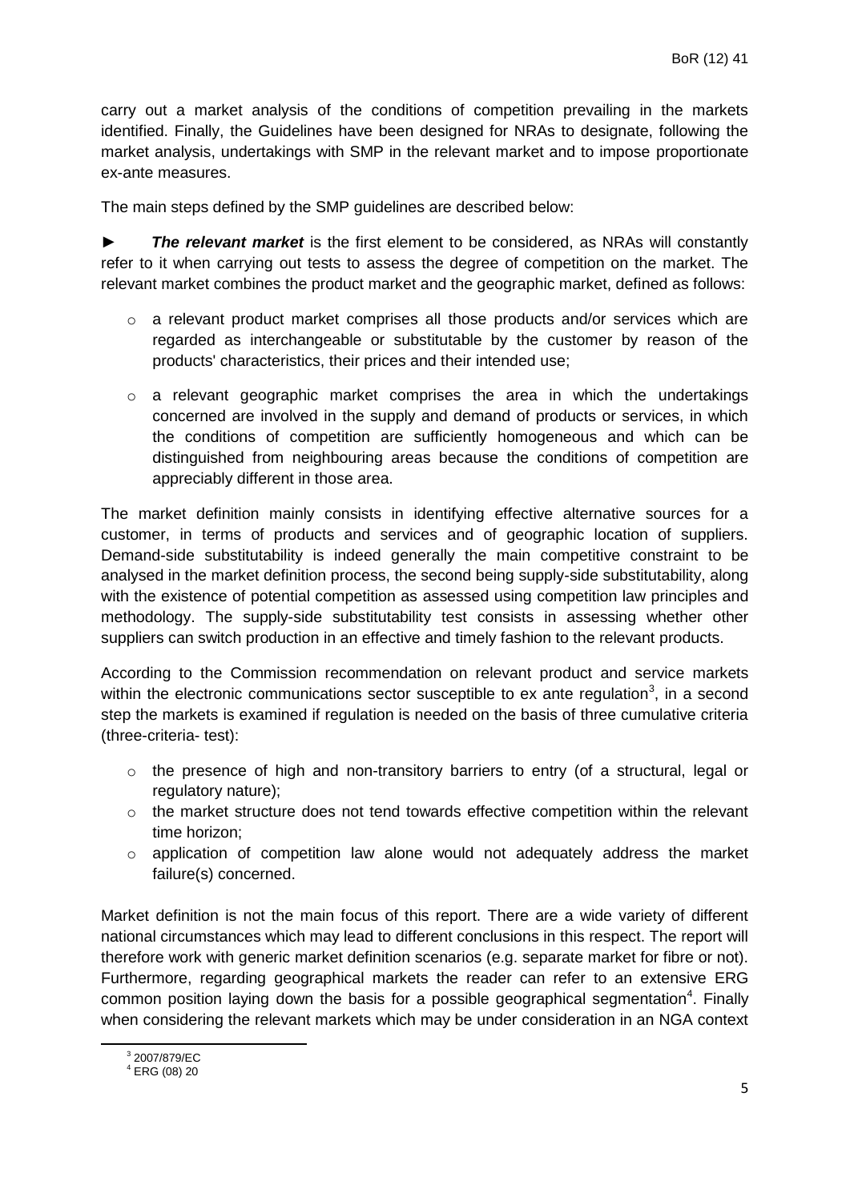carry out a market analysis of the conditions of competition prevailing in the markets identified. Finally, the Guidelines have been designed for NRAs to designate, following the market analysis, undertakings with SMP in the relevant market and to impose proportionate ex-ante measures.

The main steps defined by the SMP guidelines are described below:

► ***The relevant market*** is the first element to be considered, as NRAs will constantly refer to it when carrying out tests to assess the degree of competition on the market. The relevant market combines the product market and the geographic market, defined as follows:

- a relevant product market comprises all those products and/or services which are regarded as interchangeable or substitutable by the customer by reason of the products' characteristics, their prices and their intended use;
- a relevant geographic market comprises the area in which the undertakings concerned are involved in the supply and demand of products or services, in which the conditions of competition are sufficiently homogeneous and which can be distinguished from neighbouring areas because the conditions of competition are appreciably different in those area.

The market definition mainly consists in identifying effective alternative sources for a customer, in terms of products and services and of geographic location of suppliers. Demand-side substitutability is indeed generally the main competitive constraint to be analysed in the market definition process, the second being supply-side substitutability, along with the existence of potential competition as assessed using competition law principles and methodology. The supply-side substitutability test consists in assessing whether other suppliers can switch production in an effective and timely fashion to the relevant products.

According to the Commission recommendation on relevant product and service markets within the electronic communications sector susceptible to ex ante regulation[3], in a second step the markets is examined if regulation is needed on the basis of three cumulative criteria (three-criteria- test):

- the presence of high and non-transitory barriers to entry (of a structural, legal or regulatory nature);
- the market structure does not tend towards effective competition within the relevant time horizon;
- application of competition law alone would not adequately address the market failure(s) concerned.

Market definition is not the main focus of this report. There are a wide variety of different national circumstances which may lead to different conclusions in this respect. The report will therefore work with generic market definition scenarios (e.g. separate market for fibre or not). Furthermore, regarding geographical markets the reader can refer to an extensive ERG common position laying down the basis for a possible geographical segmentation[4]. Finally when considering the relevant markets which may be under consideration in an NGA context

[3] 2007/879/EC

[4] ERG (08) 20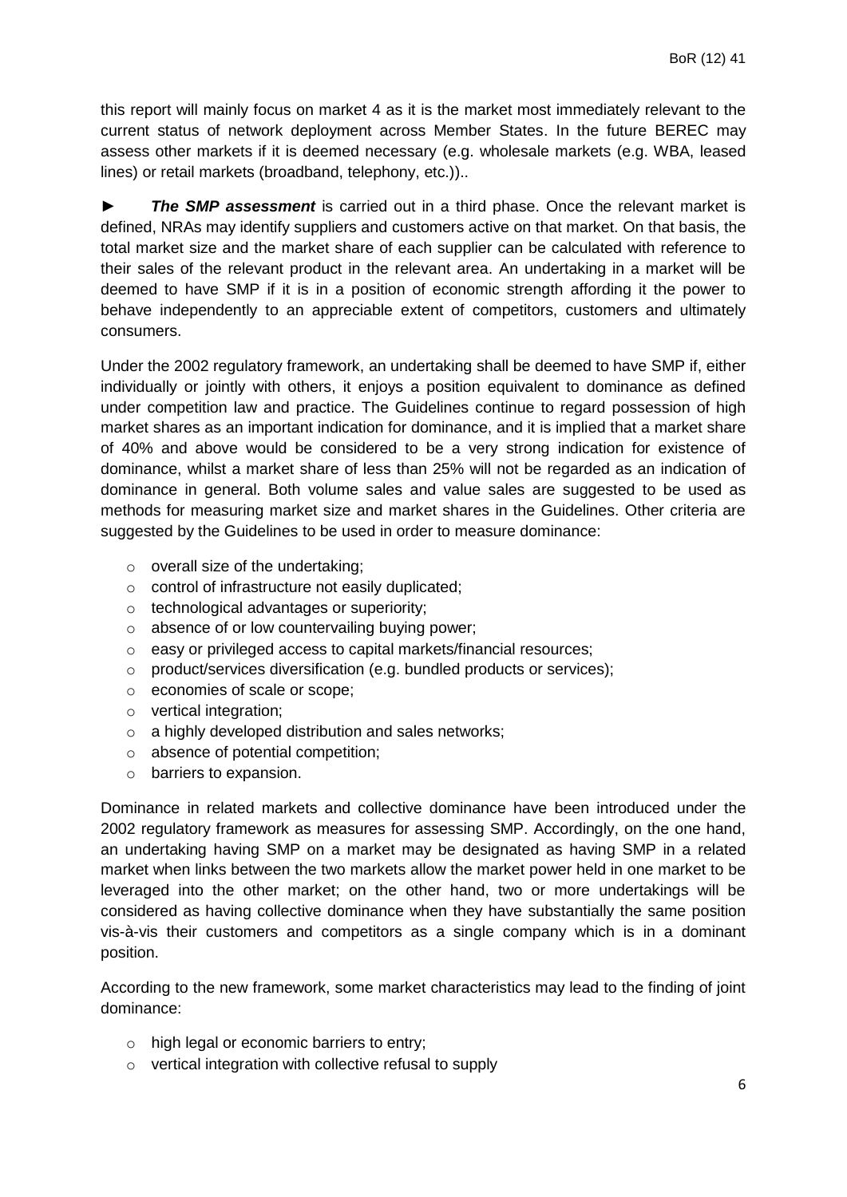this report will mainly focus on market 4 as it is the market most immediately relevant to the current status of network deployment across Member States. In the future BEREC may assess other markets if it is deemed necessary (e.g. wholesale markets (e.g. WBA, leased lines) or retail markets (broadband, telephony, etc.))..

► ***The SMP assessment*** is carried out in a third phase. Once the relevant market is defined, NRAs may identify suppliers and customers active on that market. On that basis, the total market size and the market share of each supplier can be calculated with reference to their sales of the relevant product in the relevant area. An undertaking in a market will be deemed to have SMP if it is in a position of economic strength affording it the power to behave independently to an appreciable extent of competitors, customers and ultimately consumers.

Under the 2002 regulatory framework, an undertaking shall be deemed to have SMP if, either individually or jointly with others, it enjoys a position equivalent to dominance as defined under competition law and practice. The Guidelines continue to regard possession of high market shares as an important indication for dominance, and it is implied that a market share of 40% and above would be considered to be a very strong indication for existence of dominance, whilst a market share of less than 25% will not be regarded as an indication of dominance in general. Both volume sales and value sales are suggested to be used as methods for measuring market size and market shares in the Guidelines. Other criteria are suggested by the Guidelines to be used in order to measure dominance:

- overall size of the undertaking;
- control of infrastructure not easily duplicated;
- technological advantages or superiority;
- absence of or low countervailing buying power;
- easy or privileged access to capital markets/financial resources;
- product/services diversification (e.g. bundled products or services);
- economies of scale or scope;
- vertical integration;
- a highly developed distribution and sales networks;
- absence of potential competition;
- barriers to expansion.

Dominance in related markets and collective dominance have been introduced under the 2002 regulatory framework as measures for assessing SMP. Accordingly, on the one hand, an undertaking having SMP on a market may be designated as having SMP in a related market when links between the two markets allow the market power held in one market to be leveraged into the other market; on the other hand, two or more undertakings will be considered as having collective dominance when they have substantially the same position vis-à-vis their customers and competitors as a single company which is in a dominant position.

According to the new framework, some market characteristics may lead to the finding of joint dominance:

- high legal or economic barriers to entry;
- vertical integration with collective refusal to supply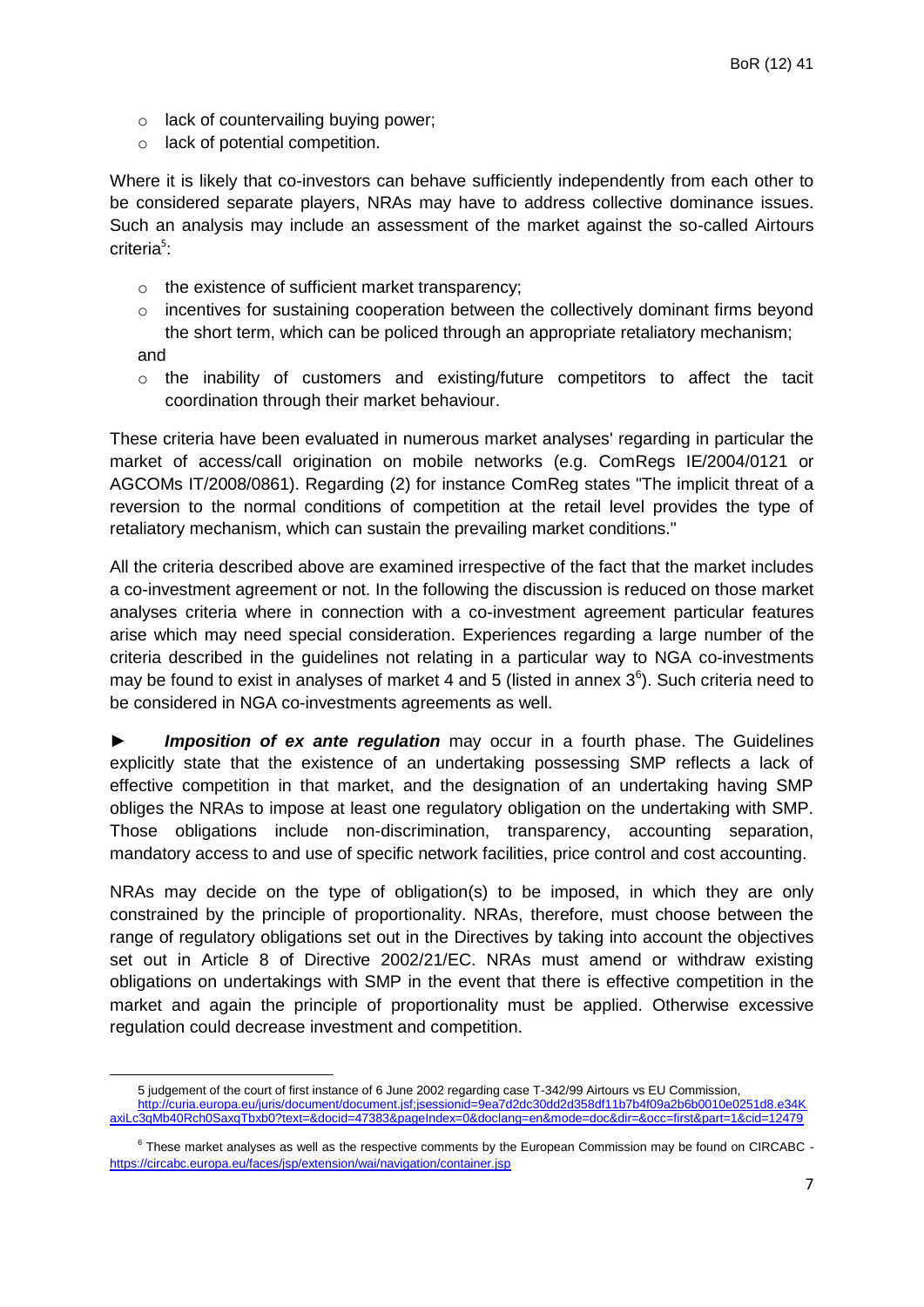- lack of countervailing buying power;
- lack of potential competition.

Where it is likely that co-investors can behave sufficiently independently from each other to be considered separate players, NRAs may have to address collective dominance issues. Such an analysis may include an assessment of the market against the so-called Airtours criteria[5]:

- the existence of sufficient market transparency;
- incentives for sustaining cooperation between the collectively dominant firms beyond the short term, which can be policed through an appropriate retaliatory mechanism; and
- the inability of customers and existing/future competitors to affect the tacit coordination through their market behaviour.

These criteria have been evaluated in numerous market analyses' regarding in particular the market of access/call origination on mobile networks (e.g. ComRegs IE/2004/0121 or AGCOMs IT/2008/0861). Regarding (2) for instance ComReg states "The implicit threat of a reversion to the normal conditions of competition at the retail level provides the type of retaliatory mechanism, which can sustain the prevailing market conditions."

All the criteria described above are examined irrespective of the fact that the market includes a co-investment agreement or not. In the following the discussion is reduced on those market analyses criteria where in connection with a co-investment agreement particular features arise which may need special consideration. Experiences regarding a large number of the criteria described in the guidelines not relating in a particular way to NGA co-investments may be found to exist in analyses of market 4 and 5 (listed in annex 3[6]). Such criteria need to be considered in NGA co-investments agreements as well.

► ***Imposition of ex ante regulation*** may occur in a fourth phase. The Guidelines explicitly state that the existence of an undertaking possessing SMP reflects a lack of effective competition in that market, and the designation of an undertaking having SMP obliges the NRAs to impose at least one regulatory obligation on the undertaking with SMP. Those obligations include non-discrimination, transparency, accounting separation, mandatory access to and use of specific network facilities, price control and cost accounting.

NRAs may decide on the type of obligation(s) to be imposed, in which they are only constrained by the principle of proportionality. NRAs, therefore, must choose between the range of regulatory obligations set out in the Directives by taking into account the objectives set out in Article 8 of Directive 2002/21/EC. NRAs must amend or withdraw existing obligations on undertakings with SMP in the event that there is effective competition in the market and again the principle of proportionality must be applied. Otherwise excessive regulation could decrease investment and competition.

---

5 judgement of the court of first instance of 6 June 2002 regarding case T-342/99 Airtours vs EU Commission, http://curia.europa.eu/juris/document/document.jsf;jsessionid=9ea7d2dc30dd2d358df11b7b4f09a2b6b0010e0251d8.e34KaxiLc3qMb40Rch0SaxqTbxb0?text=&docid=47383&pageIndex=0&doclang=en&mode=doc&dir=&occ=first&part=1&cid=12479

6 These market analyses as well as the respective comments by the European Commission may be found on CIRCABC - https://circabc.europa.eu/faces/jsp/extension/wai/navigation/container.jsp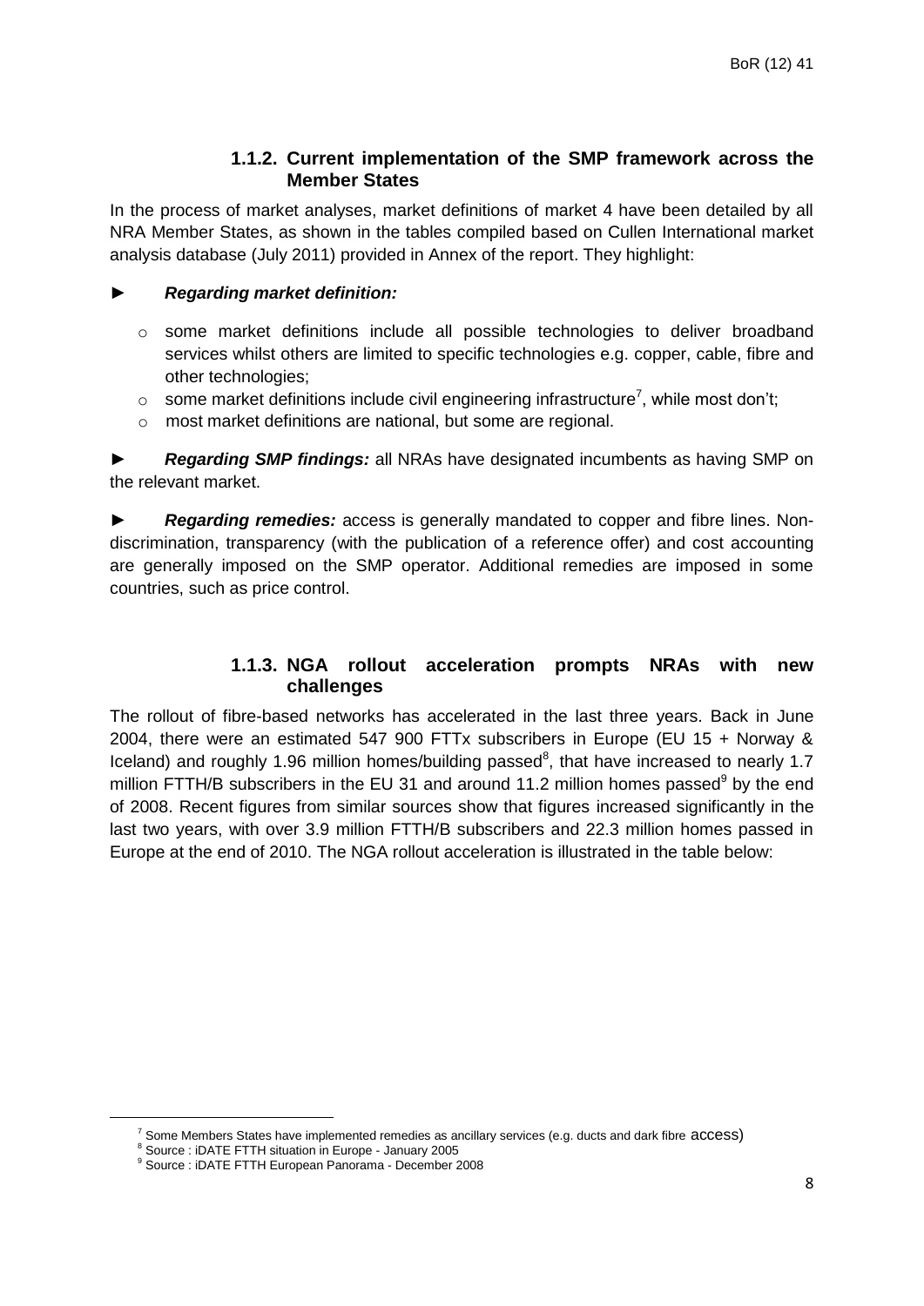### 1.1.2. Current implementation of the SMP framework across the Member States

In the process of market analyses, market definitions of market 4 have been detailed by all NRA Member States, as shown in the tables compiled based on Cullen International market analysis database (July 2011) provided in Annex of the report. They highlight:

► ***Regarding market definition:***

- some market definitions include all possible technologies to deliver broadband services whilst others are limited to specific technologies e.g. copper, cable, fibre and other technologies;
- some market definitions include civil engineering infrastructure[7], while most don't;
- most market definitions are national, but some are regional.

► ***Regarding SMP findings:*** all NRAs have designated incumbents as having SMP on the relevant market.

► ***Regarding remedies:*** access is generally mandated to copper and fibre lines. Non-discrimination, transparency (with the publication of a reference offer) and cost accounting are generally imposed on the SMP operator. Additional remedies are imposed in some countries, such as price control.

### 1.1.3. NGA rollout acceleration prompts NRAs with new challenges

The rollout of fibre-based networks has accelerated in the last three years. Back in June 2004, there were an estimated 547 900 FTTx subscribers in Europe (EU 15 + Norway & Iceland) and roughly 1.96 million homes/building passed[8], that have increased to nearly 1.7 million FTTH/B subscribers in the EU 31 and around 11.2 million homes passed[9] by the end of 2008. Recent figures from similar sources show that figures increased significantly in the last two years, with over 3.9 million FTTH/B subscribers and 22.3 million homes passed in Europe at the end of 2010. The NGA rollout acceleration is illustrated in the table below:

---

[7] Some Members States have implemented remedies as ancillary services (e.g. ducts and dark fibre access)

[8] Source : iDATE FTTH situation in Europe - January 2005

[9] Source : iDATE FTTH European Panorama - December 2008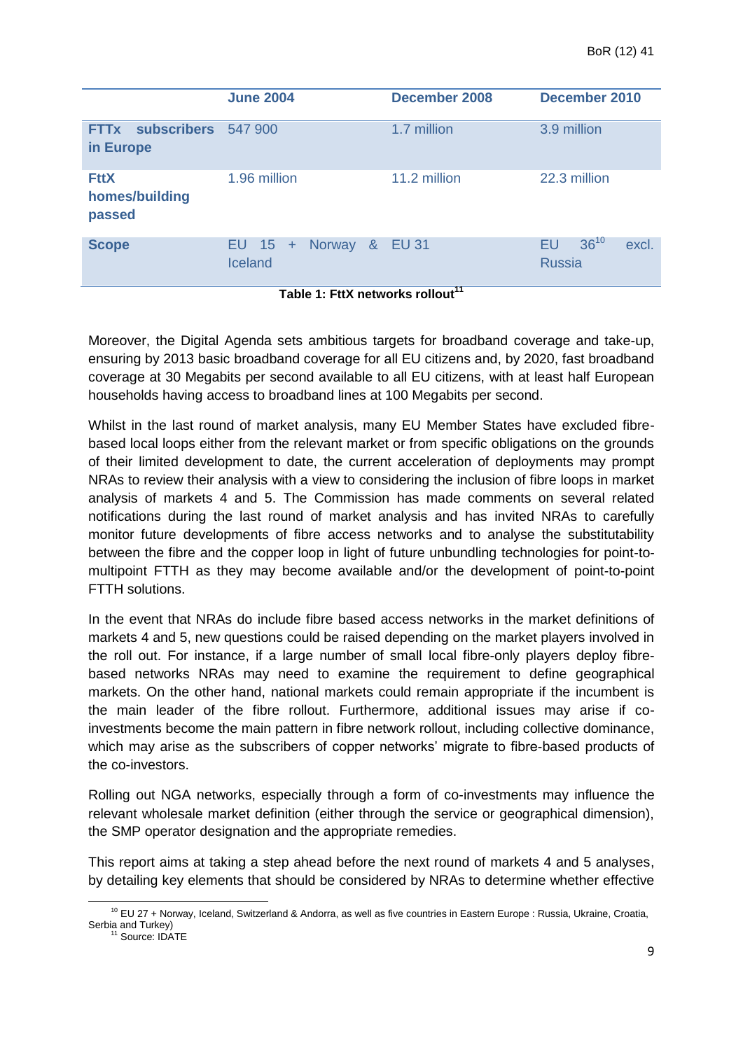|  | June 2004 | December 2008 | December 2010 |
|---|---|---|---|
| **FTTx subscribers in Europe** | 547 900 | 1.7 million | 3.9 million |
| **FttX homes/building passed** | 1.96 million | 11.2 million | 22.3 million |
| **Scope** | EU 15 + Norway & Iceland | EU 31 | EU 36[10] excl. Russia |

**Table 1: FttX networks rollout[11]**

Moreover, the Digital Agenda sets ambitious targets for broadband coverage and take-up, ensuring by 2013 basic broadband coverage for all EU citizens and, by 2020, fast broadband coverage at 30 Megabits per second available to all EU citizens, with at least half European households having access to broadband lines at 100 Megabits per second.

Whilst in the last round of market analysis, many EU Member States have excluded fibre-based local loops either from the relevant market or from specific obligations on the grounds of their limited development to date, the current acceleration of deployments may prompt NRAs to review their analysis with a view to considering the inclusion of fibre loops in market analysis of markets 4 and 5. The Commission has made comments on several related notifications during the last round of market analysis and has invited NRAs to carefully monitor future developments of fibre access networks and to analyse the substitutability between the fibre and the copper loop in light of future unbundling technologies for point-to-multipoint FTTH as they may become available and/or the development of point-to-point FTTH solutions.

In the event that NRAs do include fibre based access networks in the market definitions of markets 4 and 5, new questions could be raised depending on the market players involved in the roll out. For instance, if a large number of small local fibre-only players deploy fibre-based networks NRAs may need to examine the requirement to define geographical markets. On the other hand, national markets could remain appropriate if the incumbent is the main leader of the fibre rollout. Furthermore, additional issues may arise if co-investments become the main pattern in fibre network rollout, including collective dominance, which may arise as the subscribers of copper networks' migrate to fibre-based products of the co-investors.

Rolling out NGA networks, especially through a form of co-investments may influence the relevant wholesale market definition (either through the service or geographical dimension), the SMP operator designation and the appropriate remedies.

This report aims at taking a step ahead before the next round of markets 4 and 5 analyses, by detailing key elements that should be considered by NRAs to determine whether effective

[10] EU 27 + Norway, Iceland, Switzerland & Andorra, as well as five countries in Eastern Europe : Russia, Ukraine, Croatia, Serbia and Turkey)

[11] Source: IDATE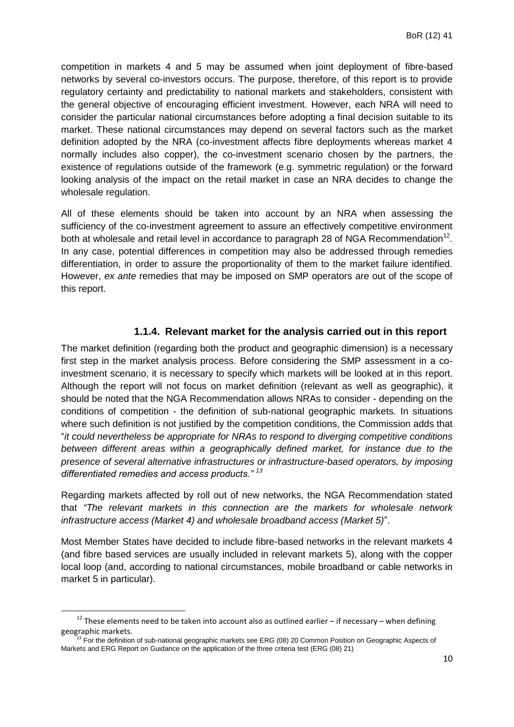competition in markets 4 and 5 may be assumed when joint deployment of fibre-based networks by several co-investors occurs. The purpose, therefore, of this report is to provide regulatory certainty and predictability to national markets and stakeholders, consistent with the general objective of encouraging efficient investment. However, each NRA will need to consider the particular national circumstances before adopting a final decision suitable to its market. These national circumstances may depend on several factors such as the market definition adopted by the NRA (co-investment affects fibre deployments whereas market 4 normally includes also copper), the co-investment scenario chosen by the partners, the existence of regulations outside of the framework (e.g. symmetric regulation) or the forward looking analysis of the impact on the retail market in case an NRA decides to change the wholesale regulation.

All of these elements should be taken into account by an NRA when assessing the sufficiency of the co-investment agreement to assure an effectively competitive environment both at wholesale and retail level in accordance to paragraph 28 of NGA Recommendation[12]. In any case, potential differences in competition may also be addressed through remedies differentiation, in order to assure the proportionality of them to the market failure identified. However, *ex ante* remedies that may be imposed on SMP operators are out of the scope of this report.

### 1.1.4. Relevant market for the analysis carried out in this report

The market definition (regarding both the product and geographic dimension) is a necessary first step in the market analysis process. Before considering the SMP assessment in a co-investment scenario, it is necessary to specify which markets will be looked at in this report. Although the report will not focus on market definition (relevant as well as geographic), it should be noted that the NGA Recommendation allows NRAs to consider - depending on the conditions of competition - the definition of sub-national geographic markets. In situations where such definition is not justified by the competition conditions, the Commission adds that "*it could nevertheless be appropriate for NRAs to respond to diverging competitive conditions between different areas within a geographically defined market, for instance due to the presence of several alternative infrastructures or infrastructure-based operators, by imposing differentiated remedies and access products.*"[13]

Regarding markets affected by roll out of new networks, the NGA Recommendation stated that *"The relevant markets in this connection are the markets for wholesale network infrastructure access (Market 4) and wholesale broadband access (Market 5)*".

Most Member States have decided to include fibre-based networks in the relevant markets 4 (and fibre based services are usually included in relevant markets 5), along with the copper local loop (and, according to national circumstances, mobile broadband or cable networks in market 5 in particular).

[12] These elements need to be taken into account also as outlined earlier – if necessary – when defining geographic markets.

[13] For the definition of sub-national geographic markets see ERG (08) 20 Common Position on Geographic Aspects of Markets and ERG Report on Guidance on the application of the three criteria test (ERG (08) 21)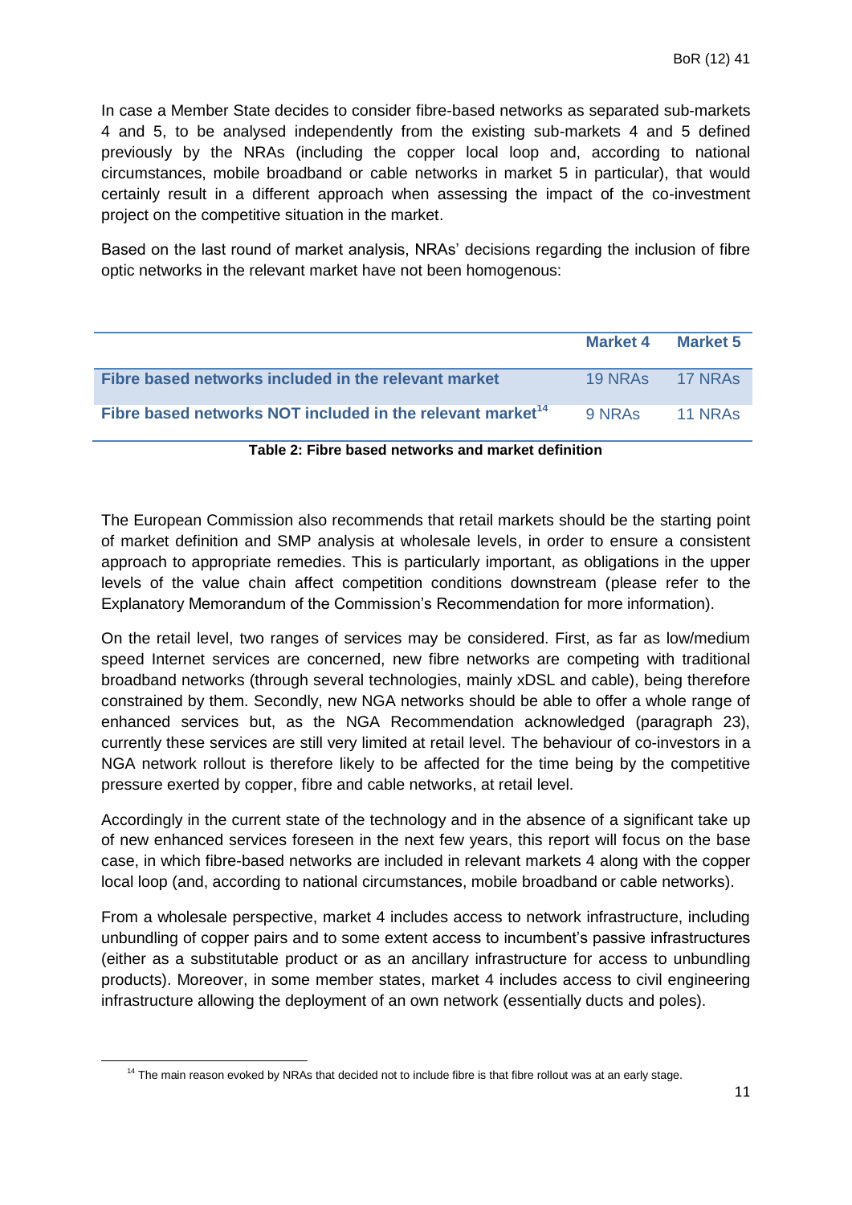In case a Member State decides to consider fibre-based networks as separated sub-markets 4 and 5, to be analysed independently from the existing sub-markets 4 and 5 defined previously by the NRAs (including the copper local loop and, according to national circumstances, mobile broadband or cable networks in market 5 in particular), that would certainly result in a different approach when assessing the impact of the co-investment project on the competitive situation in the market.

Based on the last round of market analysis, NRAs' decisions regarding the inclusion of fibre optic networks in the relevant market have not been homogenous:

| | Market 4 | Market 5 |
|---|---|---|
| **Fibre based networks included in the relevant market** | 19 NRAs | 17 NRAs |
| **Fibre based networks NOT included in the relevant market[14]** | 9 NRAs | 11 NRAs |

**Table 2: Fibre based networks and market definition**

The European Commission also recommends that retail markets should be the starting point of market definition and SMP analysis at wholesale levels, in order to ensure a consistent approach to appropriate remedies. This is particularly important, as obligations in the upper levels of the value chain affect competition conditions downstream (please refer to the Explanatory Memorandum of the Commission's Recommendation for more information).

On the retail level, two ranges of services may be considered. First, as far as low/medium speed Internet services are concerned, new fibre networks are competing with traditional broadband networks (through several technologies, mainly xDSL and cable), being therefore constrained by them. Secondly, new NGA networks should be able to offer a whole range of enhanced services but, as the NGA Recommendation acknowledged (paragraph 23), currently these services are still very limited at retail level. The behaviour of co-investors in a NGA network rollout is therefore likely to be affected for the time being by the competitive pressure exerted by copper, fibre and cable networks, at retail level.

Accordingly in the current state of the technology and in the absence of a significant take up of new enhanced services foreseen in the next few years, this report will focus on the base case, in which fibre-based networks are included in relevant markets 4 along with the copper local loop (and, according to national circumstances, mobile broadband or cable networks).

From a wholesale perspective, market 4 includes access to network infrastructure, including unbundling of copper pairs and to some extent access to incumbent's passive infrastructures (either as a substitutable product or as an ancillary infrastructure for access to unbundling products). Moreover, in some member states, market 4 includes access to civil engineering infrastructure allowing the deployment of an own network (essentially ducts and poles).

[14] The main reason evoked by NRAs that decided not to include fibre is that fibre rollout was at an early stage.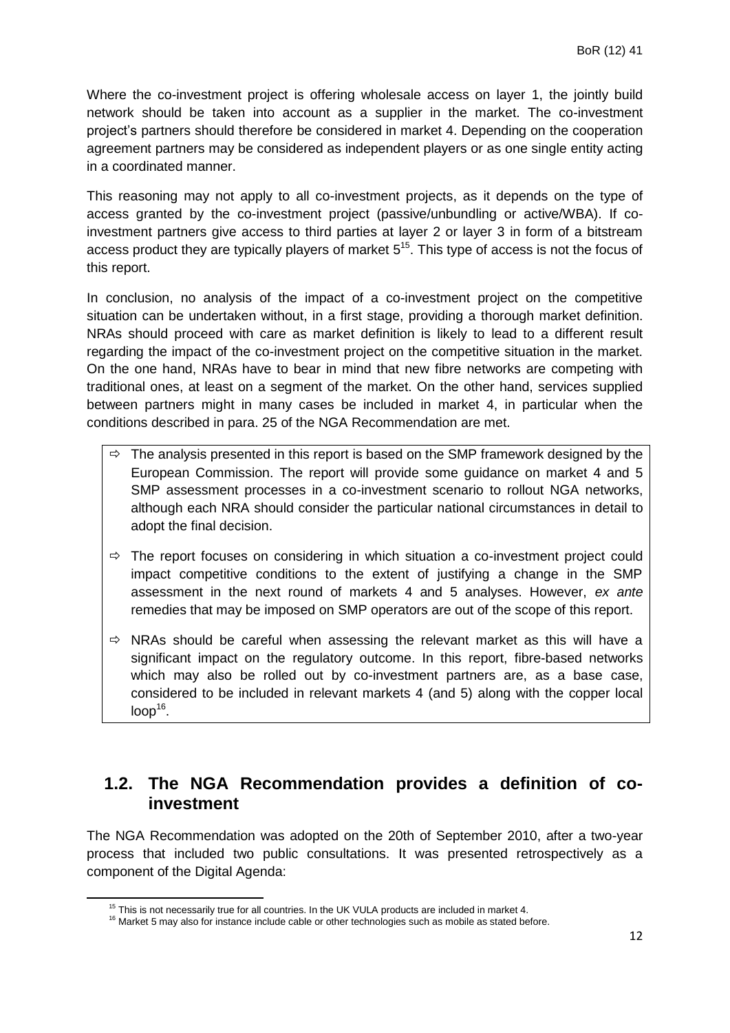Where the co-investment project is offering wholesale access on layer 1, the jointly build network should be taken into account as a supplier in the market. The co-investment project's partners should therefore be considered in market 4. Depending on the cooperation agreement partners may be considered as independent players or as one single entity acting in a coordinated manner.

This reasoning may not apply to all co-investment projects, as it depends on the type of access granted by the co-investment project (passive/unbundling or active/WBA). If co-investment partners give access to third parties at layer 2 or layer 3 in form of a bitstream access product they are typically players of market 5[15]. This type of access is not the focus of this report.

In conclusion, no analysis of the impact of a co-investment project on the competitive situation can be undertaken without, in a first stage, providing a thorough market definition. NRAs should proceed with care as market definition is likely to lead to a different result regarding the impact of the co-investment project on the competitive situation in the market. On the one hand, NRAs have to bear in mind that new fibre networks are competing with traditional ones, at least on a segment of the market. On the other hand, services supplied between partners might in many cases be included in market 4, in particular when the conditions described in para. 25 of the NGA Recommendation are met.

> ⇨ The analysis presented in this report is based on the SMP framework designed by the European Commission. The report will provide some guidance on market 4 and 5 SMP assessment processes in a co-investment scenario to rollout NGA networks, although each NRA should consider the particular national circumstances in detail to adopt the final decision.
>
> ⇨ The report focuses on considering in which situation a co-investment project could impact competitive conditions to the extent of justifying a change in the SMP assessment in the next round of markets 4 and 5 analyses. However, *ex ante* remedies that may be imposed on SMP operators are out of the scope of this report.
>
> ⇨ NRAs should be careful when assessing the relevant market as this will have a significant impact on the regulatory outcome. In this report, fibre-based networks which may also be rolled out by co-investment partners are, as a base case, considered to be included in relevant markets 4 (and 5) along with the copper local loop[16].

## 1.2. The NGA Recommendation provides a definition of co-investment

The NGA Recommendation was adopted on the 20th of September 2010, after a two-year process that included two public consultations. It was presented retrospectively as a component of the Digital Agenda:

[15] This is not necessarily true for all countries. In the UK VULA products are included in market 4.

[16] Market 5 may also for instance include cable or other technologies such as mobile as stated before.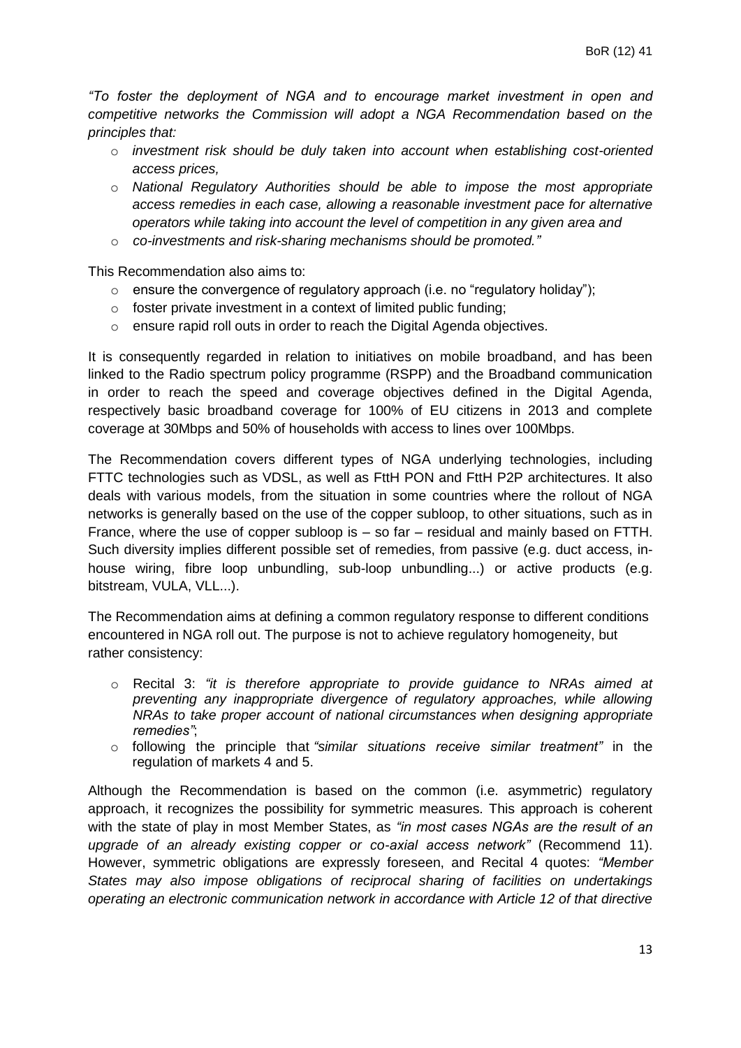*"To foster the deployment of NGA and to encourage market investment in open and competitive networks the Commission will adopt a NGA Recommendation based on the principles that:*

- *investment risk should be duly taken into account when establishing cost-oriented access prices,*
- *National Regulatory Authorities should be able to impose the most appropriate access remedies in each case, allowing a reasonable investment pace for alternative operators while taking into account the level of competition in any given area and*
- *co-investments and risk-sharing mechanisms should be promoted."*

This Recommendation also aims to:

- ensure the convergence of regulatory approach (i.e. no "regulatory holiday");
- foster private investment in a context of limited public funding;
- ensure rapid roll outs in order to reach the Digital Agenda objectives.

It is consequently regarded in relation to initiatives on mobile broadband, and has been linked to the Radio spectrum policy programme (RSPP) and the Broadband communication in order to reach the speed and coverage objectives defined in the Digital Agenda, respectively basic broadband coverage for 100% of EU citizens in 2013 and complete coverage at 30Mbps and 50% of households with access to lines over 100Mbps.

The Recommendation covers different types of NGA underlying technologies, including FTTC technologies such as VDSL, as well as FttH PON and FttH P2P architectures. It also deals with various models, from the situation in some countries where the rollout of NGA networks is generally based on the use of the copper subloop, to other situations, such as in France, where the use of copper subloop is – so far – residual and mainly based on FTTH. Such diversity implies different possible set of remedies, from passive (e.g. duct access, in-house wiring, fibre loop unbundling, sub-loop unbundling...) or active products (e.g. bitstream, VULA, VLL...).

The Recommendation aims at defining a common regulatory response to different conditions encountered in NGA roll out. The purpose is not to achieve regulatory homogeneity, but rather consistency:

- Recital 3: *"it is therefore appropriate to provide guidance to NRAs aimed at preventing any inappropriate divergence of regulatory approaches, while allowing NRAs to take proper account of national circumstances when designing appropriate remedies"*;
- following the principle that *"similar situations receive similar treatment"* in the regulation of markets 4 and 5.

Although the Recommendation is based on the common (i.e. asymmetric) regulatory approach, it recognizes the possibility for symmetric measures. This approach is coherent with the state of play in most Member States, as *"in most cases NGAs are the result of an upgrade of an already existing copper or co-axial access network"* (Recommend 11). However, symmetric obligations are expressly foreseen, and Recital 4 quotes: *"Member States may also impose obligations of reciprocal sharing of facilities on undertakings operating an electronic communication network in accordance with Article 12 of that directive*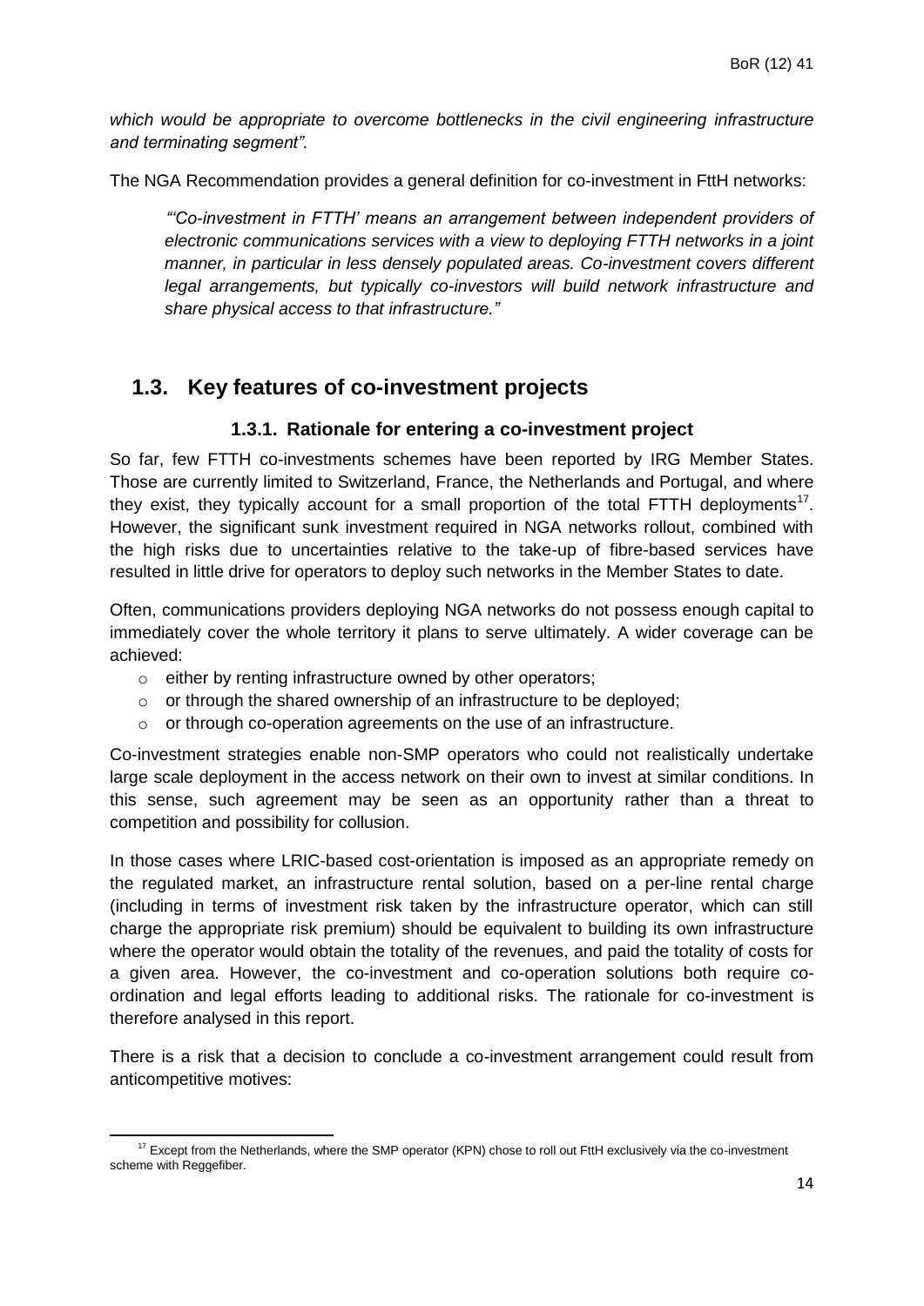*which would be appropriate to overcome bottlenecks in the civil engineering infrastructure and terminating segment".*

The NGA Recommendation provides a general definition for co-investment in FttH networks:

> *"'Co-investment in FTTH' means an arrangement between independent providers of electronic communications services with a view to deploying FTTH networks in a joint manner, in particular in less densely populated areas. Co-investment covers different legal arrangements, but typically co-investors will build network infrastructure and share physical access to that infrastructure."*

## 1.3. Key features of co-investment projects

### 1.3.1. Rationale for entering a co-investment project

So far, few FTTH co-investments schemes have been reported by IRG Member States. Those are currently limited to Switzerland, France, the Netherlands and Portugal, and where they exist, they typically account for a small proportion of the total FTTH deployments[17]. However, the significant sunk investment required in NGA networks rollout, combined with the high risks due to uncertainties relative to the take-up of fibre-based services have resulted in little drive for operators to deploy such networks in the Member States to date.

Often, communications providers deploying NGA networks do not possess enough capital to immediately cover the whole territory it plans to serve ultimately. A wider coverage can be achieved:

- either by renting infrastructure owned by other operators;
- or through the shared ownership of an infrastructure to be deployed;
- or through co-operation agreements on the use of an infrastructure.

Co-investment strategies enable non-SMP operators who could not realistically undertake large scale deployment in the access network on their own to invest at similar conditions. In this sense, such agreement may be seen as an opportunity rather than a threat to competition and possibility for collusion.

In those cases where LRIC-based cost-orientation is imposed as an appropriate remedy on the regulated market, an infrastructure rental solution, based on a per-line rental charge (including in terms of investment risk taken by the infrastructure operator, which can still charge the appropriate risk premium) should be equivalent to building its own infrastructure where the operator would obtain the totality of the revenues, and paid the totality of costs for a given area. However, the co-investment and co-operation solutions both require co-ordination and legal efforts leading to additional risks. The rationale for co-investment is therefore analysed in this report.

There is a risk that a decision to conclude a co-investment arrangement could result from anticompetitive motives:

[17] Except from the Netherlands, where the SMP operator (KPN) chose to roll out FttH exclusively via the co-investment scheme with Reggefiber.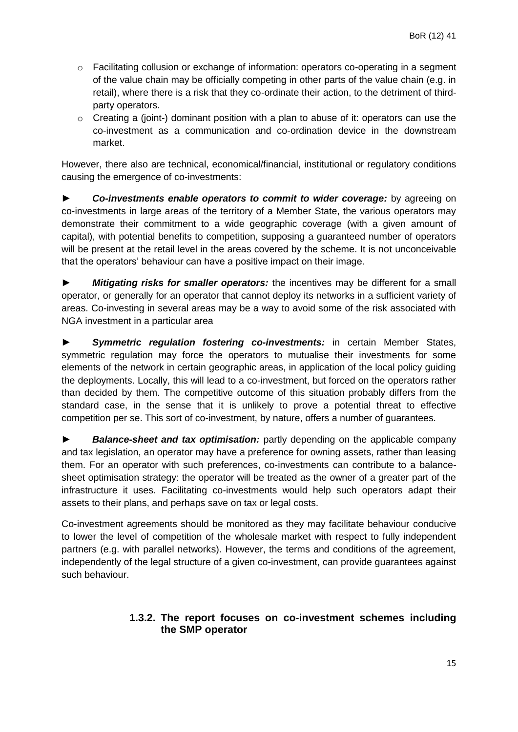- Facilitating collusion or exchange of information: operators co-operating in a segment of the value chain may be officially competing in other parts of the value chain (e.g. in retail), where there is a risk that they co-ordinate their action, to the detriment of third-party operators.
- Creating a (joint-) dominant position with a plan to abuse of it: operators can use the co-investment as a communication and co-ordination device in the downstream market.

However, there also are technical, economical/financial, institutional or regulatory conditions causing the emergence of co-investments:

► ***Co-investments enable operators to commit to wider coverage:*** by agreeing on co-investments in large areas of the territory of a Member State, the various operators may demonstrate their commitment to a wide geographic coverage (with a given amount of capital), with potential benefits to competition, supposing a guaranteed number of operators will be present at the retail level in the areas covered by the scheme. It is not unconceivable that the operators' behaviour can have a positive impact on their image.

► ***Mitigating risks for smaller operators:*** the incentives may be different for a small operator, or generally for an operator that cannot deploy its networks in a sufficient variety of areas. Co-investing in several areas may be a way to avoid some of the risk associated with NGA investment in a particular area

► ***Symmetric regulation fostering co-investments:*** in certain Member States, symmetric regulation may force the operators to mutualise their investments for some elements of the network in certain geographic areas, in application of the local policy guiding the deployments. Locally, this will lead to a co-investment, but forced on the operators rather than decided by them. The competitive outcome of this situation probably differs from the standard case, in the sense that it is unlikely to prove a potential threat to effective competition per se. This sort of co-investment, by nature, offers a number of guarantees.

► ***Balance-sheet and tax optimisation:*** partly depending on the applicable company and tax legislation, an operator may have a preference for owning assets, rather than leasing them. For an operator with such preferences, co-investments can contribute to a balance-sheet optimisation strategy: the operator will be treated as the owner of a greater part of the infrastructure it uses. Facilitating co-investments would help such operators adapt their assets to their plans, and perhaps save on tax or legal costs.

Co-investment agreements should be monitored as they may facilitate behaviour conducive to lower the level of competition of the wholesale market with respect to fully independent partners (e.g. with parallel networks). However, the terms and conditions of the agreement, independently of the legal structure of a given co-investment, can provide guarantees against such behaviour.

### 1.3.2. The report focuses on co-investment schemes including the SMP operator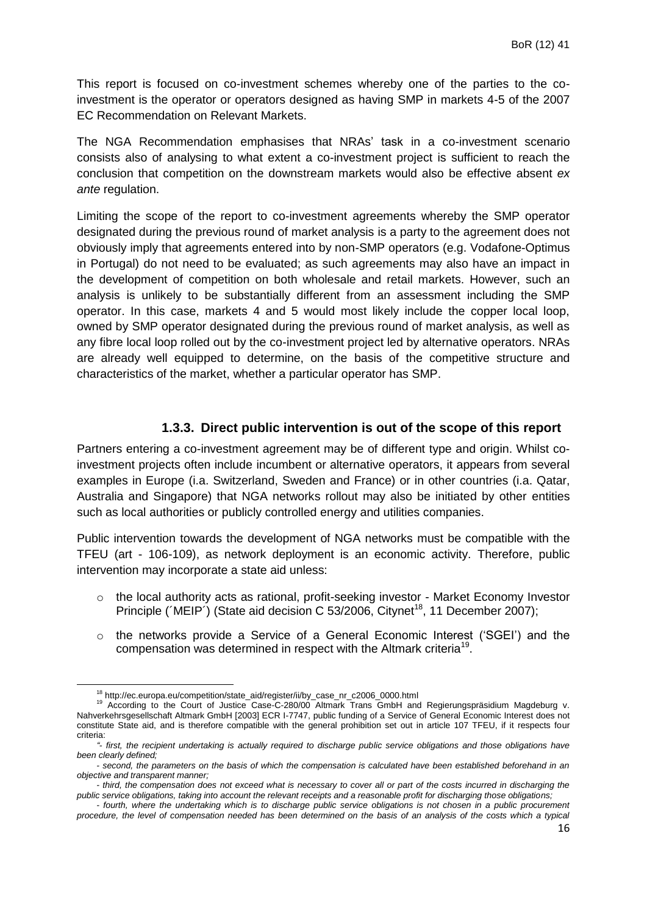This report is focused on co-investment schemes whereby one of the parties to the co-investment is the operator or operators designed as having SMP in markets 4-5 of the 2007 EC Recommendation on Relevant Markets.

The NGA Recommendation emphasises that NRAs' task in a co-investment scenario consists also of analysing to what extent a co-investment project is sufficient to reach the conclusion that competition on the downstream markets would also be effective absent *ex ante* regulation.

Limiting the scope of the report to co-investment agreements whereby the SMP operator designated during the previous round of market analysis is a party to the agreement does not obviously imply that agreements entered into by non-SMP operators (e.g. Vodafone-Optimus in Portugal) do not need to be evaluated; as such agreements may also have an impact in the development of competition on both wholesale and retail markets. However, such an analysis is unlikely to be substantially different from an assessment including the SMP operator. In this case, markets 4 and 5 would most likely include the copper local loop, owned by SMP operator designated during the previous round of market analysis, as well as any fibre local loop rolled out by the co-investment project led by alternative operators. NRAs are already well equipped to determine, on the basis of the competitive structure and characteristics of the market, whether a particular operator has SMP.

### 1.3.3. Direct public intervention is out of the scope of this report

Partners entering a co-investment agreement may be of different type and origin. Whilst co-investment projects often include incumbent or alternative operators, it appears from several examples in Europe (i.a. Switzerland, Sweden and France) or in other countries (i.a. Qatar, Australia and Singapore) that NGA networks rollout may also be initiated by other entities such as local authorities or publicly controlled energy and utilities companies.

Public intervention towards the development of NGA networks must be compatible with the TFEU (art - 106-109), as network deployment is an economic activity. Therefore, public intervention may incorporate a state aid unless:

- the local authority acts as rational, profit-seeking investor - Market Economy Investor Principle (´MEIP´) (State aid decision C 53/2006, Citynet[18], 11 December 2007);
- the networks provide a Service of a General Economic Interest ('SGEI') and the compensation was determined in respect with the Altmark criteria[19].

---

[18] http://ec.europa.eu/competition/state_aid/register/ii/by_case_nr_c2006_0000.html

[19] According to the Court of Justice Case-C-280/00 Altmark Trans GmbH and Regierungspräsidium Magdeburg v. Nahverkehrsgesellschaft Altmark GmbH [2003] ECR I-7747, public funding of a Service of General Economic Interest does not constitute State aid, and is therefore compatible with the general prohibition set out in article 107 TFEU, if it respects four criteria:

*"- first, the recipient undertaking is actually required to discharge public service obligations and those obligations have been clearly defined;*

*- second, the parameters on the basis of which the compensation is calculated have been established beforehand in an objective and transparent manner;*

*- third, the compensation does not exceed what is necessary to cover all or part of the costs incurred in discharging the public service obligations, taking into account the relevant receipts and a reasonable profit for discharging those obligations;*

*- fourth, where the undertaking which is to discharge public service obligations is not chosen in a public procurement procedure, the level of compensation needed has been determined on the basis of an analysis of the costs which a typical*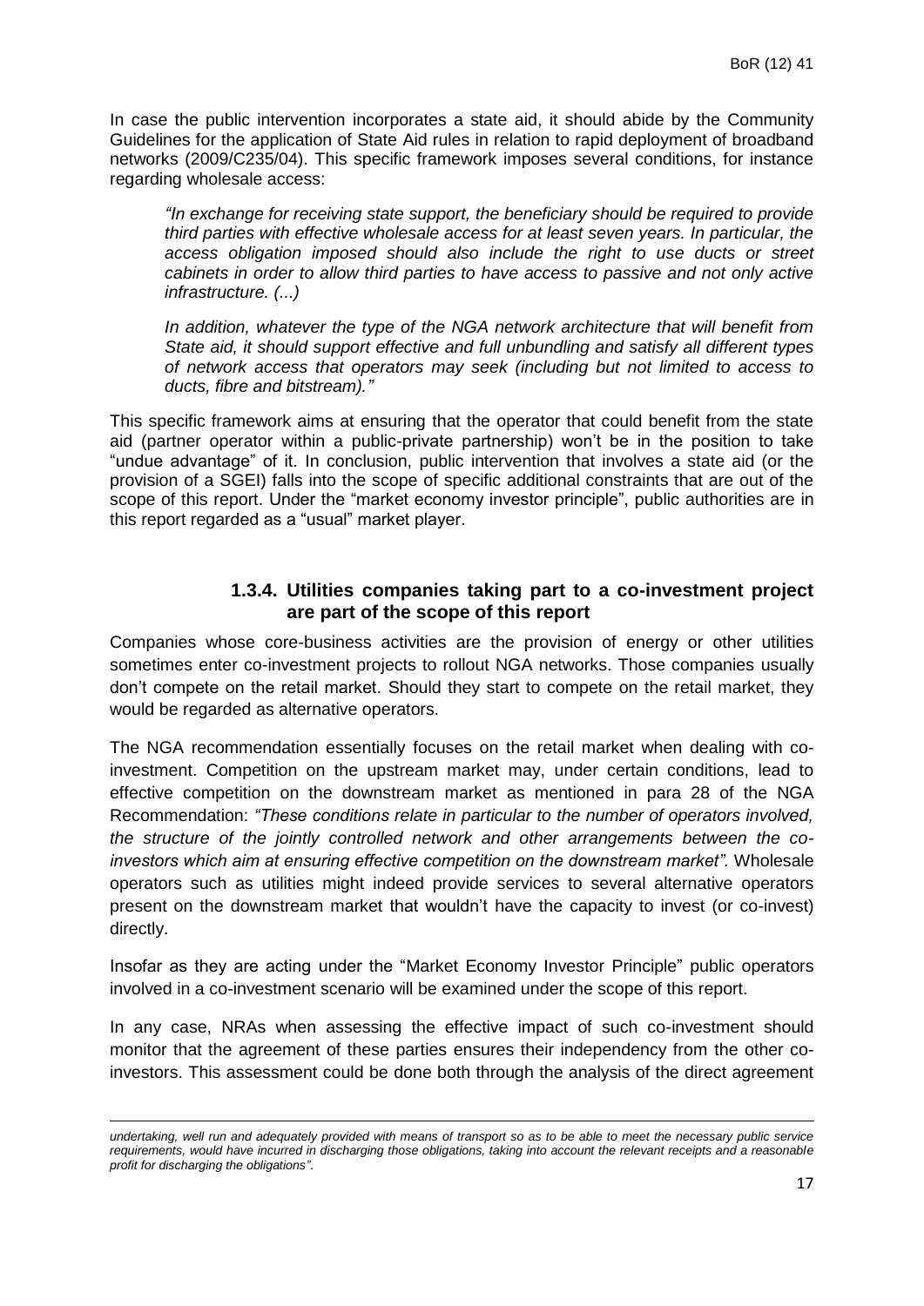In case the public intervention incorporates a state aid, it should abide by the Community Guidelines for the application of State Aid rules in relation to rapid deployment of broadband networks (2009/C235/04). This specific framework imposes several conditions, for instance regarding wholesale access:

> *"In exchange for receiving state support, the beneficiary should be required to provide third parties with effective wholesale access for at least seven years. In particular, the access obligation imposed should also include the right to use ducts or street cabinets in order to allow third parties to have access to passive and not only active infrastructure. (...)*
>
> *In addition, whatever the type of the NGA network architecture that will benefit from State aid, it should support effective and full unbundling and satisfy all different types of network access that operators may seek (including but not limited to access to ducts, fibre and bitstream)."*

This specific framework aims at ensuring that the operator that could benefit from the state aid (partner operator within a public-private partnership) won't be in the position to take "undue advantage" of it. In conclusion, public intervention that involves a state aid (or the provision of a SGEI) falls into the scope of specific additional constraints that are out of the scope of this report. Under the "market economy investor principle", public authorities are in this report regarded as a "usual" market player.

### 1.3.4. Utilities companies taking part to a co-investment project are part of the scope of this report

Companies whose core-business activities are the provision of energy or other utilities sometimes enter co-investment projects to rollout NGA networks. Those companies usually don't compete on the retail market. Should they start to compete on the retail market, they would be regarded as alternative operators.

The NGA recommendation essentially focuses on the retail market when dealing with co-investment. Competition on the upstream market may, under certain conditions, lead to effective competition on the downstream market as mentioned in para 28 of the NGA Recommendation: *"These conditions relate in particular to the number of operators involved, the structure of the jointly controlled network and other arrangements between the co-investors which aim at ensuring effective competition on the downstream market".* Wholesale operators such as utilities might indeed provide services to several alternative operators present on the downstream market that wouldn't have the capacity to invest (or co-invest) directly.

Insofar as they are acting under the "Market Economy Investor Principle" public operators involved in a co-investment scenario will be examined under the scope of this report.

In any case, NRAs when assessing the effective impact of such co-investment should monitor that the agreement of these parties ensures their independency from the other co-investors. This assessment could be done both through the analysis of the direct agreement

---

*undertaking, well run and adequately provided with means of transport so as to be able to meet the necessary public service requirements, would have incurred in discharging those obligations, taking into account the relevant receipts and a reasonable profit for discharging the obligations".*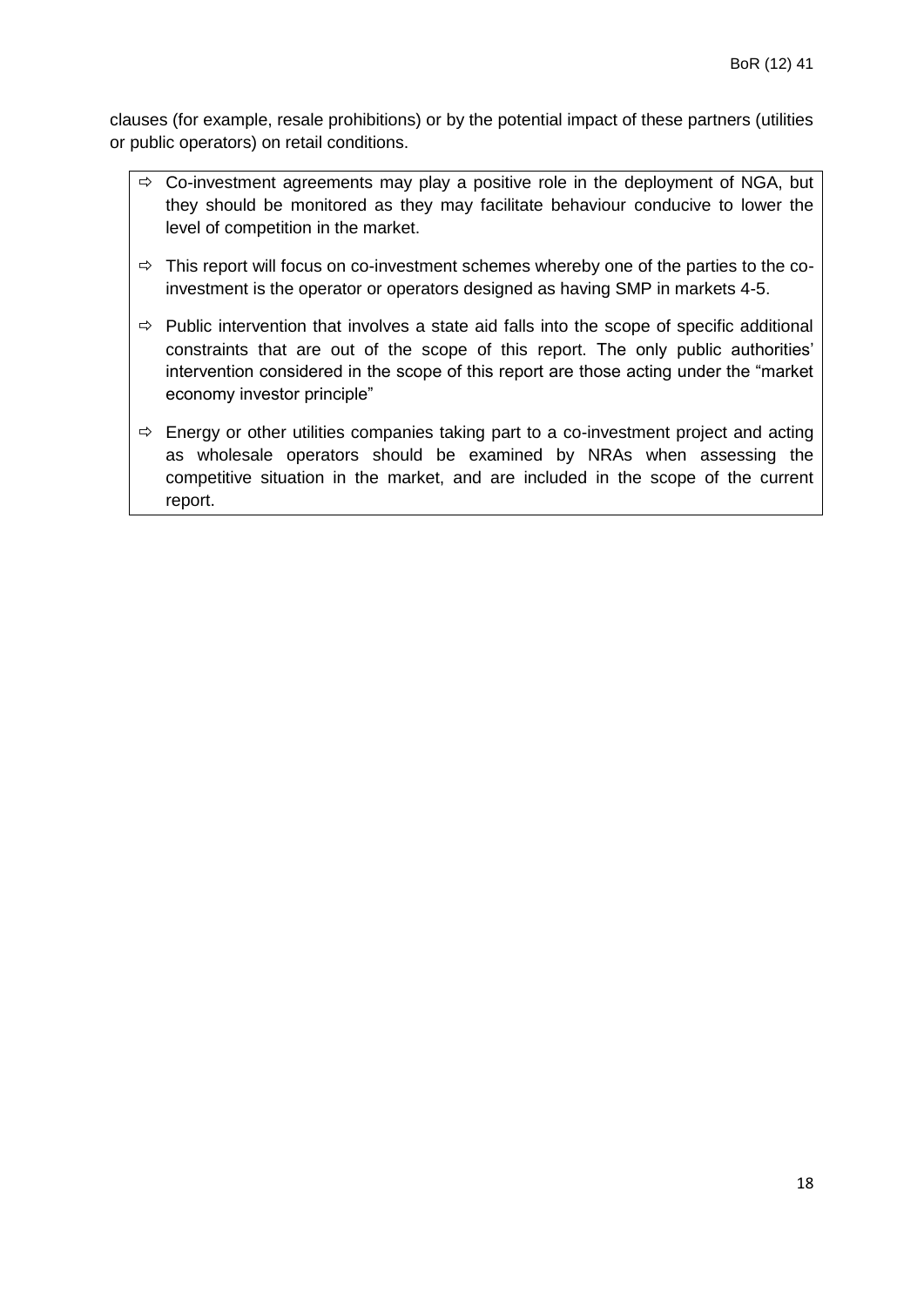clauses (for example, resale prohibitions) or by the potential impact of these partners (utilities or public operators) on retail conditions.

> ⇨ Co-investment agreements may play a positive role in the deployment of NGA, but they should be monitored as they may facilitate behaviour conducive to lower the level of competition in the market.
>
> ⇨ This report will focus on co-investment schemes whereby one of the parties to the co-investment is the operator or operators designed as having SMP in markets 4-5.
>
> ⇨ Public intervention that involves a state aid falls into the scope of specific additional constraints that are out of the scope of this report. The only public authorities' intervention considered in the scope of this report are those acting under the "market economy investor principle"
>
> ⇨ Energy or other utilities companies taking part to a co-investment project and acting as wholesale operators should be examined by NRAs when assessing the competitive situation in the market, and are included in the scope of the current report.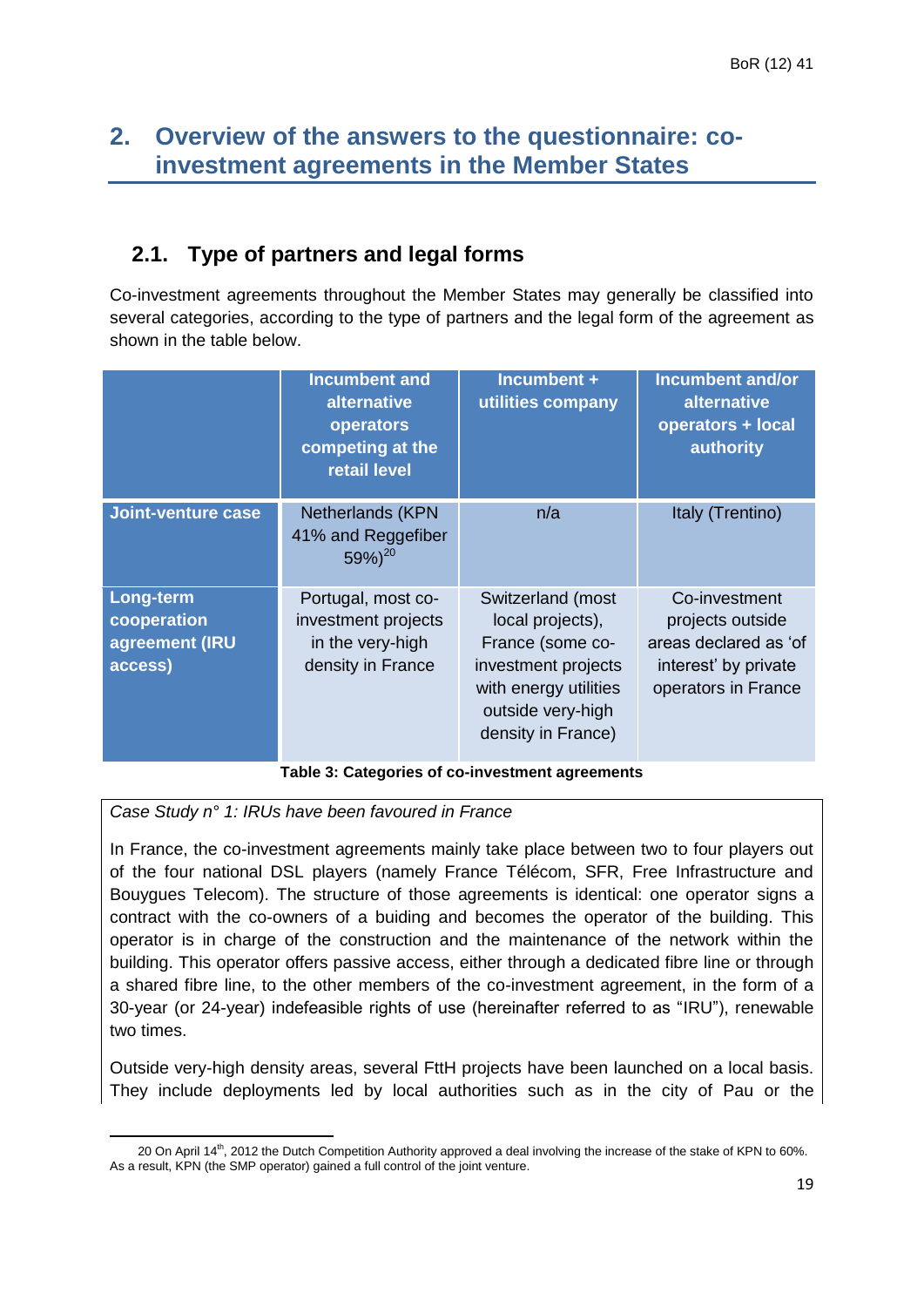## 2. Overview of the answers to the questionnaire: co-investment agreements in the Member States

### 2.1. Type of partners and legal forms

Co-investment agreements throughout the Member States may generally be classified into several categories, according to the type of partners and the legal form of the agreement as shown in the table below.

| | Incumbent and alternative operators competing at the retail level | Incumbent + utilities company | Incumbent and/or alternative operators + local authority |
|---|---|---|---|
| **Joint-venture case** | Netherlands (KPN 41% and Reggefiber 59%)[20] | n/a | Italy (Trentino) |
| **Long-term cooperation agreement (IRU access)** | Portugal, most co-investment projects in the very-high density in France | Switzerland (most local projects), France (some co-investment projects with energy utilities outside very-high density in France) | Co-investment projects outside areas declared as 'of interest' by private operators in France |

**Table 3: Categories of co-investment agreements**

*Case Study n° 1: IRUs have been favoured in France*

In France, the co-investment agreements mainly take place between two to four players out of the four national DSL players (namely France Télécom, SFR, Free Infrastructure and Bouygues Telecom). The structure of those agreements is identical: one operator signs a contract with the co-owners of a buiding and becomes the operator of the building. This operator is in charge of the construction and the maintenance of the network within the building. This operator offers passive access, either through a dedicated fibre line or through a shared fibre line, to the other members of the co-investment agreement, in the form of a 30-year (or 24-year) indefeasible rights of use (hereinafter referred to as "IRU"), renewable two times.

Outside very-high density areas, several FttH projects have been launched on a local basis. They include deployments led by local authorities such as in the city of Pau or the

20 On April 14th, 2012 the Dutch Competition Authority approved a deal involving the increase of the stake of KPN to 60%. As a result, KPN (the SMP operator) gained a full control of the joint venture.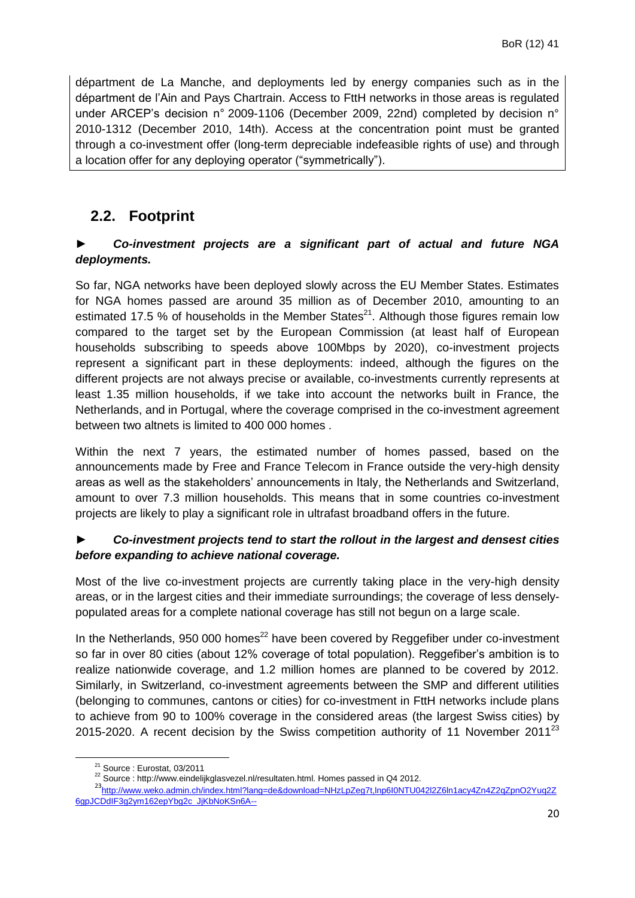département de La Manche, and deployments led by energy companies such as in the département de l'Ain and Pays Chartrain. Access to FttH networks in those areas is regulated under ARCEP's decision n° 2009-1106 (December 2009, 22nd) completed by decision n° 2010-1312 (December 2010, 14th). Access at the concentration point must be granted through a co-investment offer (long-term depreciable indefeasible rights of use) and through a location offer for any deploying operator ("symmetrically").

## 2.2. Footprint

► ***Co-investment projects are a significant part of actual and future NGA deployments.***

So far, NGA networks have been deployed slowly across the EU Member States. Estimates for NGA homes passed are around 35 million as of December 2010, amounting to an estimated 17.5 % of households in the Member States[21]. Although those figures remain low compared to the target set by the European Commission (at least half of European households subscribing to speeds above 100Mbps by 2020), co-investment projects represent a significant part in these deployments: indeed, although the figures on the different projects are not always precise or available, co-investments currently represents at least 1.35 million households, if we take into account the networks built in France, the Netherlands, and in Portugal, where the coverage comprised in the co-investment agreement between two altnets is limited to 400 000 homes .

Within the next 7 years, the estimated number of homes passed, based on the announcements made by Free and France Telecom in France outside the very-high density areas as well as the stakeholders' announcements in Italy, the Netherlands and Switzerland, amount to over 7.3 million households. This means that in some countries co-investment projects are likely to play a significant role in ultrafast broadband offers in the future.

► ***Co-investment projects tend to start the rollout in the largest and densest cities before expanding to achieve national coverage.***

Most of the live co-investment projects are currently taking place in the very-high density areas, or in the largest cities and their immediate surroundings; the coverage of less densely-populated areas for a complete national coverage has still not begun on a large scale.

In the Netherlands, 950 000 homes[22] have been covered by Reggefiber under co-investment so far in over 80 cities (about 12% coverage of total population). Reggefiber's ambition is to realize nationwide coverage, and 1.2 million homes are planned to be covered by 2012. Similarly, in Switzerland, co-investment agreements between the SMP and different utilities (belonging to communes, cantons or cities) for co-investment in FttH networks include plans to achieve from 90 to 100% coverage in the considered areas (the largest Swiss cities) by 2015-2020. A recent decision by the Swiss competition authority of 11 November 2011[23]

---

[21] Source : Eurostat, 03/2011

[22] Source : http://www.eindelijkglasvezel.nl/resultaten.html. Homes passed in Q4 2012.

[23] http://www.weko.admin.ch/index.html?lang=de&download=NHzLpZeg7t,lnp6I0NTU042l2Z6ln1acy4Zn4Z2qZpnO2Yuq2Z6gpJCDdIF3g2ym162epYbg2c_JjKbNoKSn6A--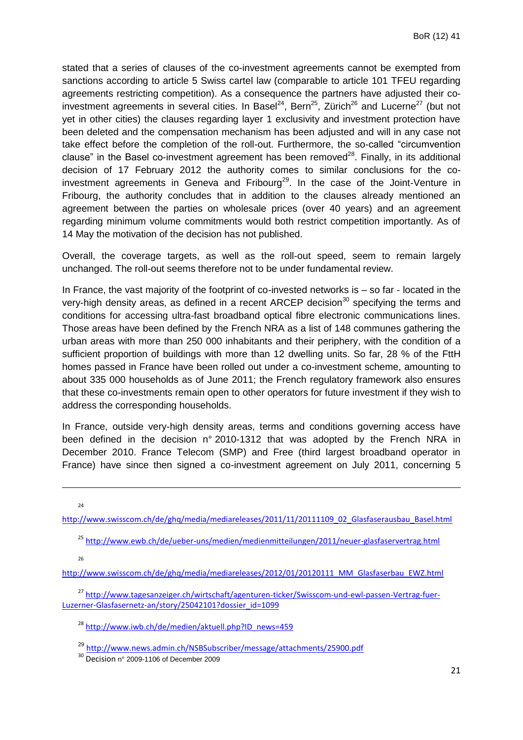stated that a series of clauses of the co-investment agreements cannot be exempted from sanctions according to article 5 Swiss cartel law (comparable to article 101 TFEU regarding agreements restricting competition). As a consequence the partners have adjusted their co-investment agreements in several cities. In Basel[24], Bern[25], Zürich[26] and Lucerne[27] (but not yet in other cities) the clauses regarding layer 1 exclusivity and investment protection have been deleted and the compensation mechanism has been adjusted and will in any case not take effect before the completion of the roll-out. Furthermore, the so-called "circumvention clause" in the Basel co-investment agreement has been removed[28]. Finally, in its additional decision of 17 February 2012 the authority comes to similar conclusions for the co-investment agreements in Geneva and Fribourg[29]. In the case of the Joint-Venture in Fribourg, the authority concludes that in addition to the clauses already mentioned an agreement between the parties on wholesale prices (over 40 years) and an agreement regarding minimum volume commitments would both restrict competition importantly. As of 14 May the motivation of the decision has not published.

Overall, the coverage targets, as well as the roll-out speed, seem to remain largely unchanged. The roll-out seems therefore not to be under fundamental review.

In France, the vast majority of the footprint of co-invested networks is – so far - located in the very-high density areas, as defined in a recent ARCEP decision[30] specifying the terms and conditions for accessing ultra-fast broadband optical fibre electronic communications lines. Those areas have been defined by the French NRA as a list of 148 communes gathering the urban areas with more than 250 000 inhabitants and their periphery, with the condition of a sufficient proportion of buildings with more than 12 dwelling units. So far, 28 % of the FttH homes passed in France have been rolled out under a co-investment scheme, amounting to about 335 000 households as of June 2011; the French regulatory framework also ensures that these co-investments remain open to other operators for future investment if they wish to address the corresponding households.

In France, outside very-high density areas, terms and conditions governing access have been defined in the decision n° 2010-1312 that was adopted by the French NRA in December 2010. France Telecom (SMP) and Free (third largest broadband operator in France) have since then signed a co-investment agreement on July 2011, concerning 5

---

[24] http://www.swisscom.ch/de/ghq/media/mediareleases/2011/11/20111109_02_Glasfaserausbau_Basel.html

[25] http://www.ewb.ch/de/ueber-uns/medien/medienmitteilungen/2011/neuer-glasfaservertrag.html

[26] http://www.swisscom.ch/de/ghq/media/mediareleases/2012/01/20120111_MM_Glasfaserbau_EWZ.html

[27] http://www.tagesanzeiger.ch/wirtschaft/agenturen-ticker/Swisscom-und-ewl-passen-Vertrag-fuer-Luzerner-Glasfasernetz-an/story/25042101?dossier_id=1099

[28] http://www.iwb.ch/de/medien/aktuell.php?ID_news=459

[29] http://www.news.admin.ch/NSBSubscriber/message/attachments/25900.pdf

[30] Decision n° 2009-1106 of December 2009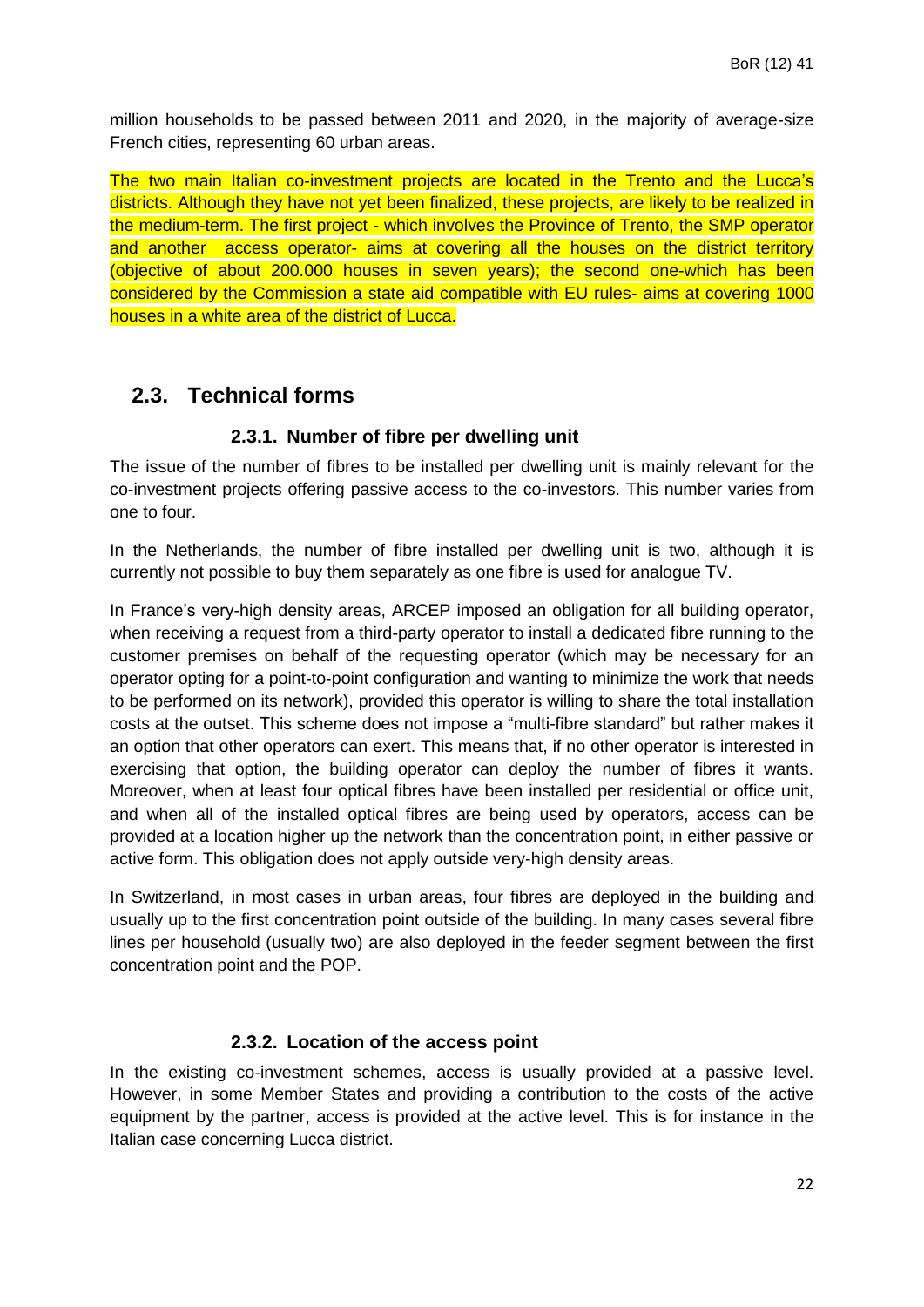million households to be passed between 2011 and 2020, in the majority of average-size French cities, representing 60 urban areas.

The two main Italian co-investment projects are located in the Trento and the Lucca's districts. Although they have not yet been finalized, these projects, are likely to be realized in the medium-term. The first project - which involves the Province of Trento, the SMP operator and another access operator- aims at covering all the houses on the district territory (objective of about 200.000 houses in seven years); the second one-which has been considered by the Commission a state aid compatible with EU rules- aims at covering 1000 houses in a white area of the district of Lucca.

## 2.3. Technical forms

### 2.3.1. Number of fibre per dwelling unit

The issue of the number of fibres to be installed per dwelling unit is mainly relevant for the co-investment projects offering passive access to the co-investors. This number varies from one to four.

In the Netherlands, the number of fibre installed per dwelling unit is two, although it is currently not possible to buy them separately as one fibre is used for analogue TV.

In France's very-high density areas, ARCEP imposed an obligation for all building operator, when receiving a request from a third-party operator to install a dedicated fibre running to the customer premises on behalf of the requesting operator (which may be necessary for an operator opting for a point-to-point configuration and wanting to minimize the work that needs to be performed on its network), provided this operator is willing to share the total installation costs at the outset. This scheme does not impose a "multi-fibre standard" but rather makes it an option that other operators can exert. This means that, if no other operator is interested in exercising that option, the building operator can deploy the number of fibres it wants. Moreover, when at least four optical fibres have been installed per residential or office unit, and when all of the installed optical fibres are being used by operators, access can be provided at a location higher up the network than the concentration point, in either passive or active form. This obligation does not apply outside very-high density areas.

In Switzerland, in most cases in urban areas, four fibres are deployed in the building and usually up to the first concentration point outside of the building. In many cases several fibre lines per household (usually two) are also deployed in the feeder segment between the first concentration point and the POP.

### 2.3.2. Location of the access point

In the existing co-investment schemes, access is usually provided at a passive level. However, in some Member States and providing a contribution to the costs of the active equipment by the partner, access is provided at the active level. This is for instance in the Italian case concerning Lucca district.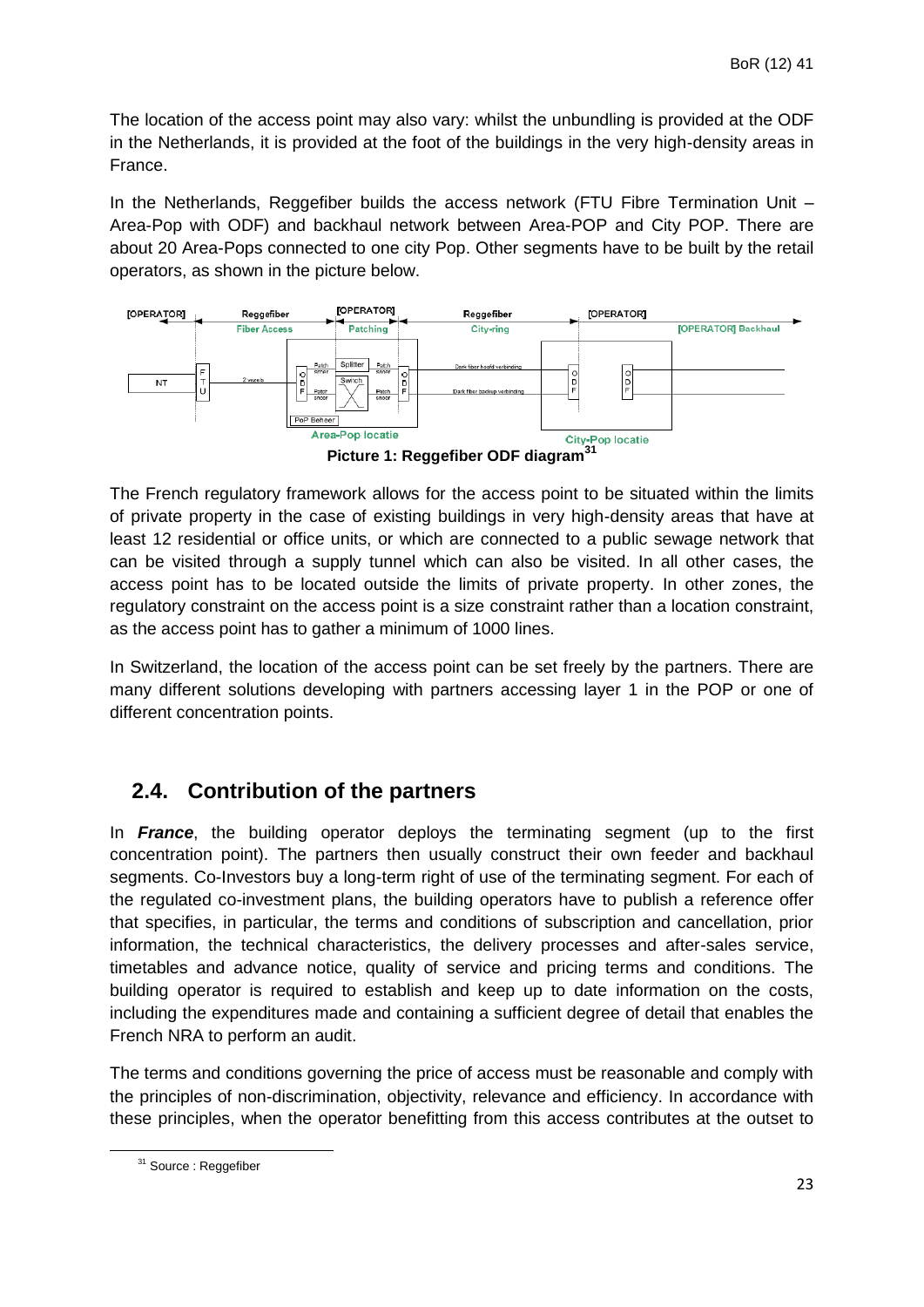The location of the access point may also vary: whilst the unbundling is provided at the ODF in the Netherlands, it is provided at the foot of the buildings in the very high-density areas in France.

In the Netherlands, Reggefiber builds the access network (FTU Fibre Termination Unit – Area-Pop with ODF) and backhaul network between Area-POP and City POP. There are about 20 Area-Pops connected to one city Pop. Other segments have to be built by the retail operators, as shown in the picture below.

**Picture 1: Reggefiber ODF diagram**[31]

The French regulatory framework allows for the access point to be situated within the limits of private property in the case of existing buildings in very high-density areas that have at least 12 residential or office units, or which are connected to a public sewage network that can be visited through a supply tunnel which can also be visited. In all other cases, the access point has to be located outside the limits of private property. In other zones, the regulatory constraint on the access point is a size constraint rather than a location constraint, as the access point has to gather a minimum of 1000 lines.

In Switzerland, the location of the access point can be set freely by the partners. There are many different solutions developing with partners accessing layer 1 in the POP or one of different concentration points.

## 2.4. Contribution of the partners

In ***France***, the building operator deploys the terminating segment (up to the first concentration point). The partners then usually construct their own feeder and backhaul segments. Co-Investors buy a long-term right of use of the terminating segment. For each of the regulated co-investment plans, the building operators have to publish a reference offer that specifies, in particular, the terms and conditions of subscription and cancellation, prior information, the technical characteristics, the delivery processes and after-sales service, timetables and advance notice, quality of service and pricing terms and conditions. The building operator is required to establish and keep up to date information on the costs, including the expenditures made and containing a sufficient degree of detail that enables the French NRA to perform an audit.

The terms and conditions governing the price of access must be reasonable and comply with the principles of non-discrimination, objectivity, relevance and efficiency. In accordance with these principles, when the operator benefitting from this access contributes at the outset to

[31] Source : Reggefiber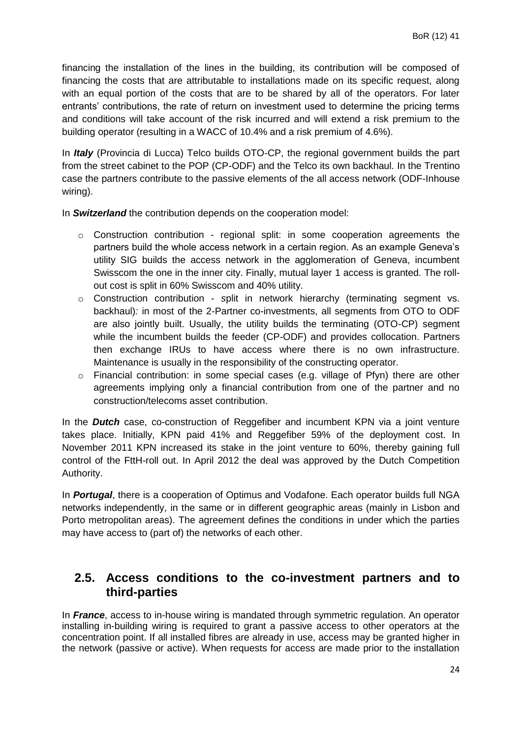financing the installation of the lines in the building, its contribution will be composed of financing the costs that are attributable to installations made on its specific request, along with an equal portion of the costs that are to be shared by all of the operators. For later entrants' contributions, the rate of return on investment used to determine the pricing terms and conditions will take account of the risk incurred and will extend a risk premium to the building operator (resulting in a WACC of 10.4% and a risk premium of 4.6%).

In ***Italy*** (Provincia di Lucca) Telco builds OTO-CP, the regional government builds the part from the street cabinet to the POP (CP-ODF) and the Telco its own backhaul. In the Trentino case the partners contribute to the passive elements of the all access network (ODF-Inhouse wiring).

In ***Switzerland*** the contribution depends on the cooperation model:

- Construction contribution - regional split: in some cooperation agreements the partners build the whole access network in a certain region. As an example Geneva's utility SIG builds the access network in the agglomeration of Geneva, incumbent Swisscom the one in the inner city. Finally, mutual layer 1 access is granted. The roll-out cost is split in 60% Swisscom and 40% utility.
- Construction contribution - *s*plit in network hierarchy (terminating segment vs. backhaul)*:* in most of the 2-Partner co-investments, all segments from OTO to ODF are also jointly built. Usually, the utility builds the terminating (OTO-CP) segment while the incumbent builds the feeder (CP-ODF) and provides collocation. Partners then exchange IRUs to have access where there is no own infrastructure. Maintenance is usually in the responsibility of the constructing operator.
- Financial contribution: in some special cases (e.g. village of Pfyn) there are other agreements implying only a financial contribution from one of the partner and no construction/telecoms asset contribution.

In the ***Dutch*** case, co-construction of Reggefiber and incumbent KPN via a joint venture takes place. Initially, KPN paid 41% and Reggefiber 59% of the deployment cost. In November 2011 KPN increased its stake in the joint venture to 60%, thereby gaining full control of the FttH-roll out. In April 2012 the deal was approved by the Dutch Competition Authority.

In ***Portugal***, there is a cooperation of Optimus and Vodafone. Each operator builds full NGA networks independently, in the same or in different geographic areas (mainly in Lisbon and Porto metropolitan areas). The agreement defines the conditions in under which the parties may have access to (part of) the networks of each other.

## 2.5. Access conditions to the co-investment partners and to third-parties

In ***France***, access to in-house wiring is mandated through symmetric regulation. An operator installing in-building wiring is required to grant a passive access to other operators at the concentration point. If all installed fibres are already in use, access may be granted higher in the network (passive or active). When requests for access are made prior to the installation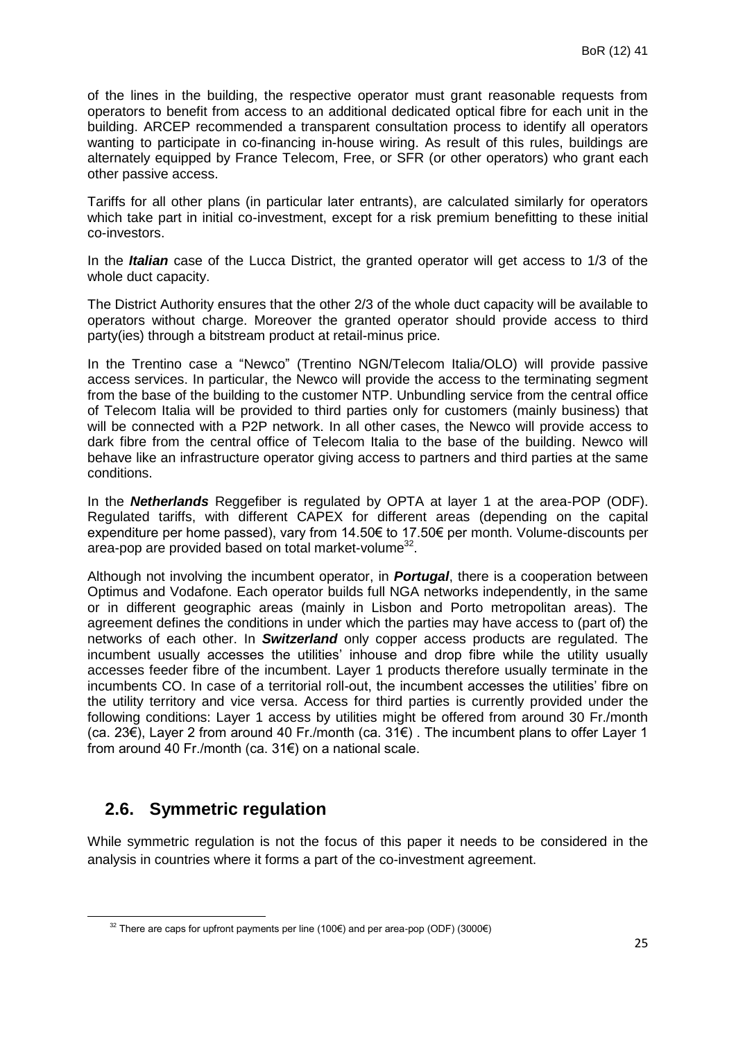of the lines in the building, the respective operator must grant reasonable requests from operators to benefit from access to an additional dedicated optical fibre for each unit in the building. ARCEP recommended a transparent consultation process to identify all operators wanting to participate in co-financing in-house wiring. As result of this rules, buildings are alternately equipped by France Telecom, Free, or SFR (or other operators) who grant each other passive access.

Tariffs for all other plans (in particular later entrants), are calculated similarly for operators which take part in initial co-investment, except for a risk premium benefitting to these initial co-investors.

In the ***Italian*** case of the Lucca District, the granted operator will get access to 1/3 of the whole duct capacity.

The District Authority ensures that the other 2/3 of the whole duct capacity will be available to operators without charge. Moreover the granted operator should provide access to third party(ies) through a bitstream product at retail-minus price.

In the Trentino case a "Newco" (Trentino NGN/Telecom Italia/OLO) will provide passive access services. In particular, the Newco will provide the access to the terminating segment from the base of the building to the customer NTP. Unbundling service from the central office of Telecom Italia will be provided to third parties only for customers (mainly business) that will be connected with a P2P network. In all other cases, the Newco will provide access to dark fibre from the central office of Telecom Italia to the base of the building. Newco will behave like an infrastructure operator giving access to partners and third parties at the same conditions.

In the ***Netherlands*** Reggefiber is regulated by OPTA at layer 1 at the area-POP (ODF). Regulated tariffs, with different CAPEX for different areas (depending on the capital expenditure per home passed), vary from 14.50€ to 17.50€ per month. Volume-discounts per area-pop are provided based on total market-volume[32].

Although not involving the incumbent operator, in ***Portugal***, there is a cooperation between Optimus and Vodafone. Each operator builds full NGA networks independently, in the same or in different geographic areas (mainly in Lisbon and Porto metropolitan areas). The agreement defines the conditions in under which the parties may have access to (part of) the networks of each other. In ***Switzerland*** only copper access products are regulated. The incumbent usually accesses the utilities' inhouse and drop fibre while the utility usually accesses feeder fibre of the incumbent. Layer 1 products therefore usually terminate in the incumbents CO. In case of a territorial roll-out, the incumbent accesses the utilities' fibre on the utility territory and vice versa. Access for third parties is currently provided under the following conditions: Layer 1 access by utilities might be offered from around 30 Fr./month (ca. 23€), Layer 2 from around 40 Fr./month (ca. 31€) . The incumbent plans to offer Layer 1 from around 40 Fr./month (ca. 31€) on a national scale.

## 2.6. Symmetric regulation

While symmetric regulation is not the focus of this paper it needs to be considered in the analysis in countries where it forms a part of the co-investment agreement.

[32] There are caps for upfront payments per line (100€) and per area-pop (ODF) (3000€)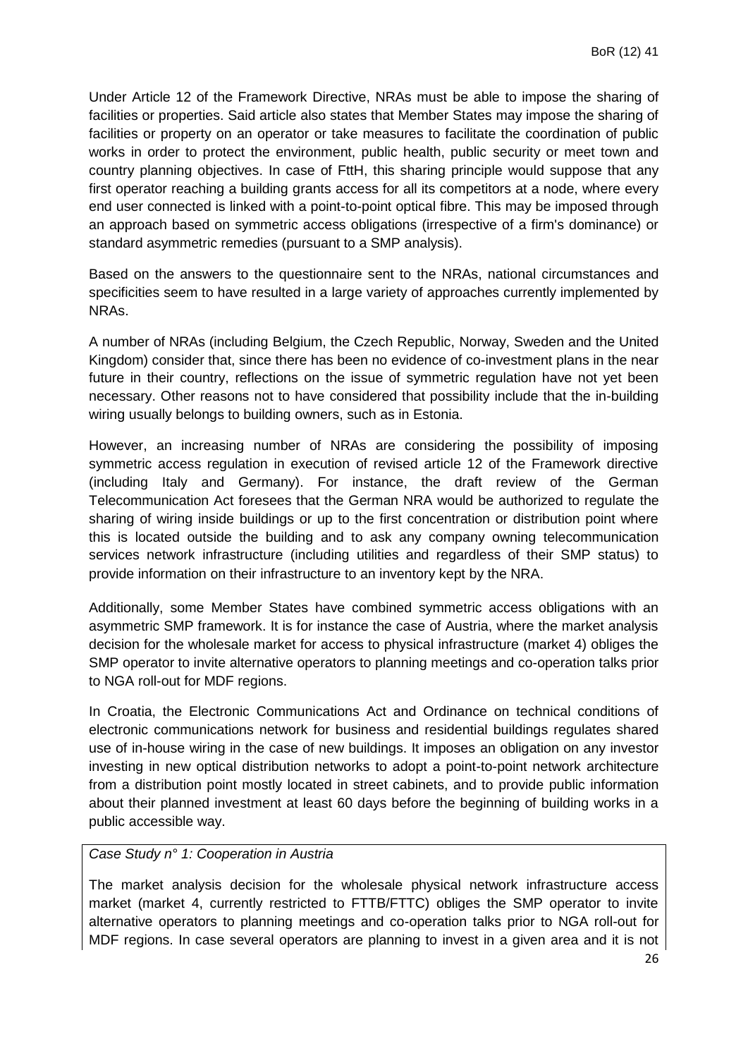Under Article 12 of the Framework Directive, NRAs must be able to impose the sharing of facilities or properties. Said article also states that Member States may impose the sharing of facilities or property on an operator or take measures to facilitate the coordination of public works in order to protect the environment, public health, public security or meet town and country planning objectives. In case of FttH, this sharing principle would suppose that any first operator reaching a building grants access for all its competitors at a node, where every end user connected is linked with a point-to-point optical fibre. This may be imposed through an approach based on symmetric access obligations (irrespective of a firm's dominance) or standard asymmetric remedies (pursuant to a SMP analysis).

Based on the answers to the questionnaire sent to the NRAs, national circumstances and specificities seem to have resulted in a large variety of approaches currently implemented by NRAs.

A number of NRAs (including Belgium, the Czech Republic, Norway, Sweden and the United Kingdom) consider that, since there has been no evidence of co-investment plans in the near future in their country, reflections on the issue of symmetric regulation have not yet been necessary. Other reasons not to have considered that possibility include that the in-building wiring usually belongs to building owners, such as in Estonia.

However, an increasing number of NRAs are considering the possibility of imposing symmetric access regulation in execution of revised article 12 of the Framework directive (including Italy and Germany). For instance, the draft review of the German Telecommunication Act foresees that the German NRA would be authorized to regulate the sharing of wiring inside buildings or up to the first concentration or distribution point where this is located outside the building and to ask any company owning telecommunication services network infrastructure (including utilities and regardless of their SMP status) to provide information on their infrastructure to an inventory kept by the NRA.

Additionally, some Member States have combined symmetric access obligations with an asymmetric SMP framework. It is for instance the case of Austria, where the market analysis decision for the wholesale market for access to physical infrastructure (market 4) obliges the SMP operator to invite alternative operators to planning meetings and co-operation talks prior to NGA roll-out for MDF regions.

In Croatia, the Electronic Communications Act and Ordinance on technical conditions of electronic communications network for business and residential buildings regulates shared use of in-house wiring in the case of new buildings. It imposes an obligation on any investor investing in new optical distribution networks to adopt a point-to-point network architecture from a distribution point mostly located in street cabinets, and to provide public information about their planned investment at least 60 days before the beginning of building works in a public accessible way.

*Case Study n° 1: Cooperation in Austria*

The market analysis decision for the wholesale physical network infrastructure access market (market 4, currently restricted to FTTB/FTTC) obliges the SMP operator to invite alternative operators to planning meetings and co-operation talks prior to NGA roll-out for MDF regions. In case several operators are planning to invest in a given area and it is not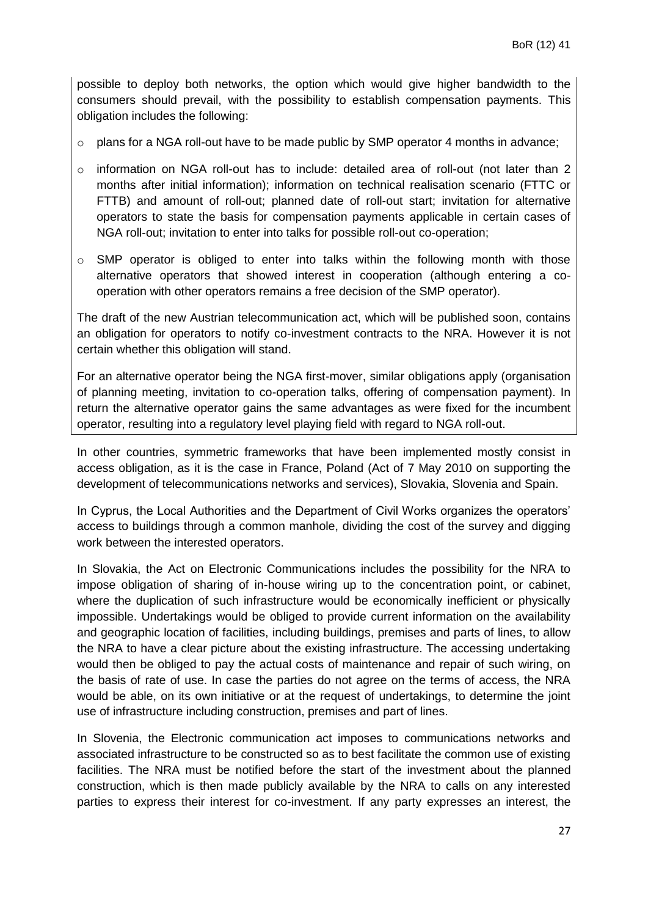possible to deploy both networks, the option which would give higher bandwidth to the consumers should prevail, with the possibility to establish compensation payments. This obligation includes the following:

- plans for a NGA roll-out have to be made public by SMP operator 4 months in advance;
- information on NGA roll-out has to include: detailed area of roll-out (not later than 2 months after initial information); information on technical realisation scenario (FTTC or FTTB) and amount of roll-out; planned date of roll-out start; invitation for alternative operators to state the basis for compensation payments applicable in certain cases of NGA roll-out; invitation to enter into talks for possible roll-out co-operation;
- SMP operator is obliged to enter into talks within the following month with those alternative operators that showed interest in cooperation (although entering a co-operation with other operators remains a free decision of the SMP operator).

The draft of the new Austrian telecommunication act, which will be published soon, contains an obligation for operators to notify co-investment contracts to the NRA. However it is not certain whether this obligation will stand.

For an alternative operator being the NGA first-mover, similar obligations apply (organisation of planning meeting, invitation to co-operation talks, offering of compensation payment). In return the alternative operator gains the same advantages as were fixed for the incumbent operator, resulting into a regulatory level playing field with regard to NGA roll-out.

In other countries, symmetric frameworks that have been implemented mostly consist in access obligation, as it is the case in France, Poland (Act of 7 May 2010 on supporting the development of telecommunications networks and services), Slovakia, Slovenia and Spain.

In Cyprus, the Local Authorities and the Department of Civil Works organizes the operators' access to buildings through a common manhole, dividing the cost of the survey and digging work between the interested operators.

In Slovakia, the Act on Electronic Communications includes the possibility for the NRA to impose obligation of sharing of in-house wiring up to the concentration point, or cabinet, where the duplication of such infrastructure would be economically inefficient or physically impossible. Undertakings would be obliged to provide current information on the availability and geographic location of facilities, including buildings, premises and parts of lines, to allow the NRA to have a clear picture about the existing infrastructure. The accessing undertaking would then be obliged to pay the actual costs of maintenance and repair of such wiring, on the basis of rate of use. In case the parties do not agree on the terms of access, the NRA would be able, on its own initiative or at the request of undertakings, to determine the joint use of infrastructure including construction, premises and part of lines.

In Slovenia, the Electronic communication act imposes to communications networks and associated infrastructure to be constructed so as to best facilitate the common use of existing facilities. The NRA must be notified before the start of the investment about the planned construction, which is then made publicly available by the NRA to calls on any interested parties to express their interest for co-investment. If any party expresses an interest, the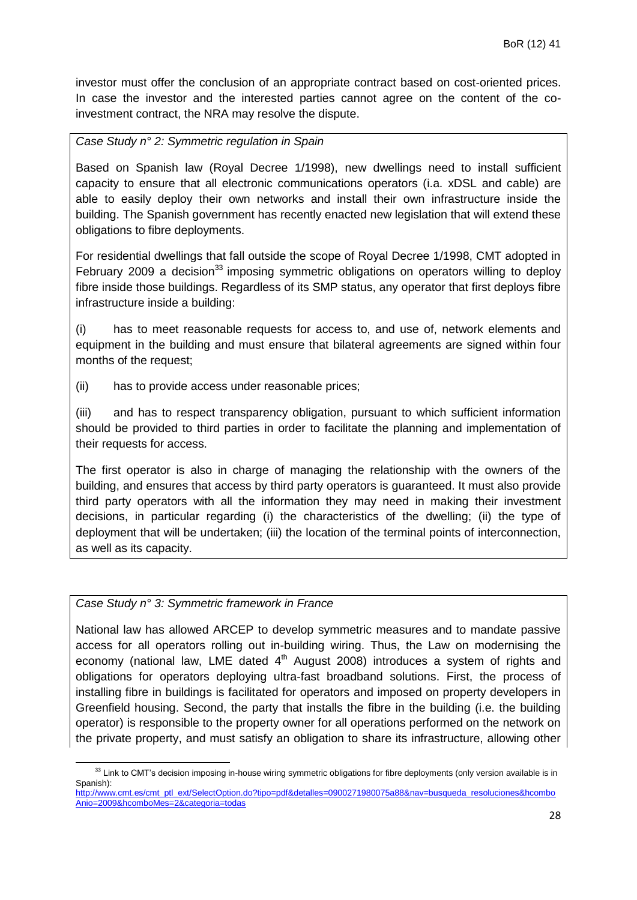investor must offer the conclusion of an appropriate contract based on cost-oriented prices. In case the investor and the interested parties cannot agree on the content of the co-investment contract, the NRA may resolve the dispute.

*Case Study n° 2: Symmetric regulation in Spain*

Based on Spanish law (Royal Decree 1/1998), new dwellings need to install sufficient capacity to ensure that all electronic communications operators (i.a. xDSL and cable) are able to easily deploy their own networks and install their own infrastructure inside the building. The Spanish government has recently enacted new legislation that will extend these obligations to fibre deployments.

For residential dwellings that fall outside the scope of Royal Decree 1/1998, CMT adopted in February 2009 a decision[33] imposing symmetric obligations on operators willing to deploy fibre inside those buildings. Regardless of its SMP status, any operator that first deploys fibre infrastructure inside a building:

(i) has to meet reasonable requests for access to, and use of, network elements and equipment in the building and must ensure that bilateral agreements are signed within four months of the request;

(ii) has to provide access under reasonable prices;

(iii) and has to respect transparency obligation, pursuant to which sufficient information should be provided to third parties in order to facilitate the planning and implementation of their requests for access.

The first operator is also in charge of managing the relationship with the owners of the building, and ensures that access by third party operators is guaranteed. It must also provide third party operators with all the information they may need in making their investment decisions, in particular regarding (i) the characteristics of the dwelling; (ii) the type of deployment that will be undertaken; (iii) the location of the terminal points of interconnection, as well as its capacity.

*Case Study n° 3: Symmetric framework in France*

National law has allowed ARCEP to develop symmetric measures and to mandate passive access for all operators rolling out in-building wiring. Thus, the Law on modernising the economy (national law, LME dated 4th August 2008) introduces a system of rights and obligations for operators deploying ultra-fast broadband solutions. First, the process of installing fibre in buildings is facilitated for operators and imposed on property developers in Greenfield housing. Second, the party that installs the fibre in the building (i.e. the building operator) is responsible to the property owner for all operations performed on the network on the private property, and must satisfy an obligation to share its infrastructure, allowing other

[33] Link to CMT's decision imposing in-house wiring symmetric obligations for fibre deployments (only version available is in Spanish): http://www.cmt.es/cmt_ptl_ext/SelectOption.do?tipo=pdf&detalles=0900271980075a88&nav=busqueda_resoluciones&hcomboAnio=2009&hcomboMes=2&categoria=todas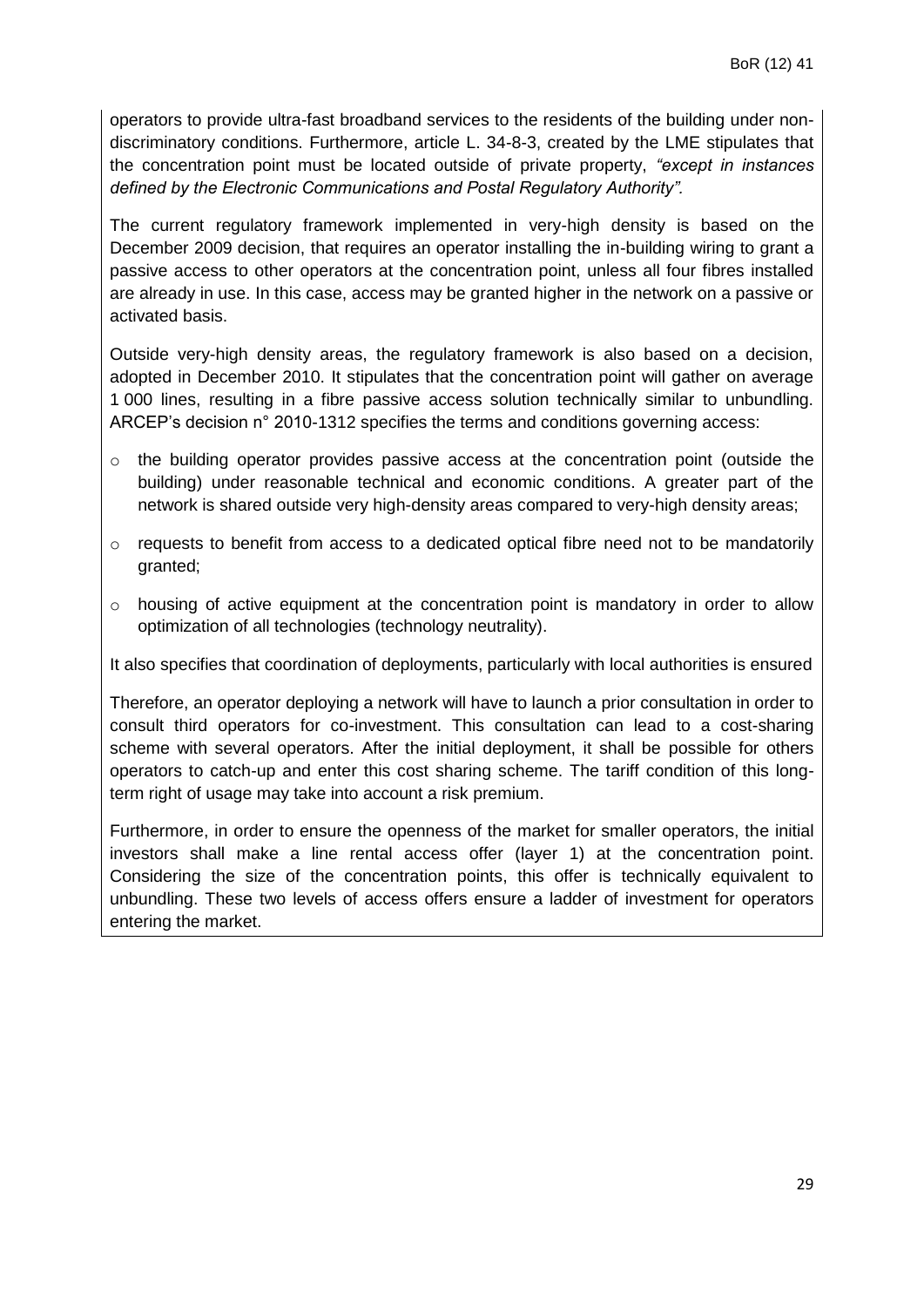operators to provide ultra-fast broadband services to the residents of the building under non-discriminatory conditions. Furthermore, article L. 34-8-3, created by the LME stipulates that the concentration point must be located outside of private property, *"except in instances defined by the Electronic Communications and Postal Regulatory Authority"*.

The current regulatory framework implemented in very-high density is based on the December 2009 decision, that requires an operator installing the in-building wiring to grant a passive access to other operators at the concentration point, unless all four fibres installed are already in use. In this case, access may be granted higher in the network on a passive or activated basis.

Outside very-high density areas, the regulatory framework is also based on a decision, adopted in December 2010. It stipulates that the concentration point will gather on average 1 000 lines, resulting in a fibre passive access solution technically similar to unbundling. ARCEP's decision n° 2010-1312 specifies the terms and conditions governing access:

- the building operator provides passive access at the concentration point (outside the building) under reasonable technical and economic conditions. A greater part of the network is shared outside very high-density areas compared to very-high density areas;
- requests to benefit from access to a dedicated optical fibre need not to be mandatorily granted;
- housing of active equipment at the concentration point is mandatory in order to allow optimization of all technologies (technology neutrality).

It also specifies that coordination of deployments, particularly with local authorities is ensured

Therefore, an operator deploying a network will have to launch a prior consultation in order to consult third operators for co-investment. This consultation can lead to a cost-sharing scheme with several operators. After the initial deployment, it shall be possible for others operators to catch-up and enter this cost sharing scheme. The tariff condition of this long-term right of usage may take into account a risk premium.

Furthermore, in order to ensure the openness of the market for smaller operators, the initial investors shall make a line rental access offer (layer 1) at the concentration point. Considering the size of the concentration points, this offer is technically equivalent to unbundling. These two levels of access offers ensure a ladder of investment for operators entering the market.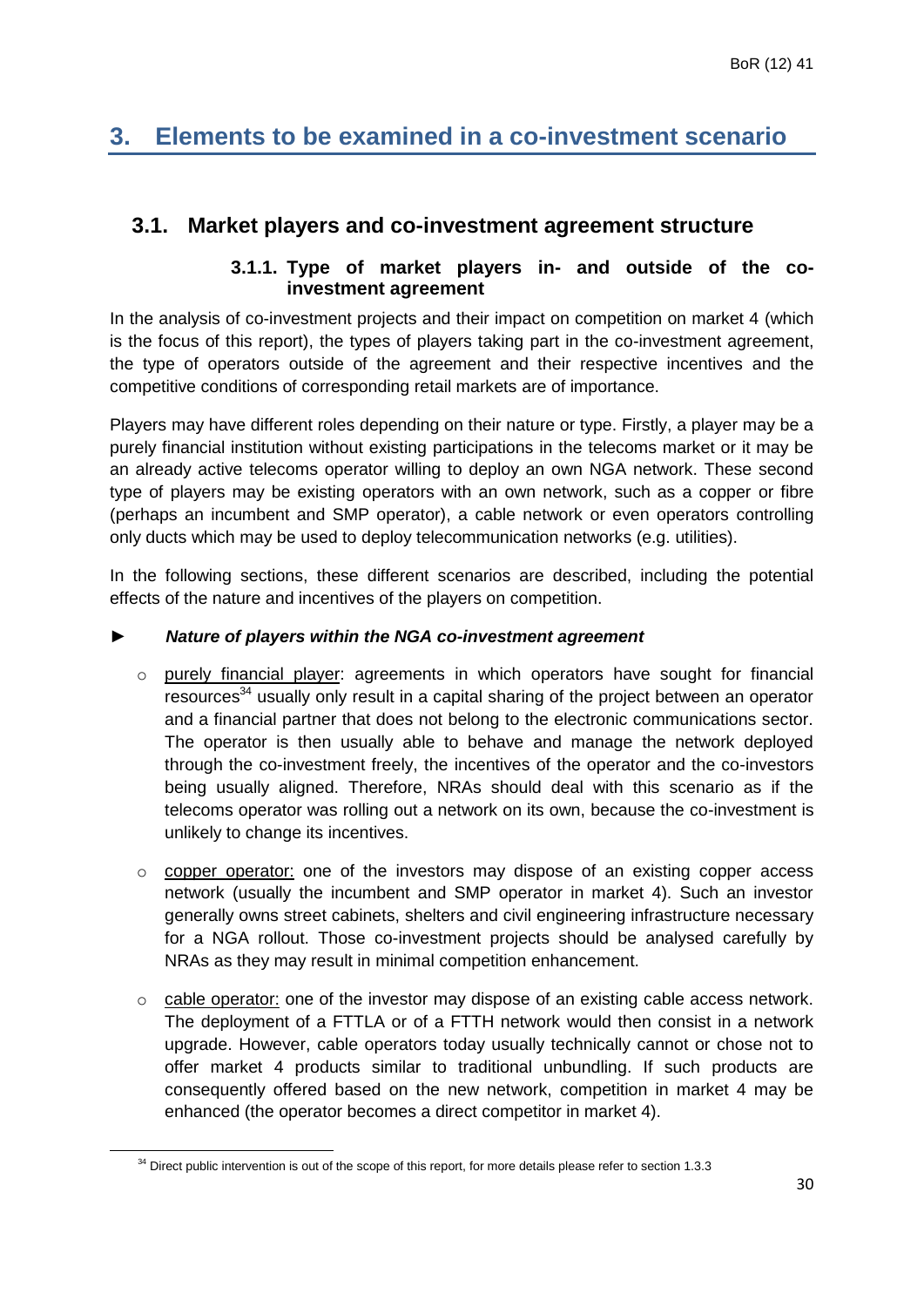# 3. Elements to be examined in a co-investment scenario

## 3.1. Market players and co-investment agreement structure

### 3.1.1. Type of market players in- and outside of the co-investment agreement

In the analysis of co-investment projects and their impact on competition on market 4 (which is the focus of this report), the types of players taking part in the co-investment agreement, the type of operators outside of the agreement and their respective incentives and the competitive conditions of corresponding retail markets are of importance.

Players may have different roles depending on their nature or type. Firstly, a player may be a purely financial institution without existing participations in the telecoms market or it may be an already active telecoms operator willing to deploy an own NGA network. These second type of players may be existing operators with an own network, such as a copper or fibre (perhaps an incumbent and SMP operator), a cable network or even operators controlling only ducts which may be used to deploy telecommunication networks (e.g. utilities).

In the following sections, these different scenarios are described, including the potential effects of the nature and incentives of the players on competition.

► ***Nature of players within the NGA co-investment agreement***

- purely financial player: agreements in which operators have sought for financial resources[34] usually only result in a capital sharing of the project between an operator and a financial partner that does not belong to the electronic communications sector. The operator is then usually able to behave and manage the network deployed through the co-investment freely, the incentives of the operator and the co-investors being usually aligned. Therefore, NRAs should deal with this scenario as if the telecoms operator was rolling out a network on its own, because the co-investment is unlikely to change its incentives.

- copper operator: one of the investors may dispose of an existing copper access network (usually the incumbent and SMP operator in market 4). Such an investor generally owns street cabinets, shelters and civil engineering infrastructure necessary for a NGA rollout. Those co-investment projects should be analysed carefully by NRAs as they may result in minimal competition enhancement.

- cable operator: one of the investor may dispose of an existing cable access network. The deployment of a FTTLA or of a FTTH network would then consist in a network upgrade. However, cable operators today usually technically cannot or chose not to offer market 4 products similar to traditional unbundling. If such products are consequently offered based on the new network, competition in market 4 may be enhanced (the operator becomes a direct competitor in market 4).

[34] Direct public intervention is out of the scope of this report, for more details please refer to section 1.3.3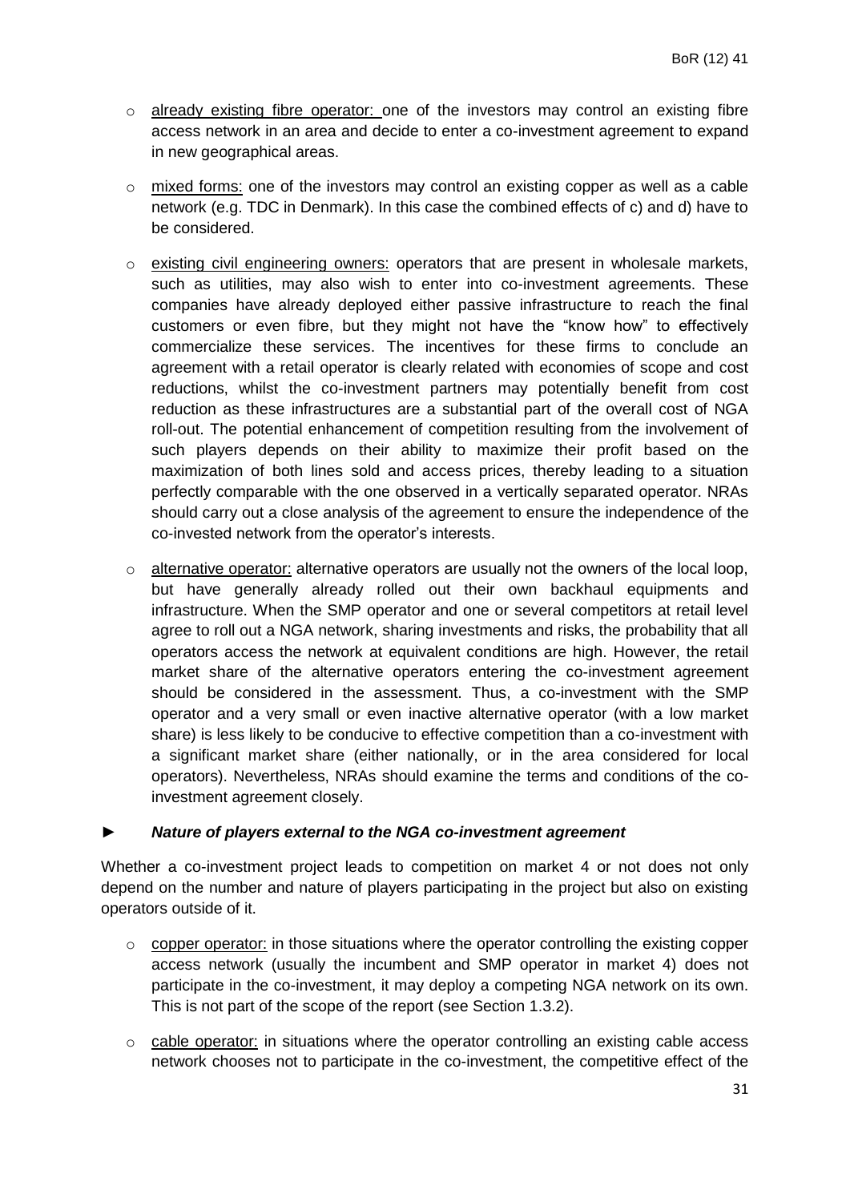- already existing fibre operator: one of the investors may control an existing fibre access network in an area and decide to enter a co-investment agreement to expand in new geographical areas.

- mixed forms: one of the investors may control an existing copper as well as a cable network (e.g. TDC in Denmark). In this case the combined effects of c) and d) have to be considered.

- existing civil engineering owners: operators that are present in wholesale markets, such as utilities, may also wish to enter into co-investment agreements. These companies have already deployed either passive infrastructure to reach the final customers or even fibre, but they might not have the "know how" to effectively commercialize these services. The incentives for these firms to conclude an agreement with a retail operator is clearly related with economies of scope and cost reductions, whilst the co-investment partners may potentially benefit from cost reduction as these infrastructures are a substantial part of the overall cost of NGA roll-out. The potential enhancement of competition resulting from the involvement of such players depends on their ability to maximize their profit based on the maximization of both lines sold and access prices, thereby leading to a situation perfectly comparable with the one observed in a vertically separated operator. NRAs should carry out a close analysis of the agreement to ensure the independence of the co-invested network from the operator's interests.

- alternative operator: alternative operators are usually not the owners of the local loop, but have generally already rolled out their own backhaul equipments and infrastructure. When the SMP operator and one or several competitors at retail level agree to roll out a NGA network, sharing investments and risks, the probability that all operators access the network at equivalent conditions are high. However, the retail market share of the alternative operators entering the co-investment agreement should be considered in the assessment. Thus, a co-investment with the SMP operator and a very small or even inactive alternative operator (with a low market share) is less likely to be conducive to effective competition than a co-investment with a significant market share (either nationally, or in the area considered for local operators). Nevertheless, NRAs should examine the terms and conditions of the co-investment agreement closely.

► ***Nature of players external to the NGA co-investment agreement***

Whether a co-investment project leads to competition on market 4 or not does not only depend on the number and nature of players participating in the project but also on existing operators outside of it.

- copper operator: in those situations where the operator controlling the existing copper access network (usually the incumbent and SMP operator in market 4) does not participate in the co-investment, it may deploy a competing NGA network on its own. This is not part of the scope of the report (see Section 1.3.2).

- cable operator: in situations where the operator controlling an existing cable access network chooses not to participate in the co-investment, the competitive effect of the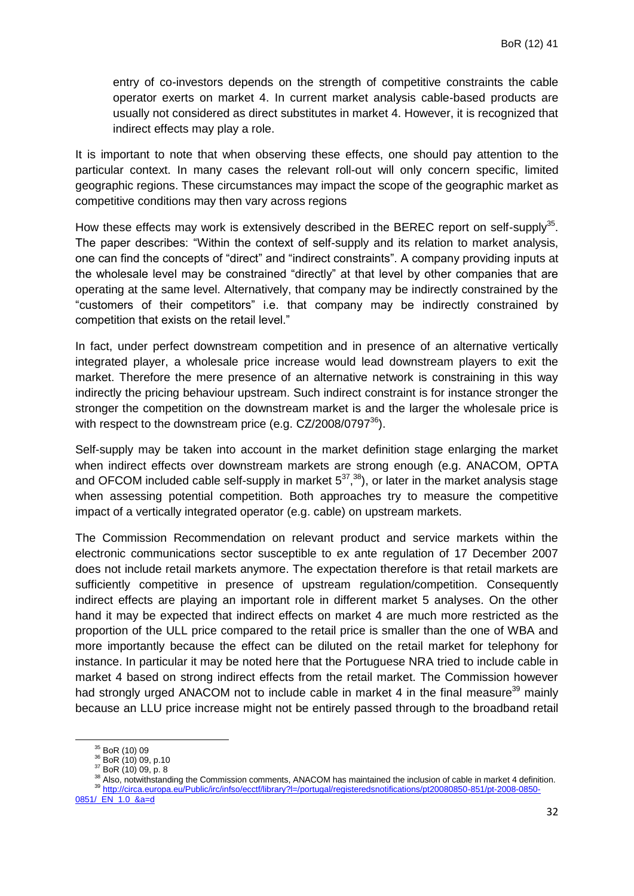entry of co-investors depends on the strength of competitive constraints the cable operator exerts on market 4. In current market analysis cable-based products are usually not considered as direct substitutes in market 4. However, it is recognized that indirect effects may play a role.

It is important to note that when observing these effects, one should pay attention to the particular context. In many cases the relevant roll-out will only concern specific, limited geographic regions. These circumstances may impact the scope of the geographic market as competitive conditions may then vary across regions

How these effects may work is extensively described in the BEREC report on self-supply[35]. The paper describes: "Within the context of self-supply and its relation to market analysis, one can find the concepts of "direct" and "indirect constraints". A company providing inputs at the wholesale level may be constrained "directly" at that level by other companies that are operating at the same level. Alternatively, that company may be indirectly constrained by the "customers of their competitors" i.e. that company may be indirectly constrained by competition that exists on the retail level."

In fact, under perfect downstream competition and in presence of an alternative vertically integrated player, a wholesale price increase would lead downstream players to exit the market. Therefore the mere presence of an alternative network is constraining in this way indirectly the pricing behaviour upstream. Such indirect constraint is for instance stronger the stronger the competition on the downstream market is and the larger the wholesale price is with respect to the downstream price (e.g. CZ/2008/0797[36]).

Self-supply may be taken into account in the market definition stage enlarging the market when indirect effects over downstream markets are strong enough (e.g. ANACOM, OPTA and OFCOM included cable self-supply in market 5[37,38]), or later in the market analysis stage when assessing potential competition. Both approaches try to measure the competitive impact of a vertically integrated operator (e.g. cable) on upstream markets.

The Commission Recommendation on relevant product and service markets within the electronic communications sector susceptible to ex ante regulation of 17 December 2007 does not include retail markets anymore. The expectation therefore is that retail markets are sufficiently competitive in presence of upstream regulation/competition. Consequently indirect effects are playing an important role in different market 5 analyses. On the other hand it may be expected that indirect effects on market 4 are much more restricted as the proportion of the ULL price compared to the retail price is smaller than the one of WBA and more importantly because the effect can be diluted on the retail market for telephony for instance. In particular it may be noted here that the Portuguese NRA tried to include cable in market 4 based on strong indirect effects from the retail market. The Commission however had strongly urged ANACOM not to include cable in market 4 in the final measure[39] mainly because an LLU price increase might not be entirely passed through to the broadband retail

---

[35] BoR (10) 09

[36] BoR (10) 09, p.10

[37] BoR (10) 09, p. 8

[38] Also, notwithstanding the Commission comments, ANACOM has maintained the inclusion of cable in market 4 definition.

[39] http://circa.europa.eu/Public/irc/infso/ecctf/library?l=/portugal/registerednotifications/pt20080850-851/pt-2008-0850-0851/_EN_1.0_&a=d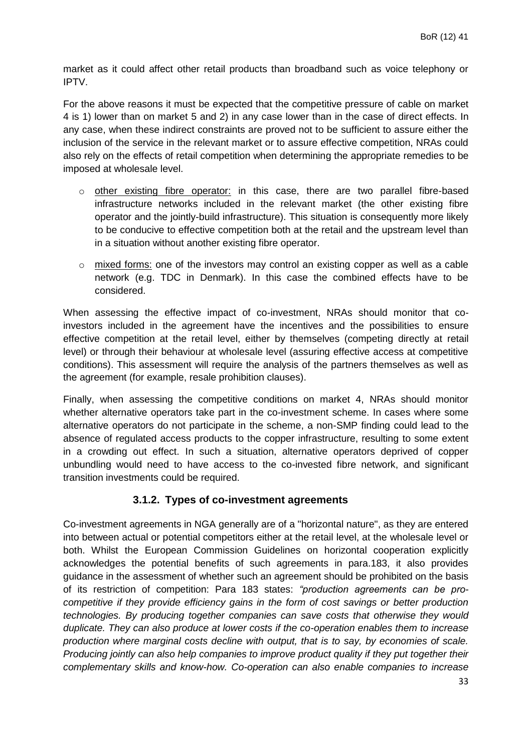market as it could affect other retail products than broadband such as voice telephony or IPTV.

For the above reasons it must be expected that the competitive pressure of cable on market 4 is 1) lower than on market 5 and 2) in any case lower than in the case of direct effects. In any case, when these indirect constraints are proved not to be sufficient to assure either the inclusion of the service in the relevant market or to assure effective competition, NRAs could also rely on the effects of retail competition when determining the appropriate remedies to be imposed at wholesale level.

- <u>other existing fibre operator:</u> in this case, there are two parallel fibre-based infrastructure networks included in the relevant market (the other existing fibre operator and the jointly-build infrastructure). This situation is consequently more likely to be conducive to effective competition both at the retail and the upstream level than in a situation without another existing fibre operator.
- <u>mixed forms:</u> one of the investors may control an existing copper as well as a cable network (e.g. TDC in Denmark). In this case the combined effects have to be considered.

When assessing the effective impact of co-investment, NRAs should monitor that co-investors included in the agreement have the incentives and the possibilities to ensure effective competition at the retail level, either by themselves (competing directly at retail level) or through their behaviour at wholesale level (assuring effective access at competitive conditions). This assessment will require the analysis of the partners themselves as well as the agreement (for example, resale prohibition clauses).

Finally, when assessing the competitive conditions on market 4, NRAs should monitor whether alternative operators take part in the co-investment scheme. In cases where some alternative operators do not participate in the scheme, a non-SMP finding could lead to the absence of regulated access products to the copper infrastructure, resulting to some extent in a crowding out effect. In such a situation, alternative operators deprived of copper unbundling would need to have access to the co-invested fibre network, and significant transition investments could be required.

### 3.1.2. Types of co-investment agreements

Co-investment agreements in NGA generally are of a "horizontal nature", as they are entered into between actual or potential competitors either at the retail level, at the wholesale level or both. Whilst the European Commission Guidelines on horizontal cooperation explicitly acknowledges the potential benefits of such agreements in para.183, it also provides guidance in the assessment of whether such an agreement should be prohibited on the basis of its restriction of competition: Para 183 states: *"production agreements can be pro-competitive if they provide efficiency gains in the form of cost savings or better production technologies. By producing together companies can save costs that otherwise they would duplicate. They can also produce at lower costs if the co-operation enables them to increase production where marginal costs decline with output, that is to say, by economies of scale. Producing jointly can also help companies to improve product quality if they put together their complementary skills and know-how. Co-operation can also enable companies to increase*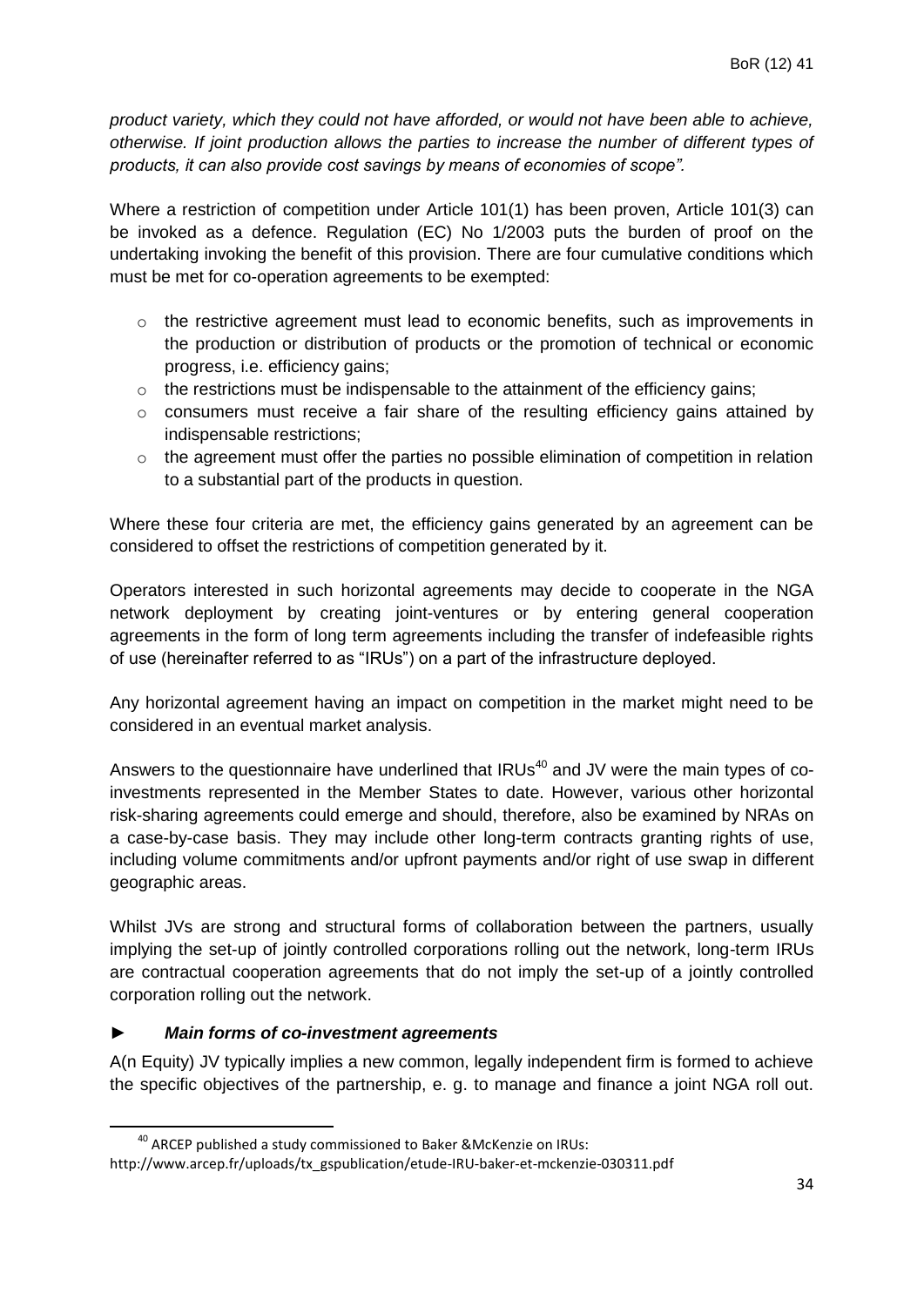*product variety, which they could not have afforded, or would not have been able to achieve, otherwise. If joint production allows the parties to increase the number of different types of products, it can also provide cost savings by means of economies of scope".*

Where a restriction of competition under Article 101(1) has been proven, Article 101(3) can be invoked as a defence. Regulation (EC) No 1/2003 puts the burden of proof on the undertaking invoking the benefit of this provision. There are four cumulative conditions which must be met for co-operation agreements to be exempted:

- the restrictive agreement must lead to economic benefits, such as improvements in the production or distribution of products or the promotion of technical or economic progress, i.e. efficiency gains;
- the restrictions must be indispensable to the attainment of the efficiency gains;
- consumers must receive a fair share of the resulting efficiency gains attained by indispensable restrictions;
- the agreement must offer the parties no possible elimination of competition in relation to a substantial part of the products in question.

Where these four criteria are met, the efficiency gains generated by an agreement can be considered to offset the restrictions of competition generated by it.

Operators interested in such horizontal agreements may decide to cooperate in the NGA network deployment by creating joint-ventures or by entering general cooperation agreements in the form of long term agreements including the transfer of indefeasible rights of use (hereinafter referred to as "IRUs") on a part of the infrastructure deployed.

Any horizontal agreement having an impact on competition in the market might need to be considered in an eventual market analysis.

Answers to the questionnaire have underlined that IRUs[40] and JV were the main types of co-investments represented in the Member States to date. However, various other horizontal risk-sharing agreements could emerge and should, therefore, also be examined by NRAs on a case-by-case basis. They may include other long-term contracts granting rights of use, including volume commitments and/or upfront payments and/or right of use swap in different geographic areas.

Whilst JVs are strong and structural forms of collaboration between the partners, usually implying the set-up of jointly controlled corporations rolling out the network, long-term IRUs are contractual cooperation agreements that do not imply the set-up of a jointly controlled corporation rolling out the network.

### ► *Main forms of co-investment agreements*

A(n Equity) JV typically implies a new common, legally independent firm is formed to achieve the specific objectives of the partnership, e. g. to manage and finance a joint NGA roll out.

[40] ARCEP published a study commissioned to Baker &McKenzie on IRUs: http://www.arcep.fr/uploads/tx_gspublication/etude-IRU-baker-et-mckenzie-030311.pdf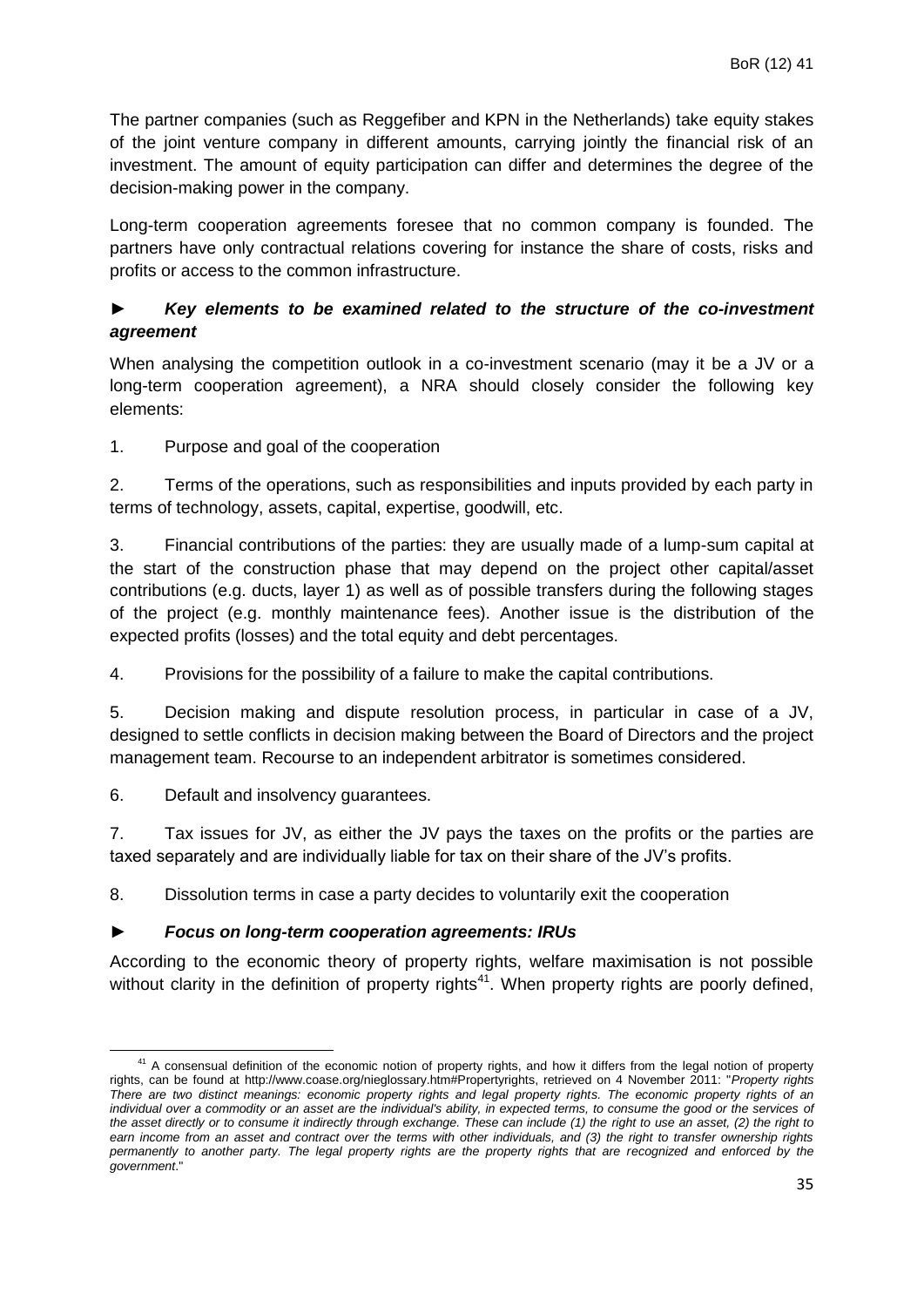The partner companies (such as Reggefiber and KPN in the Netherlands) take equity stakes of the joint venture company in different amounts, carrying jointly the financial risk of an investment. The amount of equity participation can differ and determines the degree of the decision-making power in the company.

Long-term cooperation agreements foresee that no common company is founded. The partners have only contractual relations covering for instance the share of costs, risks and profits or access to the common infrastructure.

### ► *Key elements to be examined related to the structure of the co-investment agreement*

When analysing the competition outlook in a co-investment scenario (may it be a JV or a long-term cooperation agreement), a NRA should closely consider the following key elements:

1. Purpose and goal of the cooperation

2. Terms of the operations, such as responsibilities and inputs provided by each party in terms of technology, assets, capital, expertise, goodwill, etc.

3. Financial contributions of the parties: they are usually made of a lump-sum capital at the start of the construction phase that may depend on the project other capital/asset contributions (e.g. ducts, layer 1) as well as of possible transfers during the following stages of the project (e.g. monthly maintenance fees). Another issue is the distribution of the expected profits (losses) and the total equity and debt percentages.

4. Provisions for the possibility of a failure to make the capital contributions.

5. Decision making and dispute resolution process, in particular in case of a JV, designed to settle conflicts in decision making between the Board of Directors and the project management team. Recourse to an independent arbitrator is sometimes considered.

6. Default and insolvency guarantees.

7. Tax issues for JV, as either the JV pays the taxes on the profits or the parties are taxed separately and are individually liable for tax on their share of the JV's profits.

8. Dissolution terms in case a party decides to voluntarily exit the cooperation

### ► *Focus on long-term cooperation agreements: IRUs*

According to the economic theory of property rights, welfare maximisation is not possible without clarity in the definition of property rights[41]. When property rights are poorly defined,

[41] A consensual definition of the economic notion of property rights, and how it differs from the legal notion of property rights, can be found at http://www.coase.org/nieglossary.htm#Propertyrights, retrieved on 4 November 2011: "*Property rights There are two distinct meanings: economic property rights and legal property rights. The economic property rights of an individual over a commodity or an asset are the individual's ability, in expected terms, to consume the good or the services of the asset directly or to consume it indirectly through exchange. These can include (1) the right to use an asset, (2) the right to earn income from an asset and contract over the terms with other individuals, and (3) the right to transfer ownership rights permanently to another party. The legal property rights are the property rights that are recognized and enforced by the government*."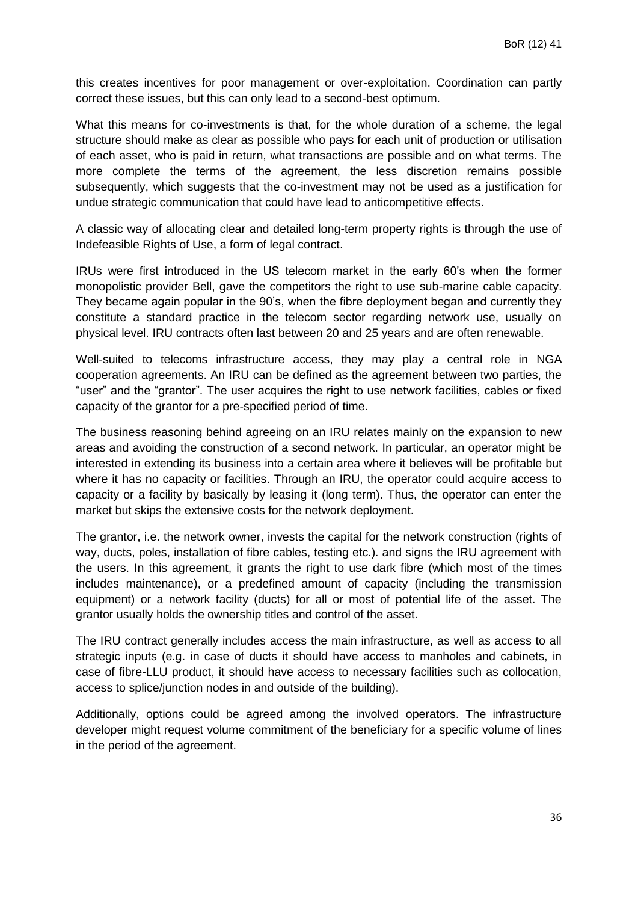this creates incentives for poor management or over-exploitation. Coordination can partly correct these issues, but this can only lead to a second-best optimum.

What this means for co-investments is that, for the whole duration of a scheme, the legal structure should make as clear as possible who pays for each unit of production or utilisation of each asset, who is paid in return, what transactions are possible and on what terms. The more complete the terms of the agreement, the less discretion remains possible subsequently, which suggests that the co-investment may not be used as a justification for undue strategic communication that could have lead to anticompetitive effects.

A classic way of allocating clear and detailed long-term property rights is through the use of Indefeasible Rights of Use, a form of legal contract.

IRUs were first introduced in the US telecom market in the early 60's when the former monopolistic provider Bell, gave the competitors the right to use sub-marine cable capacity. They became again popular in the 90's, when the fibre deployment began and currently they constitute a standard practice in the telecom sector regarding network use, usually on physical level. IRU contracts often last between 20 and 25 years and are often renewable.

Well-suited to telecoms infrastructure access, they may play a central role in NGA cooperation agreements. An IRU can be defined as the agreement between two parties, the "user" and the "grantor". The user acquires the right to use network facilities, cables or fixed capacity of the grantor for a pre-specified period of time.

The business reasoning behind agreeing on an IRU relates mainly on the expansion to new areas and avoiding the construction of a second network. In particular, an operator might be interested in extending its business into a certain area where it believes will be profitable but where it has no capacity or facilities. Through an IRU, the operator could acquire access to capacity or a facility by basically by leasing it (long term). Thus, the operator can enter the market but skips the extensive costs for the network deployment.

The grantor, i.e. the network owner, invests the capital for the network construction (rights of way, ducts, poles, installation of fibre cables, testing etc.). and signs the IRU agreement with the users. In this agreement, it grants the right to use dark fibre (which most of the times includes maintenance), or a predefined amount of capacity (including the transmission equipment) or a network facility (ducts) for all or most of potential life of the asset. The grantor usually holds the ownership titles and control of the asset.

The IRU contract generally includes access the main infrastructure, as well as access to all strategic inputs (e.g. in case of ducts it should have access to manholes and cabinets, in case of fibre-LLU product, it should have access to necessary facilities such as collocation, access to splice/junction nodes in and outside of the building).

Additionally, options could be agreed among the involved operators. The infrastructure developer might request volume commitment of the beneficiary for a specific volume of lines in the period of the agreement.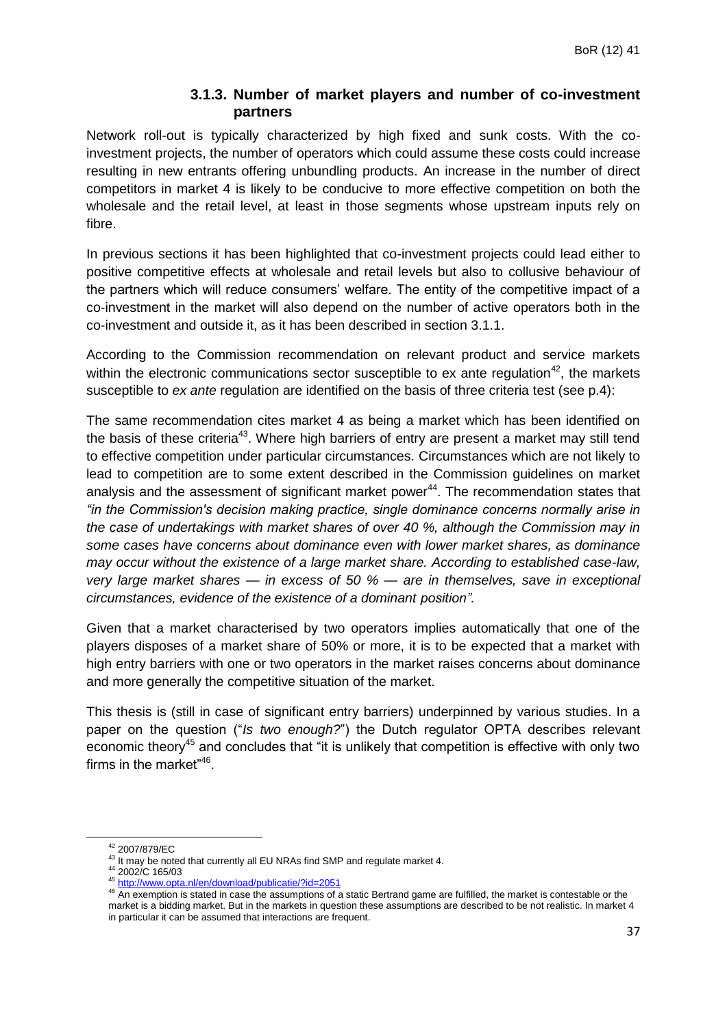### 3.1.3. Number of market players and number of co-investment partners

Network roll-out is typically characterized by high fixed and sunk costs. With the co-investment projects, the number of operators which could assume these costs could increase resulting in new entrants offering unbundling products. An increase in the number of direct competitors in market 4 is likely to be conducive to more effective competition on both the wholesale and the retail level, at least in those segments whose upstream inputs rely on fibre.

In previous sections it has been highlighted that co-investment projects could lead either to positive competitive effects at wholesale and retail levels but also to collusive behaviour of the partners which will reduce consumers' welfare. The entity of the competitive impact of a co-investment in the market will also depend on the number of active operators both in the co-investment and outside it, as it has been described in section 3.1.1.

According to the Commission recommendation on relevant product and service markets within the electronic communications sector susceptible to ex ante regulation[42], the markets susceptible to *ex ante* regulation are identified on the basis of three criteria test (see p.4):

The same recommendation cites market 4 as being a market which has been identified on the basis of these criteria[43]. Where high barriers of entry are present a market may still tend to effective competition under particular circumstances. Circumstances which are not likely to lead to competition are to some extent described in the Commission guidelines on market analysis and the assessment of significant market power[44]. The recommendation states that *"in the Commission's decision making practice, single dominance concerns normally arise in the case of undertakings with market shares of over 40 %, although the Commission may in some cases have concerns about dominance even with lower market shares, as dominance may occur without the existence of a large market share. According to established case-law, very large market shares — in excess of 50 % — are in themselves, save in exceptional circumstances, evidence of the existence of a dominant position".*

Given that a market characterised by two operators implies automatically that one of the players disposes of a market share of 50% or more, it is to be expected that a market with high entry barriers with one or two operators in the market raises concerns about dominance and more generally the competitive situation of the market.

This thesis is (still in case of significant entry barriers) underpinned by various studies. In a paper on the question ("*Is two enough?*") the Dutch regulator OPTA describes relevant economic theory[45] and concludes that "it is unlikely that competition is effective with only two firms in the market"[46].

---

[42] 2007/879/EC

[43] It may be noted that currently all EU NRAs find SMP and regulate market 4.

[44] 2002/C 165/03

[45] http://www.opta.nl/en/download/publicatie/?id=2051

[46] An exemption is stated in case the assumptions of a static Bertrand game are fulfilled, the market is contestable or the market is a bidding market. But in the markets in question these assumptions are described to be not realistic. In market 4 in particular it can be assumed that interactions are frequent.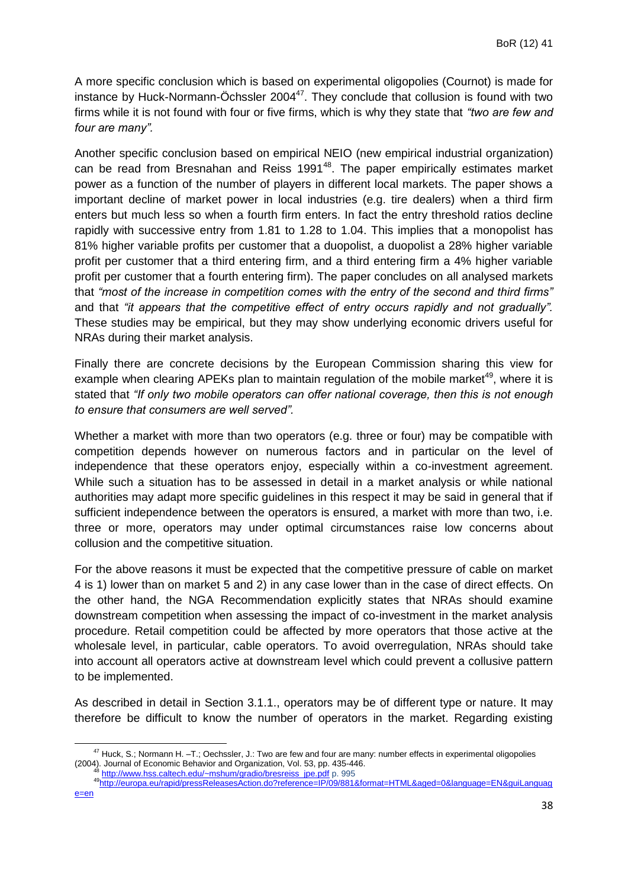A more specific conclusion which is based on experimental oligopolies (Cournot) is made for instance by Huck-Normann-Öchssler 2004[47]. They conclude that collusion is found with two firms while it is not found with four or five firms, which is why they state that *"two are few and four are many".*

Another specific conclusion based on empirical NEIO (new empirical industrial organization) can be read from Bresnahan and Reiss 1991[48]. The paper empirically estimates market power as a function of the number of players in different local markets. The paper shows a important decline of market power in local industries (e.g. tire dealers) when a third firm enters but much less so when a fourth firm enters. In fact the entry threshold ratios decline rapidly with successive entry from 1.81 to 1.28 to 1.04. This implies that a monopolist has 81% higher variable profits per customer that a duopolist, a duopolist a 28% higher variable profit per customer that a third entering firm, and a third entering firm a 4% higher variable profit per customer that a fourth entering firm). The paper concludes on all analysed markets that *"most of the increase in competition comes with the entry of the second and third firms"* and that *"it appears that the competitive effect of entry occurs rapidly and not gradually".* These studies may be empirical, but they may show underlying economic drivers useful for NRAs during their market analysis.

Finally there are concrete decisions by the European Commission sharing this view for example when clearing APEKs plan to maintain regulation of the mobile market[49], where it is stated that *"If only two mobile operators can offer national coverage, then this is not enough to ensure that consumers are well served".*

Whether a market with more than two operators (e.g. three or four) may be compatible with competition depends however on numerous factors and in particular on the level of independence that these operators enjoy, especially within a co-investment agreement. While such a situation has to be assessed in detail in a market analysis or while national authorities may adapt more specific guidelines in this respect it may be said in general that if sufficient independence between the operators is ensured, a market with more than two, i.e. three or more, operators may under optimal circumstances raise low concerns about collusion and the competitive situation.

For the above reasons it must be expected that the competitive pressure of cable on market 4 is 1) lower than on market 5 and 2) in any case lower than in the case of direct effects. On the other hand, the NGA Recommendation explicitly states that NRAs should examine downstream competition when assessing the impact of co-investment in the market analysis procedure. Retail competition could be affected by more operators that those active at the wholesale level, in particular, cable operators. To avoid overregulation, NRAs should take into account all operators active at downstream level which could prevent a collusive pattern to be implemented.

As described in detail in Section 3.1.1., operators may be of different type or nature. It may therefore be difficult to know the number of operators in the market. Regarding existing

---

[47] Huck, S.; Normann H. –T.; Oechssler, J.: Two are few and four are many: number effects in experimental oligopolies (2004). Journal of Economic Behavior and Organization, Vol. 53, pp. 435-446.

[48] http://www.hss.caltech.edu/~mshum/gradio/bresreiss_jpe.pdf p. 995

[49] http://europa.eu/rapid/pressReleasesAction.do?reference=IP/09/881&format=HTML&aged=0&language=EN&guiLanguage=en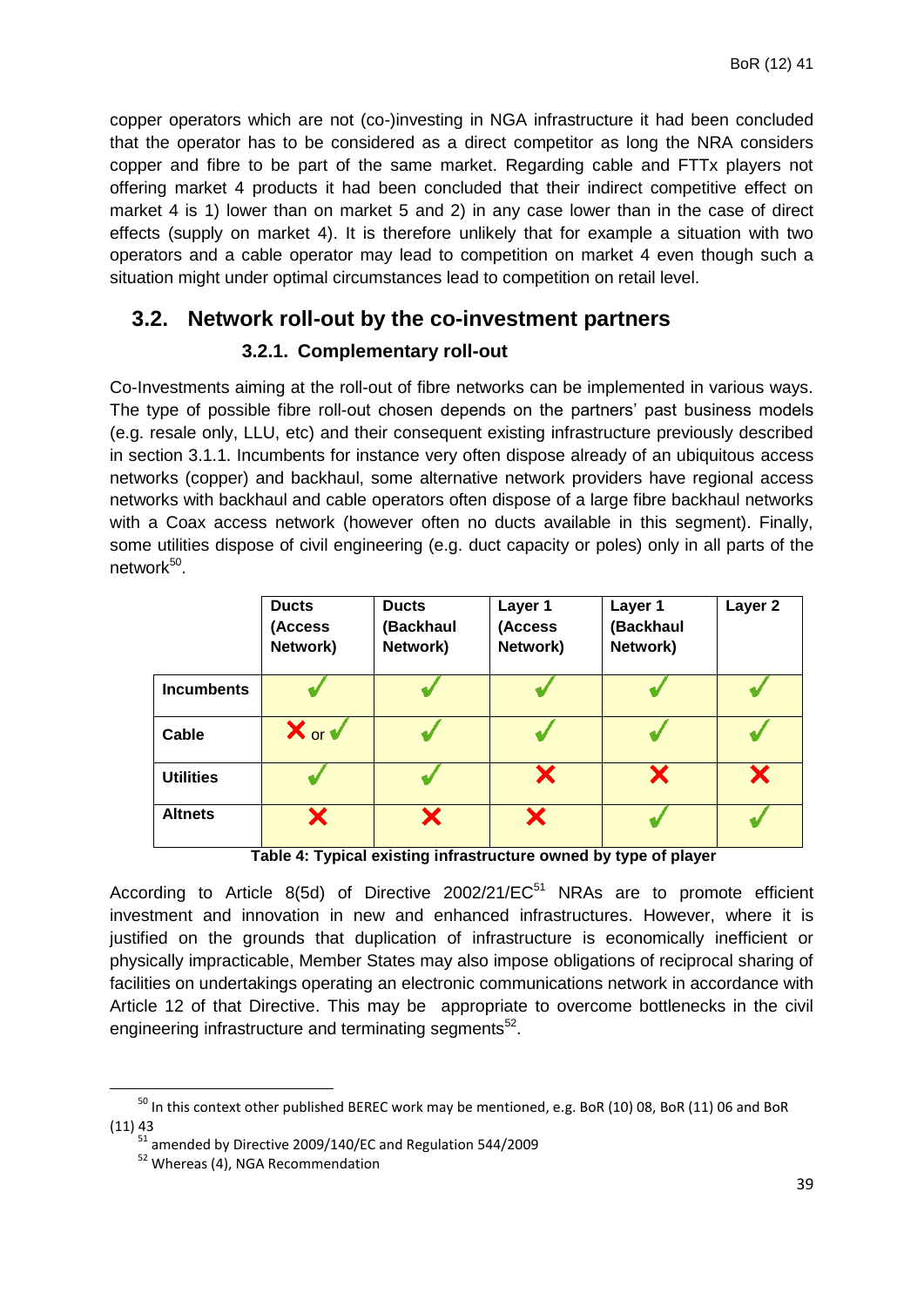copper operators which are not (co-)investing in NGA infrastructure it had been concluded that the operator has to be considered as a direct competitor as long the NRA considers copper and fibre to be part of the same market. Regarding cable and FTTx players not offering market 4 products it had been concluded that their indirect competitive effect on market 4 is 1) lower than on market 5 and 2) in any case lower than in the case of direct effects (supply on market 4). It is therefore unlikely that for example a situation with two operators and a cable operator may lead to competition on market 4 even though such a situation might under optimal circumstances lead to competition on retail level.

## 3.2. Network roll-out by the co-investment partners

### 3.2.1. Complementary roll-out

Co-Investments aiming at the roll-out of fibre networks can be implemented in various ways. The type of possible fibre roll-out chosen depends on the partners' past business models (e.g. resale only, LLU, etc) and their consequent existing infrastructure previously described in section 3.1.1. Incumbents for instance very often dispose already of an ubiquitous access networks (copper) and backhaul, some alternative network providers have regional access networks with backhaul and cable operators often dispose of a large fibre backhaul networks with a Coax access network (however often no ducts available in this segment). Finally, some utilities dispose of civil engineering (e.g. duct capacity or poles) only in all parts of the network[50].

| | Ducts (Access Network) | Ducts (Backhaul Network) | Layer 1 (Access Network) | Layer 1 (Backhaul Network) | Layer 2 |
|---|---|---|---|---|---|
| **Incumbents** | ✔ | ✔ | ✔ | ✔ | ✔ |
| **Cable** | ✘ or ✔ | ✔ | ✔ | ✔ | ✔ |
| **Utilities** | ✔ | ✔ | ✘ | ✘ | ✘ |
| **Altnets** | ✘ | ✘ | ✘ | ✔ | ✔ |

**Table 4: Typical existing infrastructure owned by type of player**

According to Article 8(5d) of Directive 2002/21/EC[51] NRAs are to promote efficient investment and innovation in new and enhanced infrastructures. However, where it is justified on the grounds that duplication of infrastructure is economically inefficient or physically impracticable, Member States may also impose obligations of reciprocal sharing of facilities on undertakings operating an electronic communications network in accordance with Article 12 of that Directive. This may be appropriate to overcome bottlenecks in the civil engineering infrastructure and terminating segments[52].

[50] In this context other published BEREC work may be mentioned, e.g. BoR (10) 08, BoR (11) 06 and BoR (11) 43

[51] amended by Directive 2009/140/EC and Regulation 544/2009

[52] Whereas (4), NGA Recommendation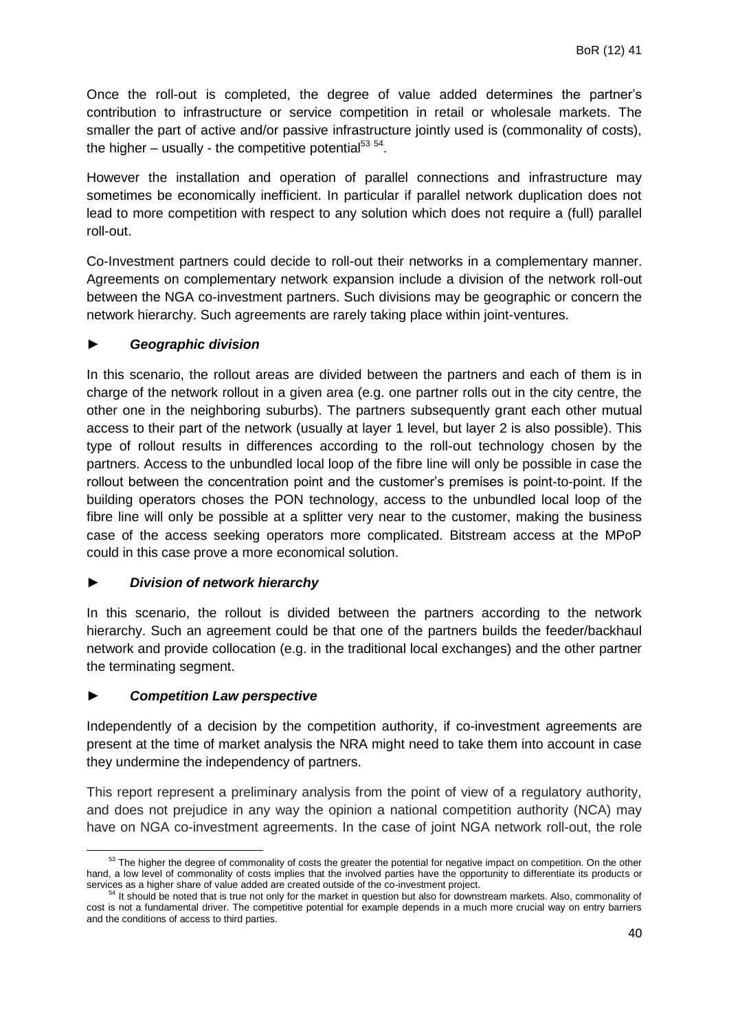Once the roll-out is completed, the degree of value added determines the partner's contribution to infrastructure or service competition in retail or wholesale markets. The smaller the part of active and/or passive infrastructure jointly used is (commonality of costs), the higher – usually - the competitive potential[53 54].

However the installation and operation of parallel connections and infrastructure may sometimes be economically inefficient. In particular if parallel network duplication does not lead to more competition with respect to any solution which does not require a (full) parallel roll-out.

Co-Investment partners could decide to roll-out their networks in a complementary manner. Agreements on complementary network expansion include a division of the network roll-out between the NGA co-investment partners. Such divisions may be geographic or concern the network hierarchy. Such agreements are rarely taking place within joint-ventures.

### ► *Geographic division*

In this scenario, the rollout areas are divided between the partners and each of them is in charge of the network rollout in a given area (e.g. one partner rolls out in the city centre, the other one in the neighboring suburbs). The partners subsequently grant each other mutual access to their part of the network (usually at layer 1 level, but layer 2 is also possible). This type of rollout results in differences according to the roll-out technology chosen by the partners. Access to the unbundled local loop of the fibre line will only be possible in case the rollout between the concentration point and the customer's premises is point-to-point. If the building operators choses the PON technology, access to the unbundled local loop of the fibre line will only be possible at a splitter very near to the customer, making the business case of the access seeking operators more complicated. Bitstream access at the MPoP could in this case prove a more economical solution.

### ► *Division of network hierarchy*

In this scenario, the rollout is divided between the partners according to the network hierarchy. Such an agreement could be that one of the partners builds the feeder/backhaul network and provide collocation (e.g. in the traditional local exchanges) and the other partner the terminating segment.

### ► *Competition Law perspective*

Independently of a decision by the competition authority, if co-investment agreements are present at the time of market analysis the NRA might need to take them into account in case they undermine the independency of partners.

This report represent a preliminary analysis from the point of view of a regulatory authority, and does not prejudice in any way the opinion a national competition authority (NCA) may have on NGA co-investment agreements. In the case of joint NGA network roll-out, the role

---

[53] The higher the degree of commonality of costs the greater the potential for negative impact on competition. On the other hand, a low level of commonality of costs implies that the involved parties have the opportunity to differentiate its products or services as a higher share of value added are created outside of the co-investment project.

[54] It should be noted that is true not only for the market in question but also for downstream markets. Also, commonality of cost is not a fundamental driver. The competitive potential for example depends in a much more crucial way on entry barriers and the conditions of access to third parties.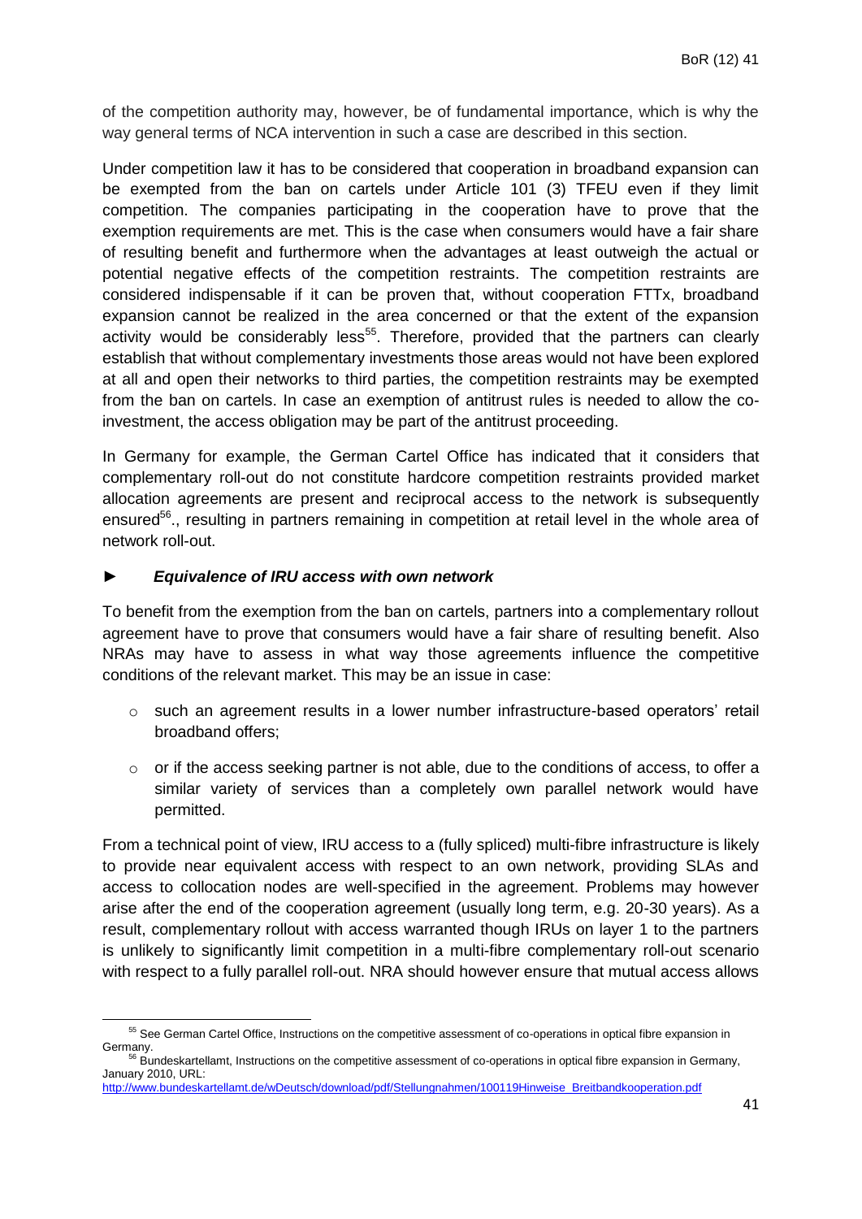of the competition authority may, however, be of fundamental importance, which is why the way general terms of NCA intervention in such a case are described in this section.

Under competition law it has to be considered that cooperation in broadband expansion can be exempted from the ban on cartels under Article 101 (3) TFEU even if they limit competition. The companies participating in the cooperation have to prove that the exemption requirements are met. This is the case when consumers would have a fair share of resulting benefit and furthermore when the advantages at least outweigh the actual or potential negative effects of the competition restraints. The competition restraints are considered indispensable if it can be proven that, without cooperation FTTx, broadband expansion cannot be realized in the area concerned or that the extent of the expansion activity would be considerably less[55]. Therefore, provided that the partners can clearly establish that without complementary investments those areas would not have been explored at all and open their networks to third parties, the competition restraints may be exempted from the ban on cartels. In case an exemption of antitrust rules is needed to allow the co-investment, the access obligation may be part of the antitrust proceeding.

In Germany for example, the German Cartel Office has indicated that it considers that complementary roll-out do not constitute hardcore competition restraints provided market allocation agreements are present and reciprocal access to the network is subsequently ensured[56]., resulting in partners remaining in competition at retail level in the whole area of network roll-out.

► ***Equivalence of IRU access with own network***

To benefit from the exemption from the ban on cartels, partners into a complementary rollout agreement have to prove that consumers would have a fair share of resulting benefit. Also NRAs may have to assess in what way those agreements influence the competitive conditions of the relevant market. This may be an issue in case:

- such an agreement results in a lower number infrastructure-based operators' retail broadband offers;
- or if the access seeking partner is not able, due to the conditions of access, to offer a similar variety of services than a completely own parallel network would have permitted.

From a technical point of view, IRU access to a (fully spliced) multi-fibre infrastructure is likely to provide near equivalent access with respect to an own network, providing SLAs and access to collocation nodes are well-specified in the agreement. Problems may however arise after the end of the cooperation agreement (usually long term, e.g. 20-30 years). As a result, complementary rollout with access warranted though IRUs on layer 1 to the partners is unlikely to significantly limit competition in a multi-fibre complementary roll-out scenario with respect to a fully parallel roll-out. NRA should however ensure that mutual access allows

[55] See German Cartel Office, Instructions on the competitive assessment of co-operations in optical fibre expansion in Germany.

[56] Bundeskartellamt, Instructions on the competitive assessment of co-operations in optical fibre expansion in Germany, January 2010, URL: http://www.bundeskartellamt.de/wDeutsch/download/pdf/Stellungnahmen/100119Hinweise_Breitbandkooperation.pdf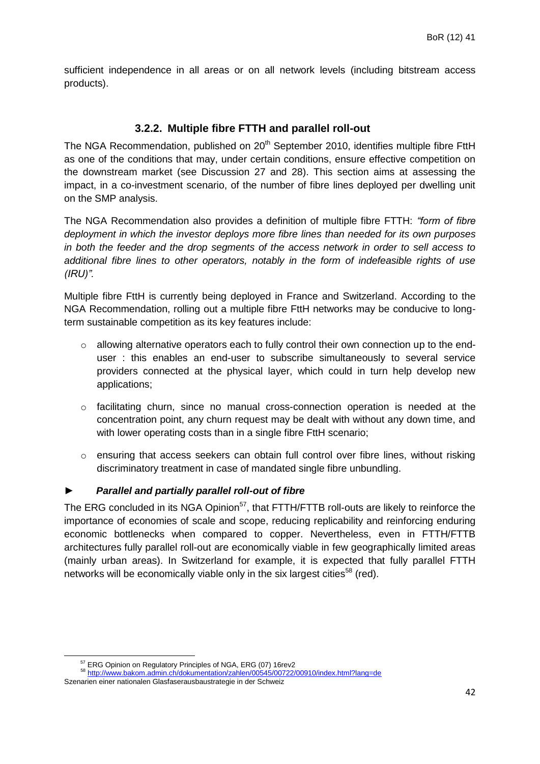sufficient independence in all areas or on all network levels (including bitstream access products).

### 3.2.2. Multiple fibre FTTH and parallel roll-out

The NGA Recommendation, published on 20th September 2010, identifies multiple fibre FttH as one of the conditions that may, under certain conditions, ensure effective competition on the downstream market (see Discussion 27 and 28). This section aims at assessing the impact, in a co-investment scenario, of the number of fibre lines deployed per dwelling unit on the SMP analysis.

The NGA Recommendation also provides a definition of multiple fibre FTTH: *"form of fibre deployment in which the investor deploys more fibre lines than needed for its own purposes in both the feeder and the drop segments of the access network in order to sell access to additional fibre lines to other operators, notably in the form of indefeasible rights of use (IRU)".*

Multiple fibre FttH is currently being deployed in France and Switzerland. According to the NGA Recommendation, rolling out a multiple fibre FttH networks may be conducive to long-term sustainable competition as its key features include:

- allowing alternative operators each to fully control their own connection up to the end-user : this enables an end-user to subscribe simultaneously to several service providers connected at the physical layer, which could in turn help develop new applications;
- facilitating churn, since no manual cross-connection operation is needed at the concentration point, any churn request may be dealt with without any down time, and with lower operating costs than in a single fibre FttH scenario;
- ensuring that access seekers can obtain full control over fibre lines, without risking discriminatory treatment in case of mandated single fibre unbundling.

► ***Parallel and partially parallel roll-out of fibre***

The ERG concluded in its NGA Opinion[57], that FTTH/FTTB roll-outs are likely to reinforce the importance of economies of scale and scope, reducing replicability and reinforcing enduring economic bottlenecks when compared to copper. Nevertheless, even in FTTH/FTTB architectures fully parallel roll-out are economically viable in few geographically limited areas (mainly urban areas). In Switzerland for example, it is expected that fully parallel FTTH networks will be economically viable only in the six largest cities[58] (red).

[57] ERG Opinion on Regulatory Principles of NGA, ERG (07) 16rev2

[58] http://www.bakom.admin.ch/dokumentation/zahlen/00545/00722/00910/index.html?lang=de Szenarien einer nationalen Glasfaserausbaustrategie in der Schweiz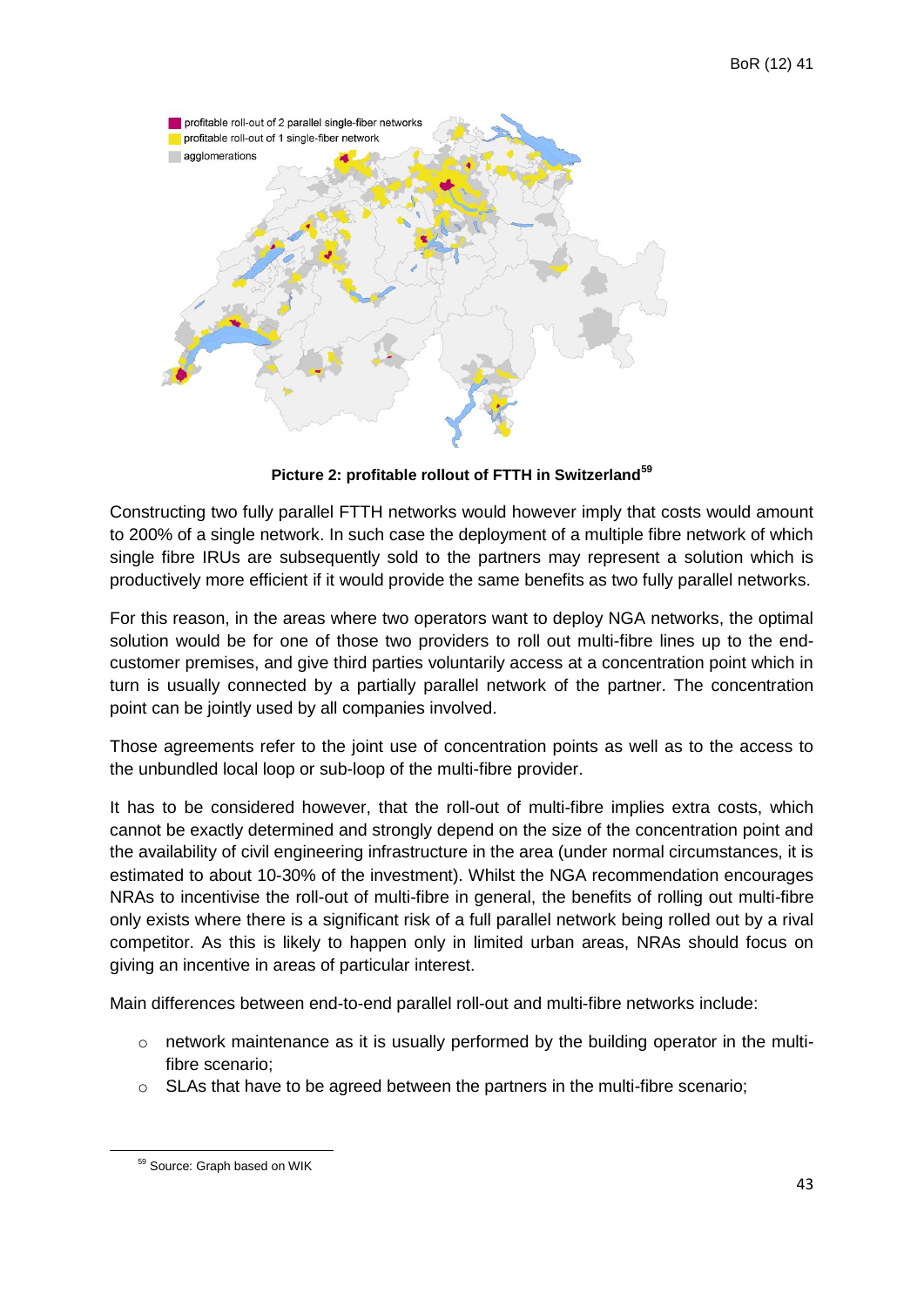**Picture 2: profitable rollout of FTTH in Switzerland**[59]

Constructing two fully parallel FTTH networks would however imply that costs would amount to 200% of a single network. In such case the deployment of a multiple fibre network of which single fibre IRUs are subsequently sold to the partners may represent a solution which is productively more efficient if it would provide the same benefits as two fully parallel networks.

For this reason, in the areas where two operators want to deploy NGA networks, the optimal solution would be for one of those two providers to roll out multi-fibre lines up to the end-customer premises, and give third parties voluntarily access at a concentration point which in turn is usually connected by a partially parallel network of the partner. The concentration point can be jointly used by all companies involved.

Those agreements refer to the joint use of concentration points as well as to the access to the unbundled local loop or sub-loop of the multi-fibre provider.

It has to be considered however, that the roll-out of multi-fibre implies extra costs, which cannot be exactly determined and strongly depend on the size of the concentration point and the availability of civil engineering infrastructure in the area (under normal circumstances, it is estimated to about 10-30% of the investment). Whilst the NGA recommendation encourages NRAs to incentivise the roll-out of multi-fibre in general, the benefits of rolling out multi-fibre only exists where there is a significant risk of a full parallel network being rolled out by a rival competitor. As this is likely to happen only in limited urban areas, NRAs should focus on giving an incentive in areas of particular interest.

Main differences between end-to-end parallel roll-out and multi-fibre networks include:

- network maintenance as it is usually performed by the building operator in the multi-fibre scenario;
- SLAs that have to be agreed between the partners in the multi-fibre scenario;

[59] Source: Graph based on WIK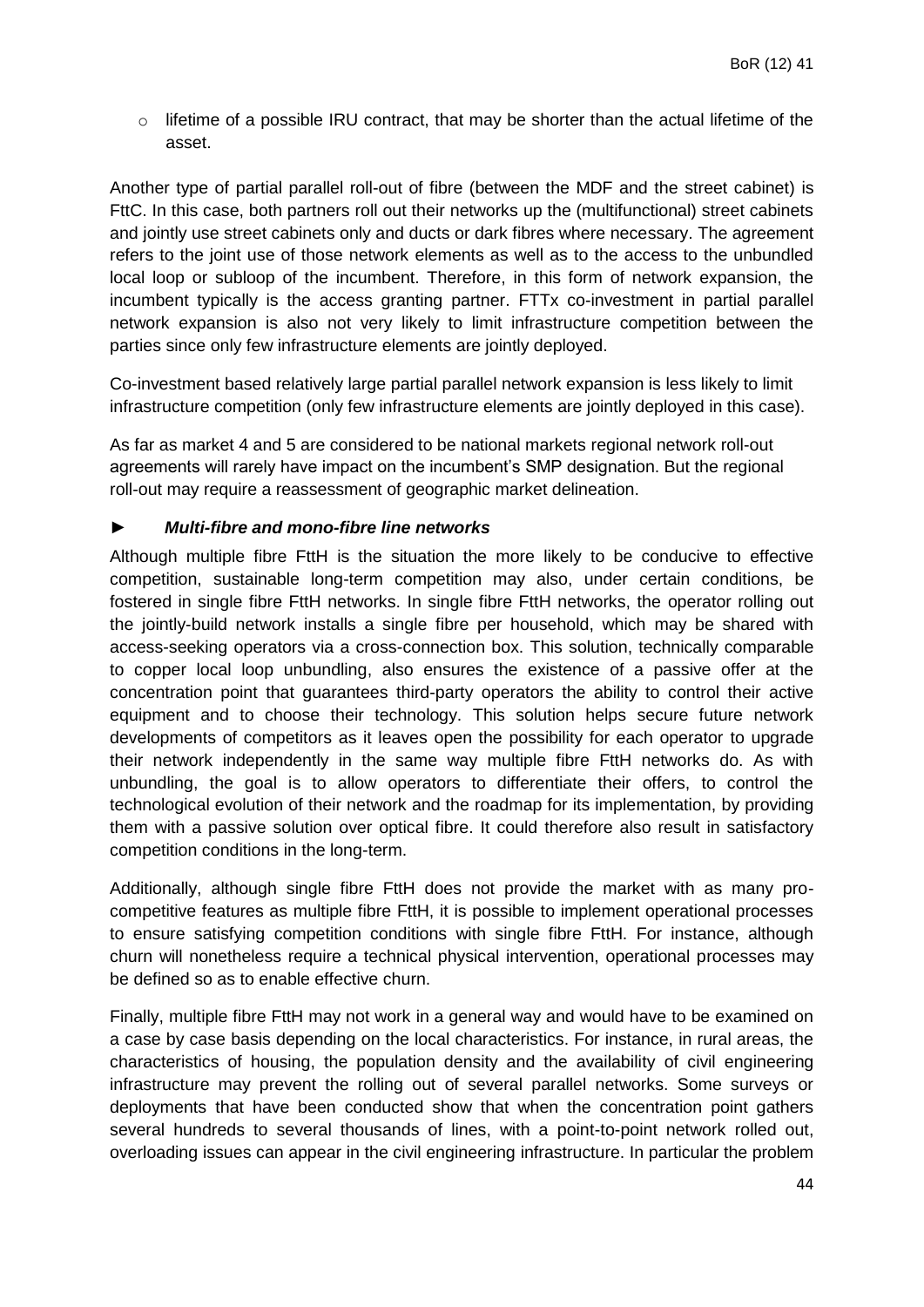- lifetime of a possible IRU contract, that may be shorter than the actual lifetime of the asset.

Another type of partial parallel roll-out of fibre (between the MDF and the street cabinet) is FttC. In this case, both partners roll out their networks up the (multifunctional) street cabinets and jointly use street cabinets only and ducts or dark fibres where necessary. The agreement refers to the joint use of those network elements as well as to the access to the unbundled local loop or subloop of the incumbent. Therefore, in this form of network expansion, the incumbent typically is the access granting partner. FTTx co-investment in partial parallel network expansion is also not very likely to limit infrastructure competition between the parties since only few infrastructure elements are jointly deployed.

Co-investment based relatively large partial parallel network expansion is less likely to limit infrastructure competition (only few infrastructure elements are jointly deployed in this case).

As far as market 4 and 5 are considered to be national markets regional network roll-out agreements will rarely have impact on the incumbent's SMP designation. But the regional roll-out may require a reassessment of geographic market delineation.

### ► *Multi-fibre and mono-fibre line networks*

Although multiple fibre FttH is the situation the more likely to be conducive to effective competition, sustainable long-term competition may also, under certain conditions, be fostered in single fibre FttH networks. In single fibre FttH networks, the operator rolling out the jointly-build network installs a single fibre per household, which may be shared with access-seeking operators via a cross-connection box. This solution, technically comparable to copper local loop unbundling, also ensures the existence of a passive offer at the concentration point that guarantees third-party operators the ability to control their active equipment and to choose their technology. This solution helps secure future network developments of competitors as it leaves open the possibility for each operator to upgrade their network independently in the same way multiple fibre FttH networks do. As with unbundling, the goal is to allow operators to differentiate their offers, to control the technological evolution of their network and the roadmap for its implementation, by providing them with a passive solution over optical fibre. It could therefore also result in satisfactory competition conditions in the long-term.

Additionally, although single fibre FttH does not provide the market with as many pro-competitive features as multiple fibre FttH, it is possible to implement operational processes to ensure satisfying competition conditions with single fibre FttH. For instance, although churn will nonetheless require a technical physical intervention, operational processes may be defined so as to enable effective churn.

Finally, multiple fibre FttH may not work in a general way and would have to be examined on a case by case basis depending on the local characteristics. For instance, in rural areas, the characteristics of housing, the population density and the availability of civil engineering infrastructure may prevent the rolling out of several parallel networks. Some surveys or deployments that have been conducted show that when the concentration point gathers several hundreds to several thousands of lines, with a point-to-point network rolled out, overloading issues can appear in the civil engineering infrastructure. In particular the problem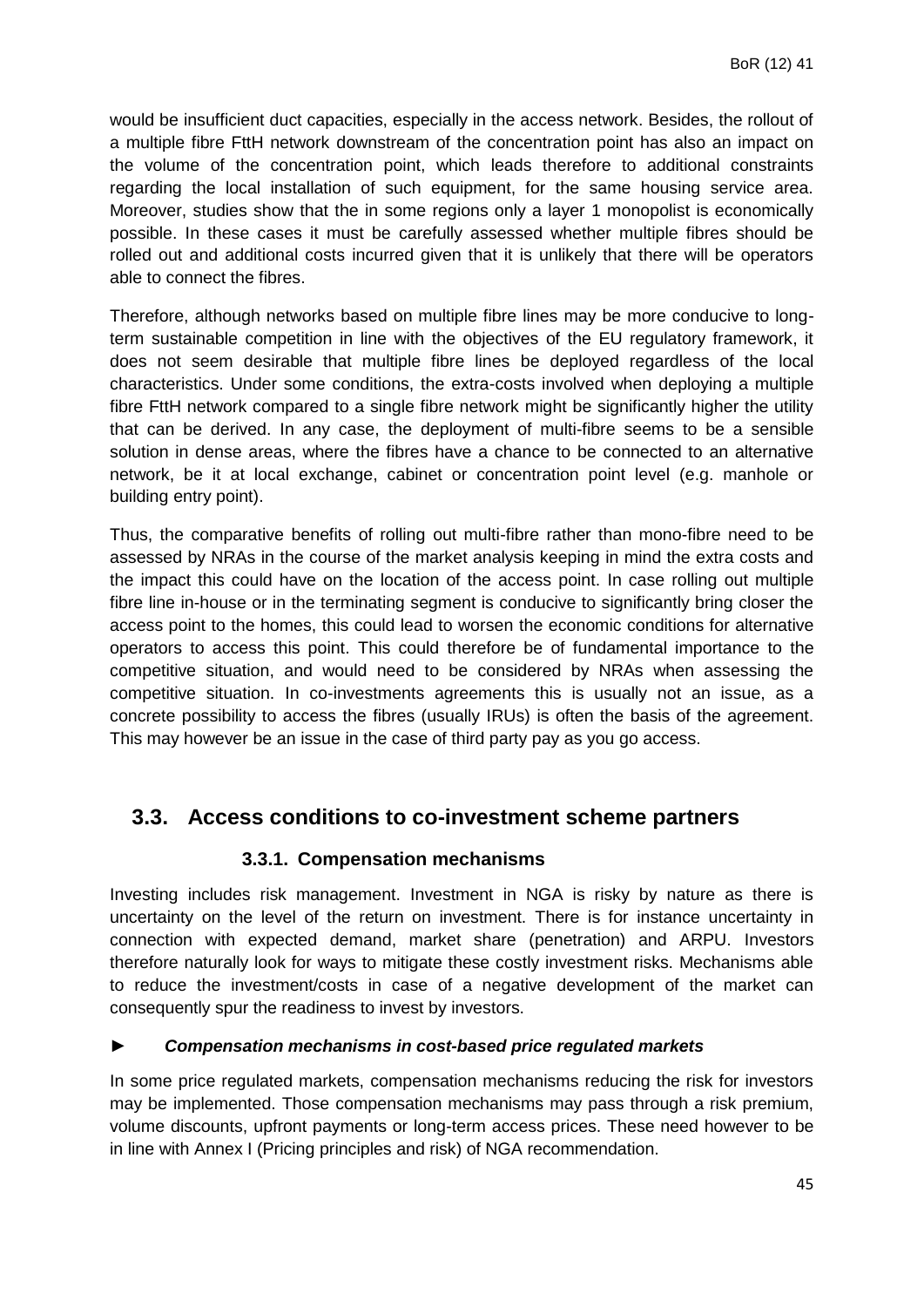would be insufficient duct capacities, especially in the access network. Besides, the rollout of a multiple fibre FttH network downstream of the concentration point has also an impact on the volume of the concentration point, which leads therefore to additional constraints regarding the local installation of such equipment, for the same housing service area. Moreover, studies show that the in some regions only a layer 1 monopolist is economically possible. In these cases it must be carefully assessed whether multiple fibres should be rolled out and additional costs incurred given that it is unlikely that there will be operators able to connect the fibres.

Therefore, although networks based on multiple fibre lines may be more conducive to long-term sustainable competition in line with the objectives of the EU regulatory framework, it does not seem desirable that multiple fibre lines be deployed regardless of the local characteristics. Under some conditions, the extra-costs involved when deploying a multiple fibre FttH network compared to a single fibre network might be significantly higher the utility that can be derived. In any case, the deployment of multi-fibre seems to be a sensible solution in dense areas, where the fibres have a chance to be connected to an alternative network, be it at local exchange, cabinet or concentration point level (e.g. manhole or building entry point).

Thus, the comparative benefits of rolling out multi-fibre rather than mono-fibre need to be assessed by NRAs in the course of the market analysis keeping in mind the extra costs and the impact this could have on the location of the access point. In case rolling out multiple fibre line in-house or in the terminating segment is conducive to significantly bring closer the access point to the homes, this could lead to worsen the economic conditions for alternative operators to access this point. This could therefore be of fundamental importance to the competitive situation, and would need to be considered by NRAs when assessing the competitive situation. In co-investments agreements this is usually not an issue, as a concrete possibility to access the fibres (usually IRUs) is often the basis of the agreement. This may however be an issue in the case of third party pay as you go access.

## 3.3. Access conditions to co-investment scheme partners

### 3.3.1. Compensation mechanisms

Investing includes risk management. Investment in NGA is risky by nature as there is uncertainty on the level of the return on investment. There is for instance uncertainty in connection with expected demand, market share (penetration) and ARPU. Investors therefore naturally look for ways to mitigate these costly investment risks. Mechanisms able to reduce the investment/costs in case of a negative development of the market can consequently spur the readiness to invest by investors.

► ***Compensation mechanisms in cost-based price regulated markets***

In some price regulated markets, compensation mechanisms reducing the risk for investors may be implemented. Those compensation mechanisms may pass through a risk premium, volume discounts, upfront payments or long-term access prices. These need however to be in line with Annex I (Pricing principles and risk) of NGA recommendation.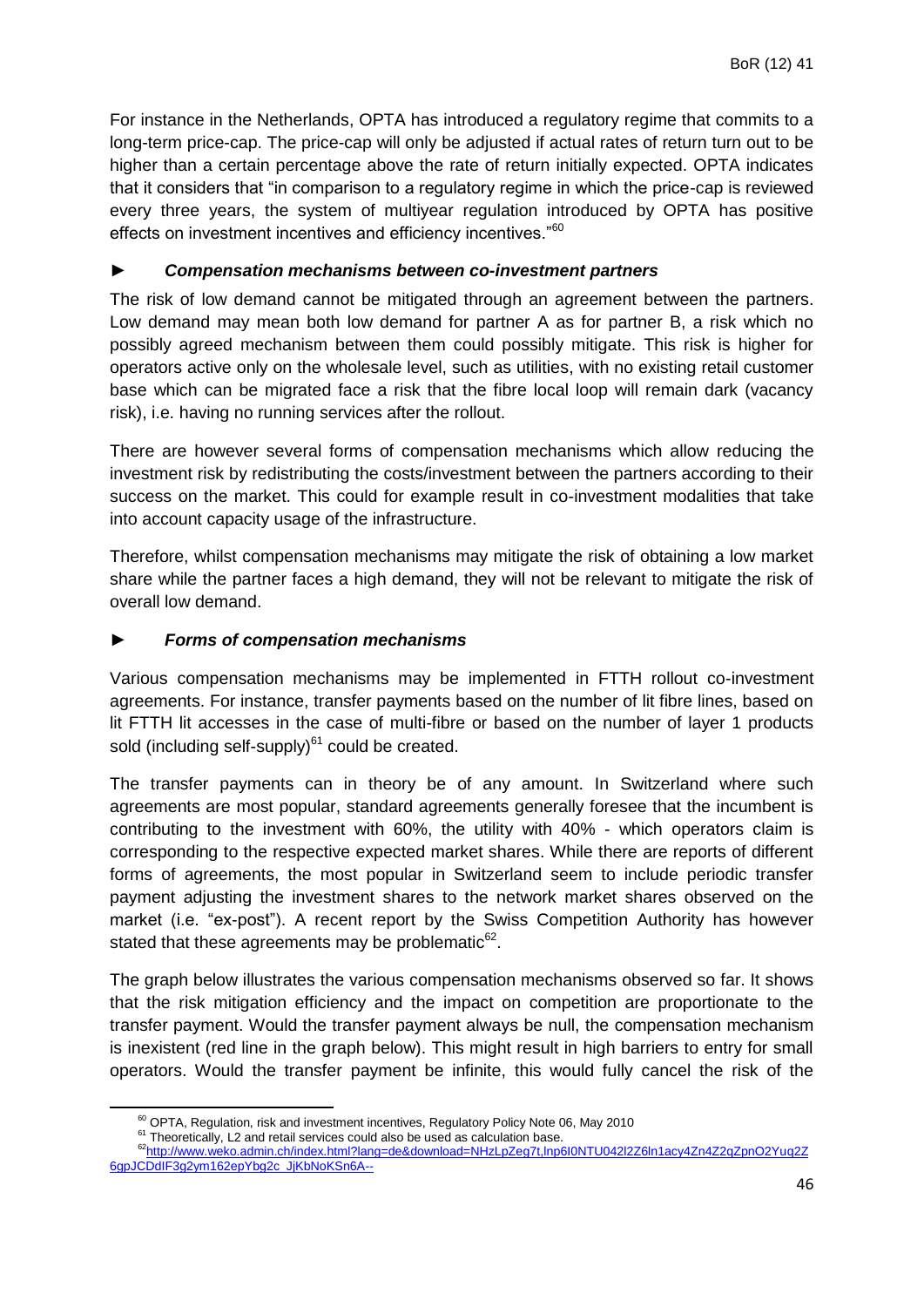For instance in the Netherlands, OPTA has introduced a regulatory regime that commits to a long-term price-cap. The price-cap will only be adjusted if actual rates of return turn out to be higher than a certain percentage above the rate of return initially expected. OPTA indicates that it considers that "in comparison to a regulatory regime in which the price-cap is reviewed every three years, the system of multiyear regulation introduced by OPTA has positive effects on investment incentives and efficiency incentives."[60]

### ► *Compensation mechanisms between co-investment partners*

The risk of low demand cannot be mitigated through an agreement between the partners. Low demand may mean both low demand for partner A as for partner B, a risk which no possibly agreed mechanism between them could possibly mitigate. This risk is higher for operators active only on the wholesale level, such as utilities, with no existing retail customer base which can be migrated face a risk that the fibre local loop will remain dark (vacancy risk), i.e. having no running services after the rollout.

There are however several forms of compensation mechanisms which allow reducing the investment risk by redistributing the costs/investment between the partners according to their success on the market. This could for example result in co-investment modalities that take into account capacity usage of the infrastructure.

Therefore, whilst compensation mechanisms may mitigate the risk of obtaining a low market share while the partner faces a high demand, they will not be relevant to mitigate the risk of overall low demand.

### ► *Forms of compensation mechanisms*

Various compensation mechanisms may be implemented in FTTH rollout co-investment agreements. For instance, transfer payments based on the number of lit fibre lines, based on lit FTTH lit accesses in the case of multi-fibre or based on the number of layer 1 products sold (including self-supply)[61] could be created.

The transfer payments can in theory be of any amount. In Switzerland where such agreements are most popular, standard agreements generally foresee that the incumbent is contributing to the investment with 60%, the utility with 40% - which operators claim is corresponding to the respective expected market shares. While there are reports of different forms of agreements, the most popular in Switzerland seem to include periodic transfer payment adjusting the investment shares to the network market shares observed on the market (i.e. "ex-post"). A recent report by the Swiss Competition Authority has however stated that these agreements may be problematic[62].

The graph below illustrates the various compensation mechanisms observed so far. It shows that the risk mitigation efficiency and the impact on competition are proportionate to the transfer payment. Would the transfer payment always be null, the compensation mechanism is inexistent (red line in the graph below). This might result in high barriers to entry for small operators. Would the transfer payment be infinite, this would fully cancel the risk of the

---

[60] OPTA, Regulation, risk and investment incentives, Regulatory Policy Note 06, May 2010

[61] Theoretically, L2 and retail services could also be used as calculation base.

[62] http://www.weko.admin.ch/index.html?lang=de&download=NHzLpZeg7t,lnp6I0NTU042l2Z6ln1acy4Zn4Z2qZpnO2Yuq2Z6gpJCDdIF3g2ym162epYbg2c_JjKbNoKSn6A--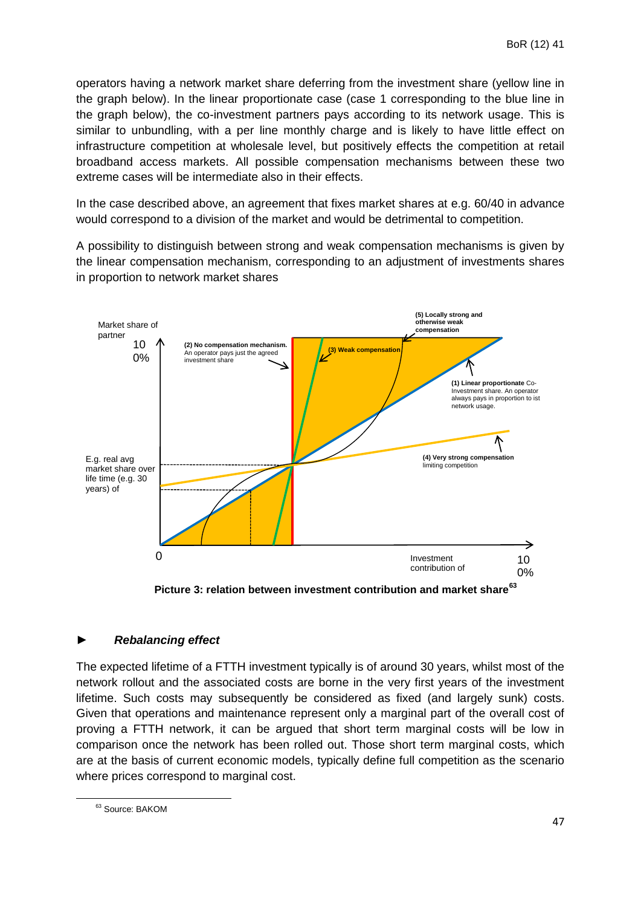operators having a network market share deferring from the investment share (yellow line in the graph below). In the linear proportionate case (case 1 corresponding to the blue line in the graph below), the co-investment partners pays according to its network usage. This is similar to unbundling, with a per line monthly charge and is likely to have little effect on infrastructure competition at wholesale level, but positively effects the competition at retail broadband access markets. All possible compensation mechanisms between these two extreme cases will be intermediate also in their effects.

In the case described above, an agreement that fixes market shares at e.g. 60/40 in advance would correspond to a division of the market and would be detrimental to competition.

A possibility to distinguish between strong and weak compensation mechanisms is given by the linear compensation mechanism, corresponding to an adjustment of investments shares in proportion to network market shares

Market share of partner

100%

(2) No compensation mechanism. An operator pays just the agreed investment share

(3) Weak compensation

(5) Locally strong and otherwise weak compensation

(1) Linear proportionate Co-Investment share. An operator always pays in proportion to ist network usage.

(4) Very strong compensation limiting competition

E.g. real avg market share over life time (e.g. 30 years) of

0

Investment contribution of

100%

**Picture 3: relation between investment contribution and market share**[63]

## ► *Rebalancing effect*

The expected lifetime of a FTTH investment typically is of around 30 years, whilst most of the network rollout and the associated costs are borne in the very first years of the investment lifetime. Such costs may subsequently be considered as fixed (and largely sunk) costs. Given that operations and maintenance represent only a marginal part of the overall cost of proving a FTTH network, it can be argued that short term marginal costs will be low in comparison once the network has been rolled out. Those short term marginal costs, which are at the basis of current economic models, typically define full competition as the scenario where prices correspond to marginal cost.

[63] Source: BAKOM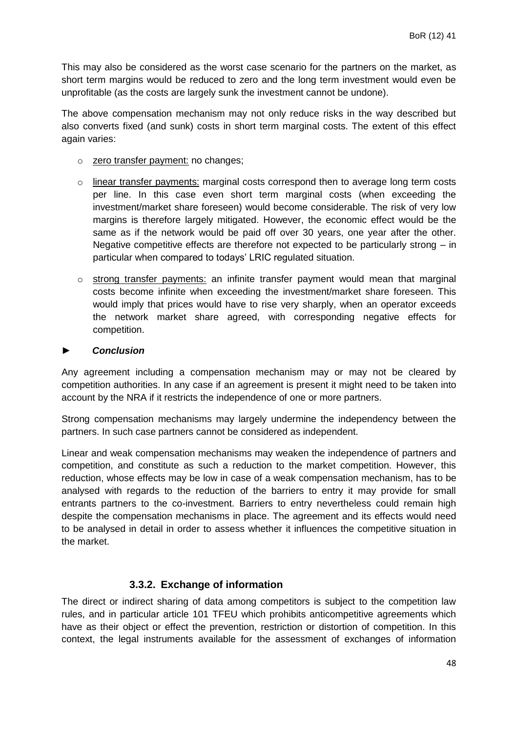This may also be considered as the worst case scenario for the partners on the market, as short term margins would be reduced to zero and the long term investment would even be unprofitable (as the costs are largely sunk the investment cannot be undone).

The above compensation mechanism may not only reduce risks in the way described but also converts fixed (and sunk) costs in short term marginal costs. The extent of this effect again varies:

- zero transfer payment: no changes;
- linear transfer payments: marginal costs correspond then to average long term costs per line. In this case even short term marginal costs (when exceeding the investment/market share foreseen) would become considerable. The risk of very low margins is therefore largely mitigated. However, the economic effect would be the same as if the network would be paid off over 30 years, one year after the other. Negative competitive effects are therefore not expected to be particularly strong – in particular when compared to todays' LRIC regulated situation.
- strong transfer payments: an infinite transfer payment would mean that marginal costs become infinite when exceeding the investment/market share foreseen. This would imply that prices would have to rise very sharply, when an operator exceeds the network market share agreed, with corresponding negative effects for competition.

► ***Conclusion***

Any agreement including a compensation mechanism may or may not be cleared by competition authorities. In any case if an agreement is present it might need to be taken into account by the NRA if it restricts the independence of one or more partners.

Strong compensation mechanisms may largely undermine the independency between the partners. In such case partners cannot be considered as independent.

Linear and weak compensation mechanisms may weaken the independence of partners and competition, and constitute as such a reduction to the market competition. However, this reduction, whose effects may be low in case of a weak compensation mechanism, has to be analysed with regards to the reduction of the barriers to entry it may provide for small entrants partners to the co-investment. Barriers to entry nevertheless could remain high despite the compensation mechanisms in place. The agreement and its effects would need to be analysed in detail in order to assess whether it influences the competitive situation in the market.

### 3.3.2. Exchange of information

The direct or indirect sharing of data among competitors is subject to the competition law rules, and in particular article 101 TFEU which prohibits anticompetitive agreements which have as their object or effect the prevention, restriction or distortion of competition. In this context, the legal instruments available for the assessment of exchanges of information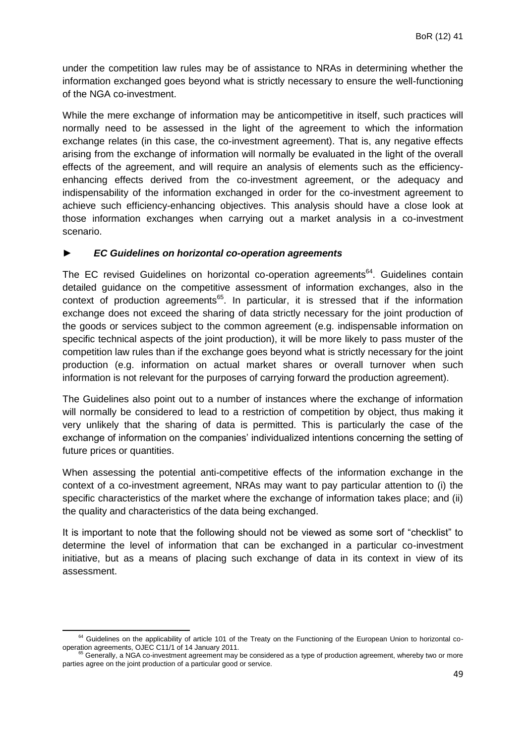under the competition law rules may be of assistance to NRAs in determining whether the information exchanged goes beyond what is strictly necessary to ensure the well-functioning of the NGA co-investment.

While the mere exchange of information may be anticompetitive in itself, such practices will normally need to be assessed in the light of the agreement to which the information exchange relates (in this case, the co-investment agreement). That is, any negative effects arising from the exchange of information will normally be evaluated in the light of the overall effects of the agreement, and will require an analysis of elements such as the efficiency-enhancing effects derived from the co-investment agreement, or the adequacy and indispensability of the information exchanged in order for the co-investment agreement to achieve such efficiency-enhancing objectives. This analysis should have a close look at those information exchanges when carrying out a market analysis in a co-investment scenario.

### ► *EC Guidelines on horizontal co-operation agreements*

The EC revised Guidelines on horizontal co-operation agreements[64]. Guidelines contain detailed guidance on the competitive assessment of information exchanges, also in the context of production agreements[65]. In particular, it is stressed that if the information exchange does not exceed the sharing of data strictly necessary for the joint production of the goods or services subject to the common agreement (e.g. indispensable information on specific technical aspects of the joint production), it will be more likely to pass muster of the competition law rules than if the exchange goes beyond what is strictly necessary for the joint production (e.g. information on actual market shares or overall turnover when such information is not relevant for the purposes of carrying forward the production agreement).

The Guidelines also point out to a number of instances where the exchange of information will normally be considered to lead to a restriction of competition by object, thus making it very unlikely that the sharing of data is permitted. This is particularly the case of the exchange of information on the companies' individualized intentions concerning the setting of future prices or quantities.

When assessing the potential anti-competitive effects of the information exchange in the context of a co-investment agreement, NRAs may want to pay particular attention to (i) the specific characteristics of the market where the exchange of information takes place; and (ii) the quality and characteristics of the data being exchanged.

It is important to note that the following should not be viewed as some sort of "checklist" to determine the level of information that can be exchanged in a particular co-investment initiative, but as a means of placing such exchange of data in its context in view of its assessment.

---

[64] Guidelines on the applicability of article 101 of the Treaty on the Functioning of the European Union to horizontal co-operation agreements, OJEC C11/1 of 14 January 2011.

[65] Generally, a NGA co-investment agreement may be considered as a type of production agreement, whereby two or more parties agree on the joint production of a particular good or service.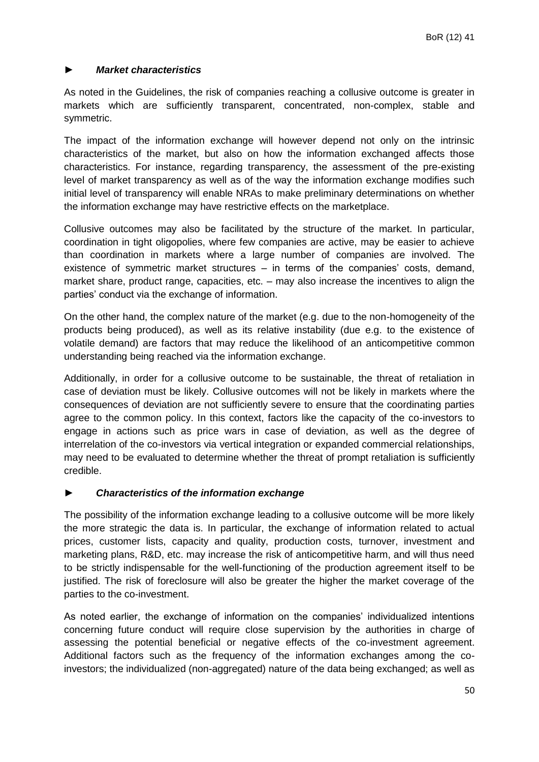► ***Market characteristics***

As noted in the Guidelines, the risk of companies reaching a collusive outcome is greater in markets which are sufficiently transparent, concentrated, non-complex, stable and symmetric.

The impact of the information exchange will however depend not only on the intrinsic characteristics of the market, but also on how the information exchanged affects those characteristics. For instance, regarding transparency, the assessment of the pre-existing level of market transparency as well as of the way the information exchange modifies such initial level of transparency will enable NRAs to make preliminary determinations on whether the information exchange may have restrictive effects on the marketplace.

Collusive outcomes may also be facilitated by the structure of the market. In particular, coordination in tight oligopolies, where few companies are active, may be easier to achieve than coordination in markets where a large number of companies are involved. The existence of symmetric market structures – in terms of the companies' costs, demand, market share, product range, capacities, etc. – may also increase the incentives to align the parties' conduct via the exchange of information.

On the other hand, the complex nature of the market (e.g. due to the non-homogeneity of the products being produced), as well as its relative instability (due e.g. to the existence of volatile demand) are factors that may reduce the likelihood of an anticompetitive common understanding being reached via the information exchange.

Additionally, in order for a collusive outcome to be sustainable, the threat of retaliation in case of deviation must be likely. Collusive outcomes will not be likely in markets where the consequences of deviation are not sufficiently severe to ensure that the coordinating parties agree to the common policy. In this context, factors like the capacity of the co-investors to engage in actions such as price wars in case of deviation, as well as the degree of interrelation of the co-investors via vertical integration or expanded commercial relationships, may need to be evaluated to determine whether the threat of prompt retaliation is sufficiently credible.

► ***Characteristics of the information exchange***

The possibility of the information exchange leading to a collusive outcome will be more likely the more strategic the data is. In particular, the exchange of information related to actual prices, customer lists, capacity and quality, production costs, turnover, investment and marketing plans, R&D, etc. may increase the risk of anticompetitive harm, and will thus need to be strictly indispensable for the well-functioning of the production agreement itself to be justified. The risk of foreclosure will also be greater the higher the market coverage of the parties to the co-investment.

As noted earlier, the exchange of information on the companies' individualized intentions concerning future conduct will require close supervision by the authorities in charge of assessing the potential beneficial or negative effects of the co-investment agreement. Additional factors such as the frequency of the information exchanges among the co-investors; the individualized (non-aggregated) nature of the data being exchanged; as well as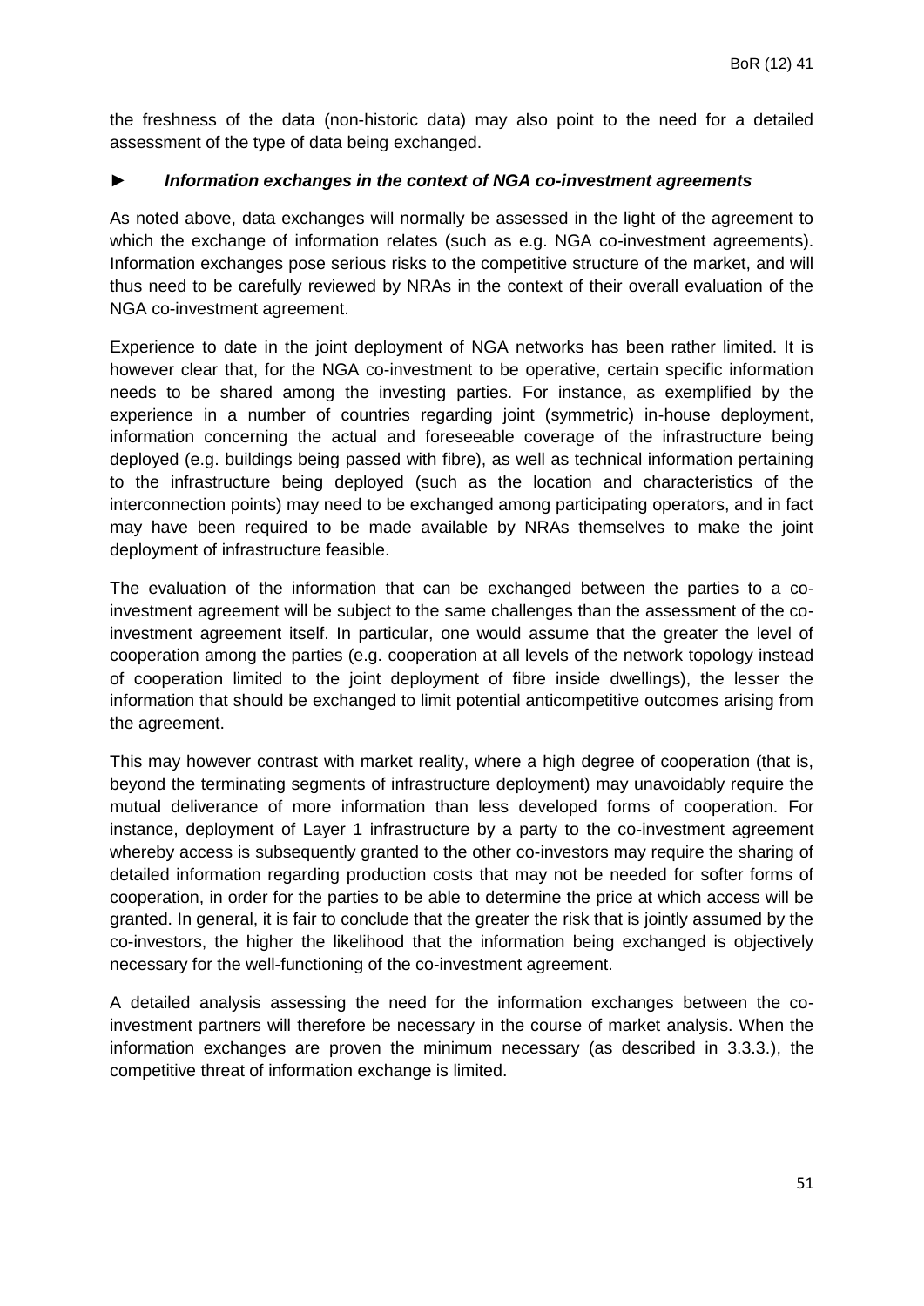the freshness of the data (non-historic data) may also point to the need for a detailed assessment of the type of data being exchanged.

► ***Information exchanges in the context of NGA co-investment agreements***

As noted above, data exchanges will normally be assessed in the light of the agreement to which the exchange of information relates (such as e.g. NGA co-investment agreements). Information exchanges pose serious risks to the competitive structure of the market, and will thus need to be carefully reviewed by NRAs in the context of their overall evaluation of the NGA co-investment agreement.

Experience to date in the joint deployment of NGA networks has been rather limited. It is however clear that, for the NGA co-investment to be operative, certain specific information needs to be shared among the investing parties. For instance, as exemplified by the experience in a number of countries regarding joint (symmetric) in-house deployment, information concerning the actual and foreseeable coverage of the infrastructure being deployed (e.g. buildings being passed with fibre), as well as technical information pertaining to the infrastructure being deployed (such as the location and characteristics of the interconnection points) may need to be exchanged among participating operators, and in fact may have been required to be made available by NRAs themselves to make the joint deployment of infrastructure feasible.

The evaluation of the information that can be exchanged between the parties to a co-investment agreement will be subject to the same challenges than the assessment of the co-investment agreement itself. In particular, one would assume that the greater the level of cooperation among the parties (e.g. cooperation at all levels of the network topology instead of cooperation limited to the joint deployment of fibre inside dwellings), the lesser the information that should be exchanged to limit potential anticompetitive outcomes arising from the agreement.

This may however contrast with market reality, where a high degree of cooperation (that is, beyond the terminating segments of infrastructure deployment) may unavoidably require the mutual deliverance of more information than less developed forms of cooperation. For instance, deployment of Layer 1 infrastructure by a party to the co-investment agreement whereby access is subsequently granted to the other co-investors may require the sharing of detailed information regarding production costs that may not be needed for softer forms of cooperation, in order for the parties to be able to determine the price at which access will be granted. In general, it is fair to conclude that the greater the risk that is jointly assumed by the co-investors, the higher the likelihood that the information being exchanged is objectively necessary for the well-functioning of the co-investment agreement.

A detailed analysis assessing the need for the information exchanges between the co-investment partners will therefore be necessary in the course of market analysis. When the information exchanges are proven the minimum necessary (as described in 3.3.3.), the competitive threat of information exchange is limited.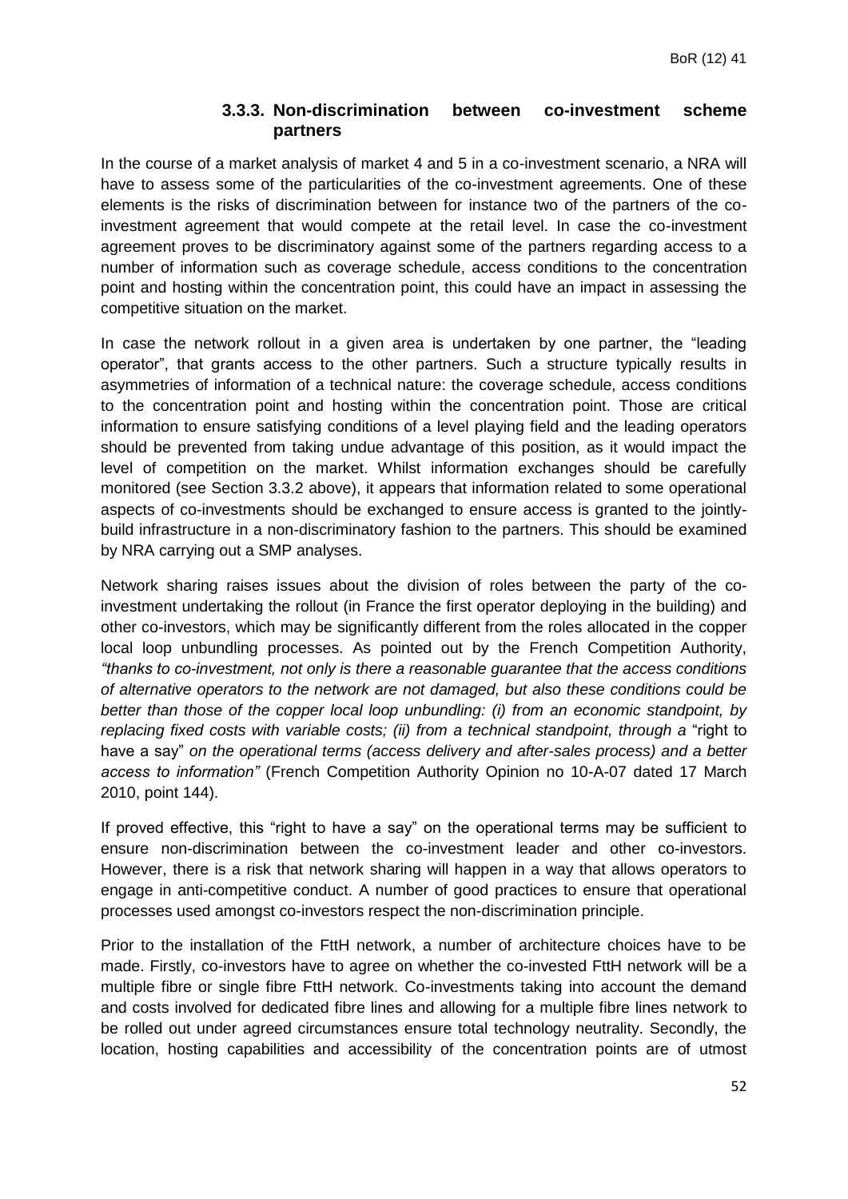### 3.3.3. Non-discrimination between co-investment scheme partners

In the course of a market analysis of market 4 and 5 in a co-investment scenario, a NRA will have to assess some of the particularities of the co-investment agreements. One of these elements is the risks of discrimination between for instance two of the partners of the co-investment agreement that would compete at the retail level. In case the co-investment agreement proves to be discriminatory against some of the partners regarding access to a number of information such as coverage schedule, access conditions to the concentration point and hosting within the concentration point, this could have an impact in assessing the competitive situation on the market.

In case the network rollout in a given area is undertaken by one partner, the "leading operator", that grants access to the other partners. Such a structure typically results in asymmetries of information of a technical nature: the coverage schedule, access conditions to the concentration point and hosting within the concentration point. Those are critical information to ensure satisfying conditions of a level playing field and the leading operators should be prevented from taking undue advantage of this position, as it would impact the level of competition on the market. Whilst information exchanges should be carefully monitored (see Section 3.3.2 above), it appears that information related to some operational aspects of co-investments should be exchanged to ensure access is granted to the jointly-build infrastructure in a non-discriminatory fashion to the partners. This should be examined by NRA carrying out a SMP analyses.

Network sharing raises issues about the division of roles between the party of the co-investment undertaking the rollout (in France the first operator deploying in the building) and other co-investors, which may be significantly different from the roles allocated in the copper local loop unbundling processes. As pointed out by the French Competition Authority, *"thanks to co-investment, not only is there a reasonable guarantee that the access conditions of alternative operators to the network are not damaged, but also these conditions could be better than those of the copper local loop unbundling: (i) from an economic standpoint, by replacing fixed costs with variable costs; (ii) from a technical standpoint, through a* "right to have a say" *on the operational terms (access delivery and after-sales process) and a better access to information"* (French Competition Authority Opinion no 10-A-07 dated 17 March 2010, point 144).

If proved effective, this "right to have a say" on the operational terms may be sufficient to ensure non-discrimination between the co-investment leader and other co-investors. However, there is a risk that network sharing will happen in a way that allows operators to engage in anti-competitive conduct. A number of good practices to ensure that operational processes used amongst co-investors respect the non-discrimination principle.

Prior to the installation of the FttH network, a number of architecture choices have to be made. Firstly, co-investors have to agree on whether the co-invested FttH network will be a multiple fibre or single fibre FttH network. Co-investments taking into account the demand and costs involved for dedicated fibre lines and allowing for a multiple fibre lines network to be rolled out under agreed circumstances ensure total technology neutrality. Secondly, the location, hosting capabilities and accessibility of the concentration points are of utmost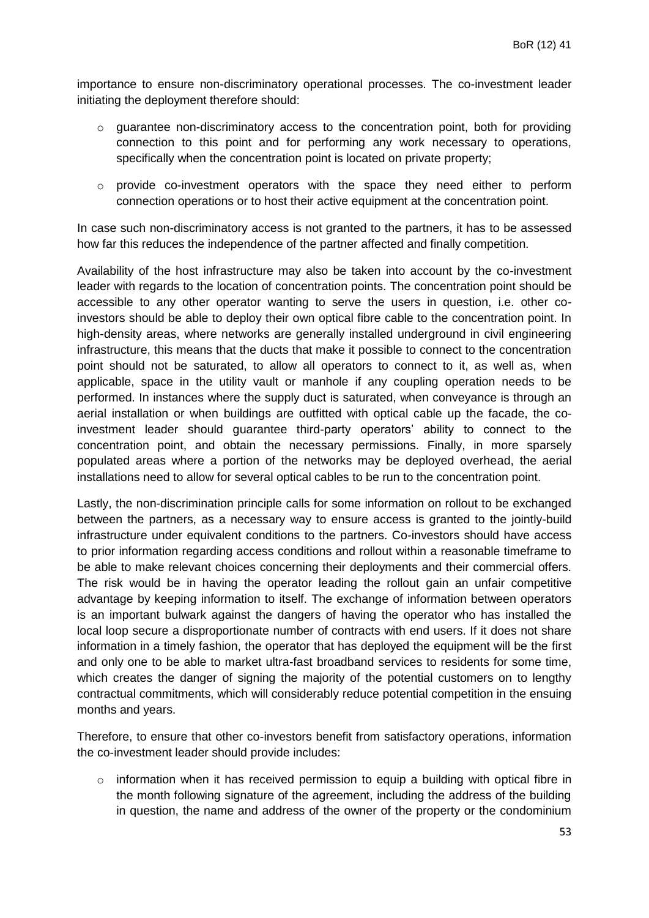importance to ensure non-discriminatory operational processes. The co-investment leader initiating the deployment therefore should:

- guarantee non-discriminatory access to the concentration point, both for providing connection to this point and for performing any work necessary to operations, specifically when the concentration point is located on private property;
- provide co-investment operators with the space they need either to perform connection operations or to host their active equipment at the concentration point.

In case such non-discriminatory access is not granted to the partners, it has to be assessed how far this reduces the independence of the partner affected and finally competition.

Availability of the host infrastructure may also be taken into account by the co-investment leader with regards to the location of concentration points. The concentration point should be accessible to any other operator wanting to serve the users in question, i.e. other co-investors should be able to deploy their own optical fibre cable to the concentration point. In high-density areas, where networks are generally installed underground in civil engineering infrastructure, this means that the ducts that make it possible to connect to the concentration point should not be saturated, to allow all operators to connect to it, as well as, when applicable, space in the utility vault or manhole if any coupling operation needs to be performed. In instances where the supply duct is saturated, when conveyance is through an aerial installation or when buildings are outfitted with optical cable up the facade, the co-investment leader should guarantee third-party operators' ability to connect to the concentration point, and obtain the necessary permissions. Finally, in more sparsely populated areas where a portion of the networks may be deployed overhead, the aerial installations need to allow for several optical cables to be run to the concentration point.

Lastly, the non-discrimination principle calls for some information on rollout to be exchanged between the partners, as a necessary way to ensure access is granted to the jointly-build infrastructure under equivalent conditions to the partners. Co-investors should have access to prior information regarding access conditions and rollout within a reasonable timeframe to be able to make relevant choices concerning their deployments and their commercial offers. The risk would be in having the operator leading the rollout gain an unfair competitive advantage by keeping information to itself. The exchange of information between operators is an important bulwark against the dangers of having the operator who has installed the local loop secure a disproportionate number of contracts with end users. If it does not share information in a timely fashion, the operator that has deployed the equipment will be the first and only one to be able to market ultra-fast broadband services to residents for some time, which creates the danger of signing the majority of the potential customers on to lengthy contractual commitments, which will considerably reduce potential competition in the ensuing months and years.

Therefore, to ensure that other co-investors benefit from satisfactory operations, information the co-investment leader should provide includes:

- information when it has received permission to equip a building with optical fibre in the month following signature of the agreement, including the address of the building in question, the name and address of the owner of the property or the condominium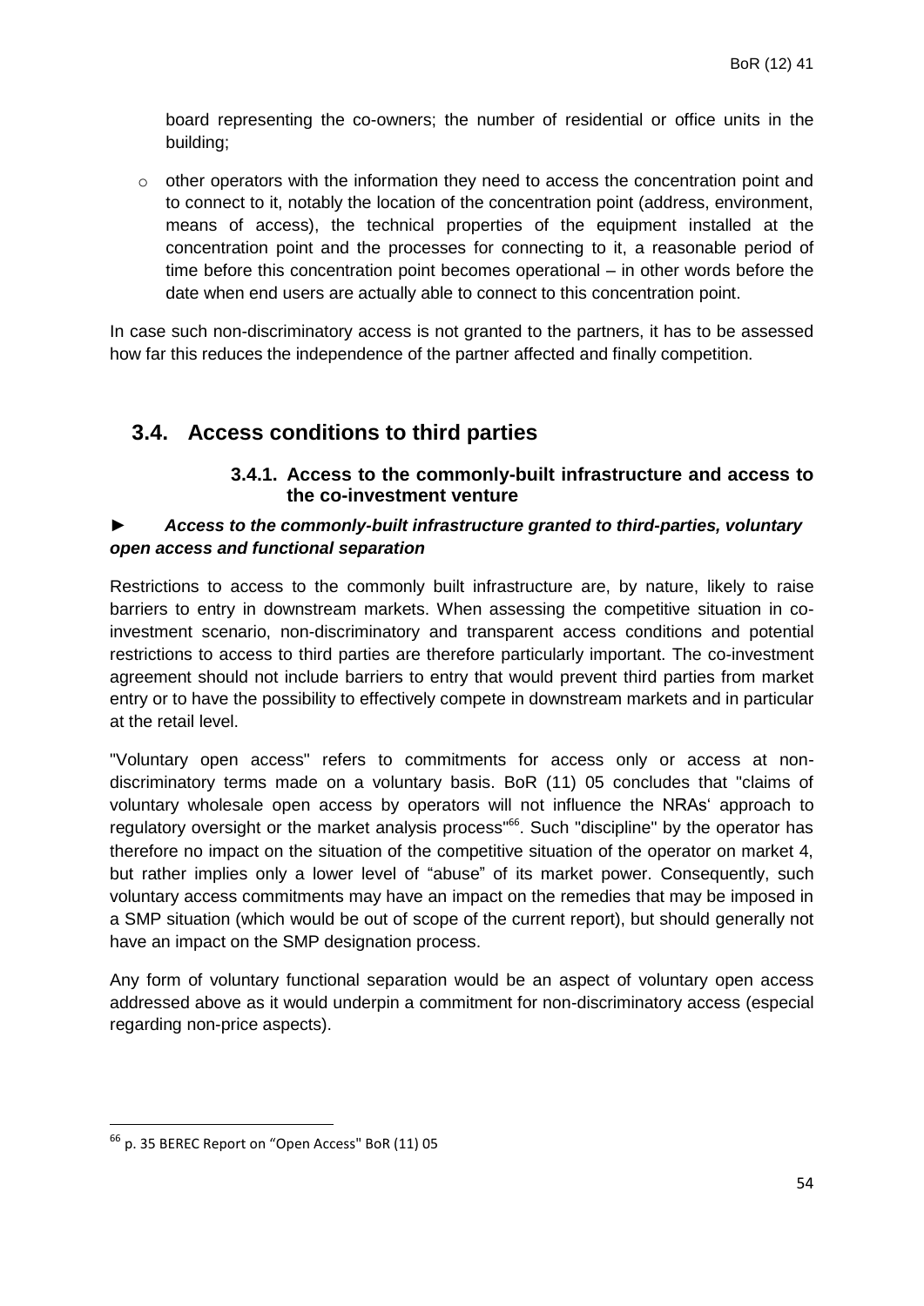board representing the co-owners; the number of residential or office units in the building;

- other operators with the information they need to access the concentration point and to connect to it, notably the location of the concentration point (address, environment, means of access), the technical properties of the equipment installed at the concentration point and the processes for connecting to it, a reasonable period of time before this concentration point becomes operational – in other words before the date when end users are actually able to connect to this concentration point.

In case such non-discriminatory access is not granted to the partners, it has to be assessed how far this reduces the independence of the partner affected and finally competition.

## 3.4. Access conditions to third parties

### 3.4.1. Access to the commonly-built infrastructure and access to the co-investment venture

► ***Access to the commonly-built infrastructure granted to third-parties, voluntary open access and functional separation***

Restrictions to access to the commonly built infrastructure are, by nature, likely to raise barriers to entry in downstream markets. When assessing the competitive situation in co-investment scenario, non-discriminatory and transparent access conditions and potential restrictions to access to third parties are therefore particularly important. The co-investment agreement should not include barriers to entry that would prevent third parties from market entry or to have the possibility to effectively compete in downstream markets and in particular at the retail level.

"Voluntary open access" refers to commitments for access only or access at non-discriminatory terms made on a voluntary basis. BoR (11) 05 concludes that "claims of voluntary wholesale open access by operators will not influence the NRAs' approach to regulatory oversight or the market analysis process"[66]. Such "discipline" by the operator has therefore no impact on the situation of the competitive situation of the operator on market 4, but rather implies only a lower level of "abuse" of its market power. Consequently, such voluntary access commitments may have an impact on the remedies that may be imposed in a SMP situation (which would be out of scope of the current report), but should generally not have an impact on the SMP designation process.

Any form of voluntary functional separation would be an aspect of voluntary open access addressed above as it would underpin a commitment for non-discriminatory access (especial regarding non-price aspects).

[66] p. 35 BEREC Report on "Open Access" BoR (11) 05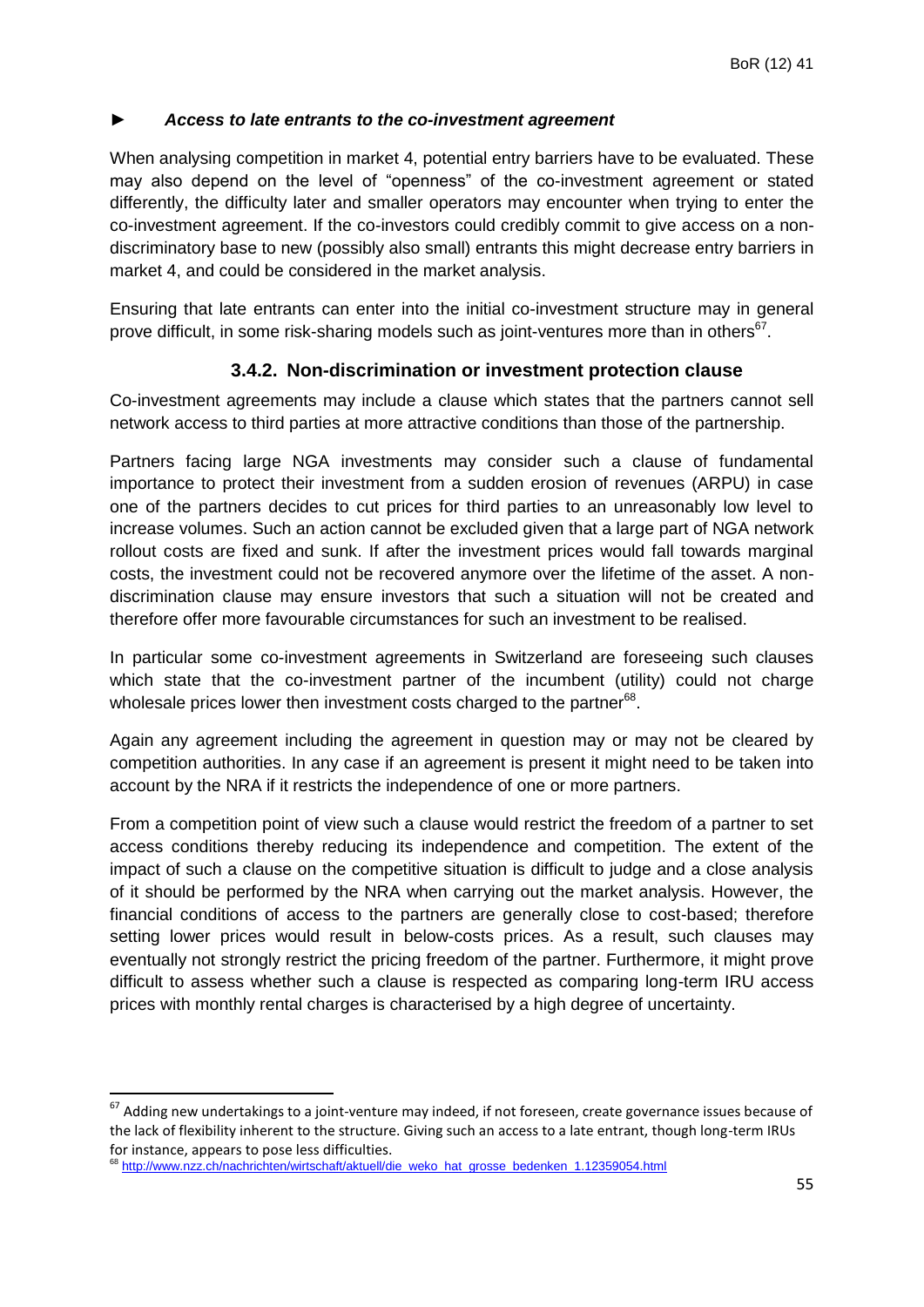► ***Access to late entrants to the co-investment agreement***

When analysing competition in market 4, potential entry barriers have to be evaluated. These may also depend on the level of "openness" of the co-investment agreement or stated differently, the difficulty later and smaller operators may encounter when trying to enter the co-investment agreement. If the co-investors could credibly commit to give access on a non-discriminatory base to new (possibly also small) entrants this might decrease entry barriers in market 4, and could be considered in the market analysis.

Ensuring that late entrants can enter into the initial co-investment structure may in general prove difficult, in some risk-sharing models such as joint-ventures more than in others[67].

### 3.4.2. Non-discrimination or investment protection clause

Co-investment agreements may include a clause which states that the partners cannot sell network access to third parties at more attractive conditions than those of the partnership.

Partners facing large NGA investments may consider such a clause of fundamental importance to protect their investment from a sudden erosion of revenues (ARPU) in case one of the partners decides to cut prices for third parties to an unreasonably low level to increase volumes. Such an action cannot be excluded given that a large part of NGA network rollout costs are fixed and sunk. If after the investment prices would fall towards marginal costs, the investment could not be recovered anymore over the lifetime of the asset. A non-discrimination clause may ensure investors that such a situation will not be created and therefore offer more favourable circumstances for such an investment to be realised.

In particular some co-investment agreements in Switzerland are foreseeing such clauses which state that the co-investment partner of the incumbent (utility) could not charge wholesale prices lower then investment costs charged to the partner[68].

Again any agreement including the agreement in question may or may not be cleared by competition authorities. In any case if an agreement is present it might need to be taken into account by the NRA if it restricts the independence of one or more partners.

From a competition point of view such a clause would restrict the freedom of a partner to set access conditions thereby reducing its independence and competition. The extent of the impact of such a clause on the competitive situation is difficult to judge and a close analysis of it should be performed by the NRA when carrying out the market analysis. However, the financial conditions of access to the partners are generally close to cost-based; therefore setting lower prices would result in below-costs prices. As a result, such clauses may eventually not strongly restrict the pricing freedom of the partner. Furthermore, it might prove difficult to assess whether such a clause is respected as comparing long-term IRU access prices with monthly rental charges is characterised by a high degree of uncertainty.

---

[67] Adding new undertakings to a joint-venture may indeed, if not foreseen, create governance issues because of the lack of flexibility inherent to the structure. Giving such an access to a late entrant, though long-term IRUs for instance, appears to pose less difficulties.

[68] http://www.nzz.ch/nachrichten/wirtschaft/aktuell/die_weko_hat_grosse_bedenken_1.12359054.html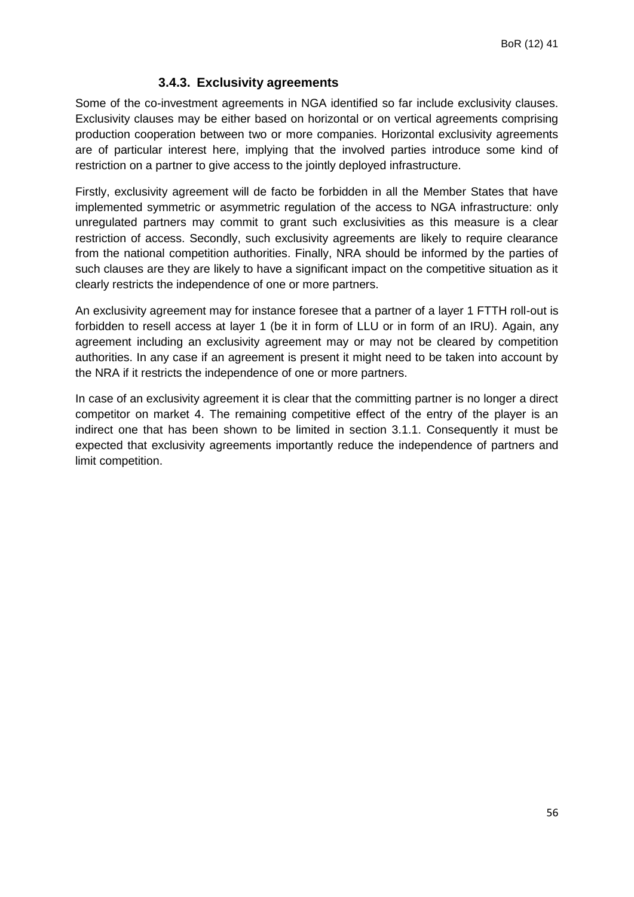### 3.4.3. Exclusivity agreements

Some of the co-investment agreements in NGA identified so far include exclusivity clauses. Exclusivity clauses may be either based on horizontal or on vertical agreements comprising production cooperation between two or more companies. Horizontal exclusivity agreements are of particular interest here, implying that the involved parties introduce some kind of restriction on a partner to give access to the jointly deployed infrastructure.

Firstly, exclusivity agreement will de facto be forbidden in all the Member States that have implemented symmetric or asymmetric regulation of the access to NGA infrastructure: only unregulated partners may commit to grant such exclusivities as this measure is a clear restriction of access. Secondly, such exclusivity agreements are likely to require clearance from the national competition authorities. Finally, NRA should be informed by the parties of such clauses are they are likely to have a significant impact on the competitive situation as it clearly restricts the independence of one or more partners.

An exclusivity agreement may for instance foresee that a partner of a layer 1 FTTH roll-out is forbidden to resell access at layer 1 (be it in form of LLU or in form of an IRU). Again, any agreement including an exclusivity agreement may or may not be cleared by competition authorities. In any case if an agreement is present it might need to be taken into account by the NRA if it restricts the independence of one or more partners.

In case of an exclusivity agreement it is clear that the committing partner is no longer a direct competitor on market 4. The remaining competitive effect of the entry of the player is an indirect one that has been shown to be limited in section 3.1.1. Consequently it must be expected that exclusivity agreements importantly reduce the independence of partners and limit competition.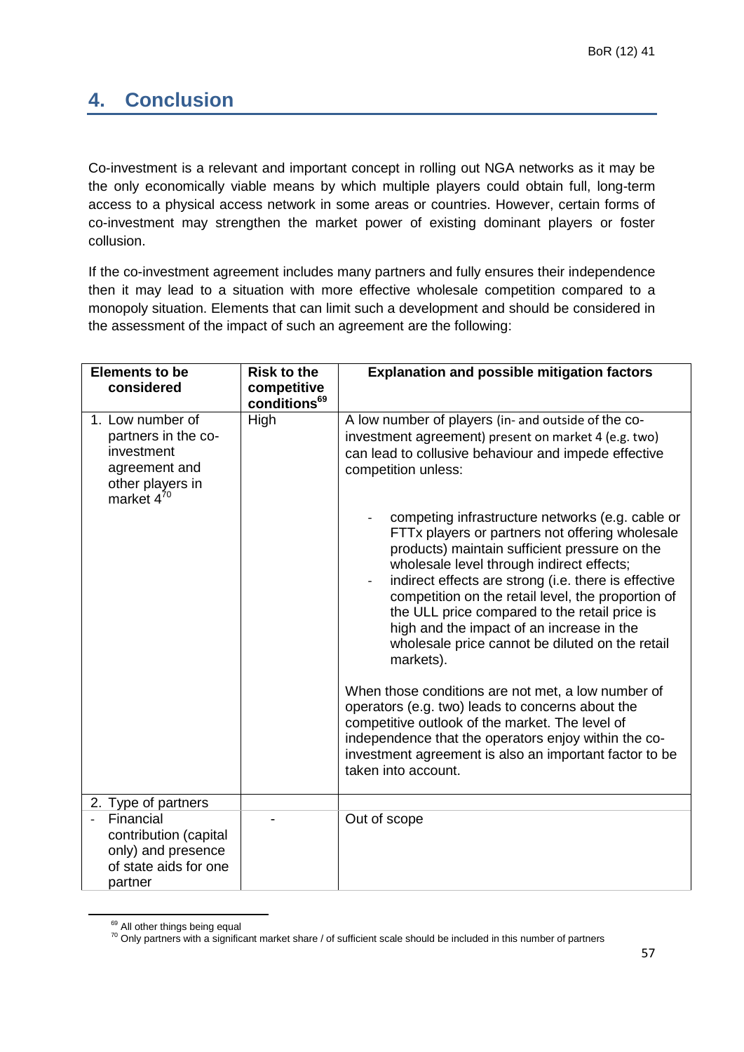## 4. Conclusion

Co-investment is a relevant and important concept in rolling out NGA networks as it may be the only economically viable means by which multiple players could obtain full, long-term access to a physical access network in some areas or countries. However, certain forms of co-investment may strengthen the market power of existing dominant players or foster collusion.

If the co-investment agreement includes many partners and fully ensures their independence then it may lead to a situation with more effective wholesale competition compared to a monopoly situation. Elements that can limit such a development and should be considered in the assessment of the impact of such an agreement are the following:

| Elements to be considered | Risk to the competitive conditions[69] | Explanation and possible mitigation factors |
|---|---|---|
| 1. Low number of partners in the co-investment agreement and other players in market 4[70] | High | A low number of players (in- and outside of the co-investment agreement) present on market 4 (e.g. two) can lead to collusive behaviour and impede effective competition unless:<br><br>- competing infrastructure networks (e.g. cable or FTTx players or partners not offering wholesale products) maintain sufficient pressure on the wholesale level through indirect effects;<br>- indirect effects are strong (i.e. there is effective competition on the retail level, the proportion of the ULL price compared to the retail price is high and the impact of an increase in the wholesale price cannot be diluted on the retail markets).<br><br>When those conditions are not met, a low number of operators (e.g. two) leads to concerns about the competitive outlook of the market. The level of independence that the operators enjoy within the co-investment agreement is also an important factor to be taken into account. |
| 2. Type of partners | | |
| - Financial contribution (capital only) and presence of state aids for one partner | - | Out of scope |

[69] All other things being equal

[70] Only partners with a significant market share / of sufficient scale should be included in this number of partners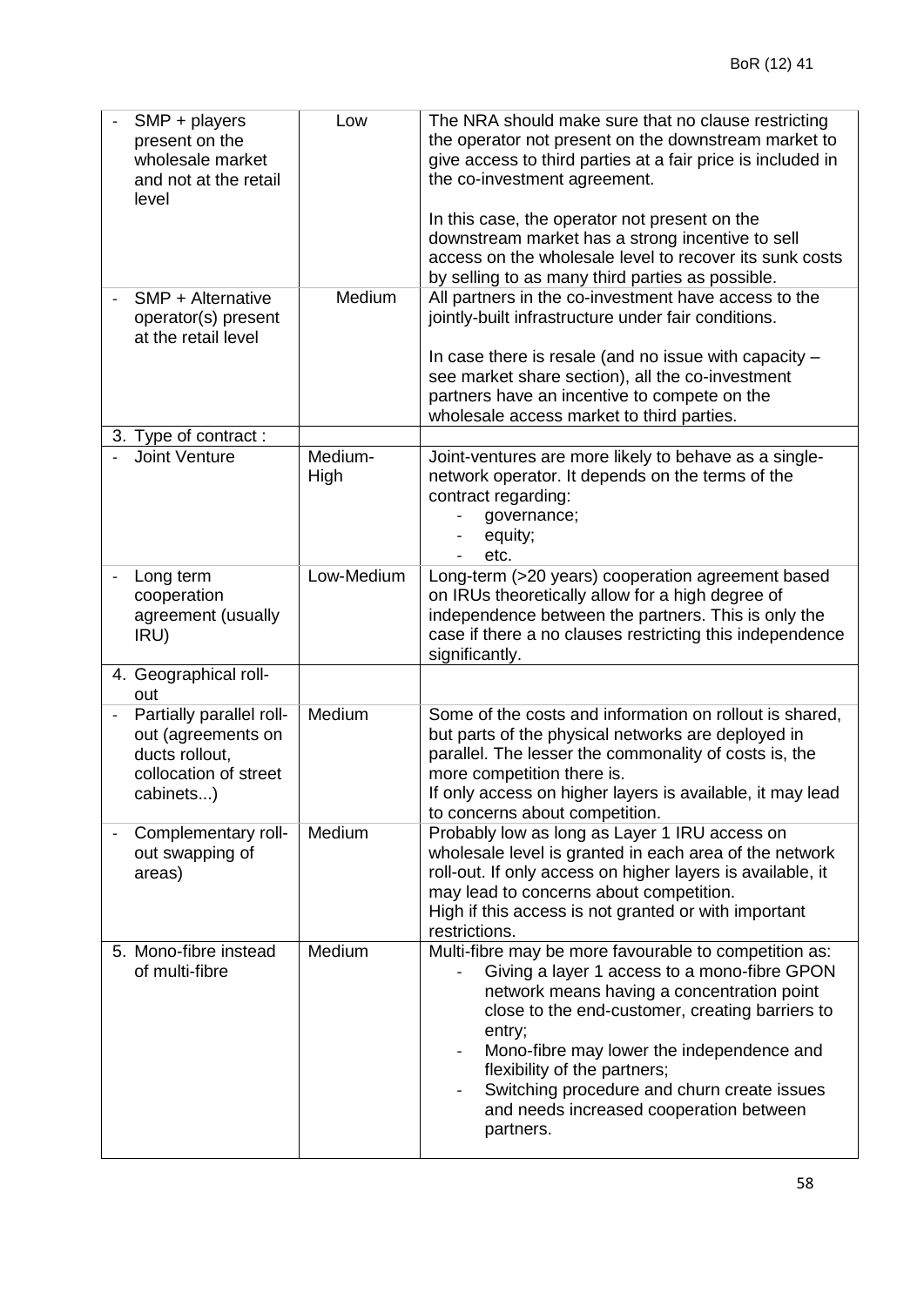| | | |
|---|---|---|
| - SMP + players present on the wholesale market and not at the retail level | Low | The NRA should make sure that no clause restricting the operator not present on the downstream market to give access to third parties at a fair price is included in the co-investment agreement.<br><br>In this case, the operator not present on the downstream market has a strong incentive to sell access on the wholesale level to recover its sunk costs by selling to as many third parties as possible. |
| - SMP + Alternative operator(s) present at the retail level | Medium | All partners in the co-investment have access to the jointly-built infrastructure under fair conditions.<br><br>In case there is resale (and no issue with capacity – see market share section), all the co-investment partners have an incentive to compete on the wholesale access market to third parties. |
| 3. Type of contract : | | |
| - Joint Venture | Medium-High | Joint-ventures are more likely to behave as a single-network operator. It depends on the terms of the contract regarding:<br>- governance;<br>- equity;<br>- etc. |
| - Long term cooperation agreement (usually IRU) | Low-Medium | Long-term (>20 years) cooperation agreement based on IRUs theoretically allow for a high degree of independence between the partners. This is only the case if there a no clauses restricting this independence significantly. |
| 4. Geographical roll-out | | |
| - Partially parallel roll-out (agreements on ducts rollout, collocation of street cabinets...) | Medium | Some of the costs and information on rollout is shared, but parts of the physical networks are deployed in parallel. The lesser the commonality of costs is, the more competition there is.<br>If only access on higher layers is available, it may lead to concerns about competition. |
| - Complementary roll-out swapping of areas) | Medium | Probably low as long as Layer 1 IRU access on wholesale level is granted in each area of the network roll-out. If only access on higher layers is available, it may lead to concerns about competition.<br>High if this access is not granted or with important restrictions. |
| 5. Mono-fibre instead of multi-fibre | Medium | Multi-fibre may be more favourable to competition as:<br>- Giving a layer 1 access to a mono-fibre GPON network means having a concentration point close to the end-customer, creating barriers to entry;<br>- Mono-fibre may lower the independence and flexibility of the partners;<br>- Switching procedure and churn create issues and needs increased cooperation between partners. |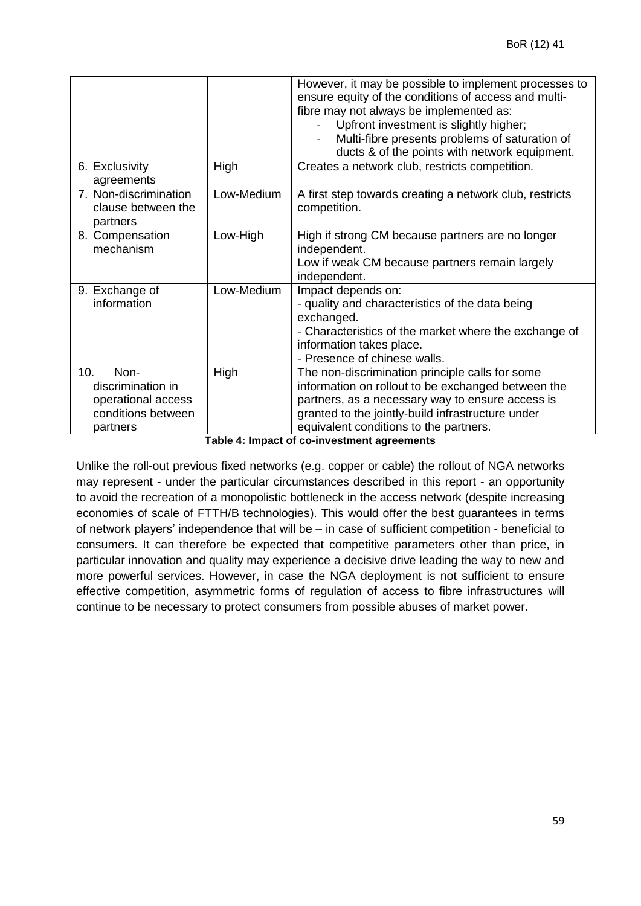| | | |
|---|---|---|
| | | However, it may be possible to implement processes to ensure equity of the conditions of access and multi-fibre may not always be implemented as:<br>- Upfront investment is slightly higher;<br>- Multi-fibre presents problems of saturation of ducts & of the points with network equipment. |
| 6. Exclusivity agreements | High | Creates a network club, restricts competition. |
| 7. Non-discrimination clause between the partners | Low-Medium | A first step towards creating a network club, restricts competition. |
| 8. Compensation mechanism | Low-High | High if strong CM because partners are no longer independent.<br>Low if weak CM because partners remain largely independent. |
| 9. Exchange of information | Low-Medium | Impact depends on:<br>- quality and characteristics of the data being exchanged.<br>- Characteristics of the market where the exchange of information takes place.<br>- Presence of chinese walls. |
| 10. Non-discrimination in operational access conditions between partners | High | The non-discrimination principle calls for some information on rollout to be exchanged between the partners, as a necessary way to ensure access is granted to the jointly-build infrastructure under equivalent conditions to the partners. |

**Table 4: Impact of co-investment agreements**

Unlike the roll-out previous fixed networks (e.g. copper or cable) the rollout of NGA networks may represent - under the particular circumstances described in this report - an opportunity to avoid the recreation of a monopolistic bottleneck in the access network (despite increasing economies of scale of FTTH/B technologies). This would offer the best guarantees in terms of network players' independence that will be – in case of sufficient competition - beneficial to consumers. It can therefore be expected that competitive parameters other than price, in particular innovation and quality may experience a decisive drive leading the way to new and more powerful services. However, in case the NGA deployment is not sufficient to ensure effective competition, asymmetric forms of regulation of access to fibre infrastructures will continue to be necessary to protect consumers from possible abuses of market power.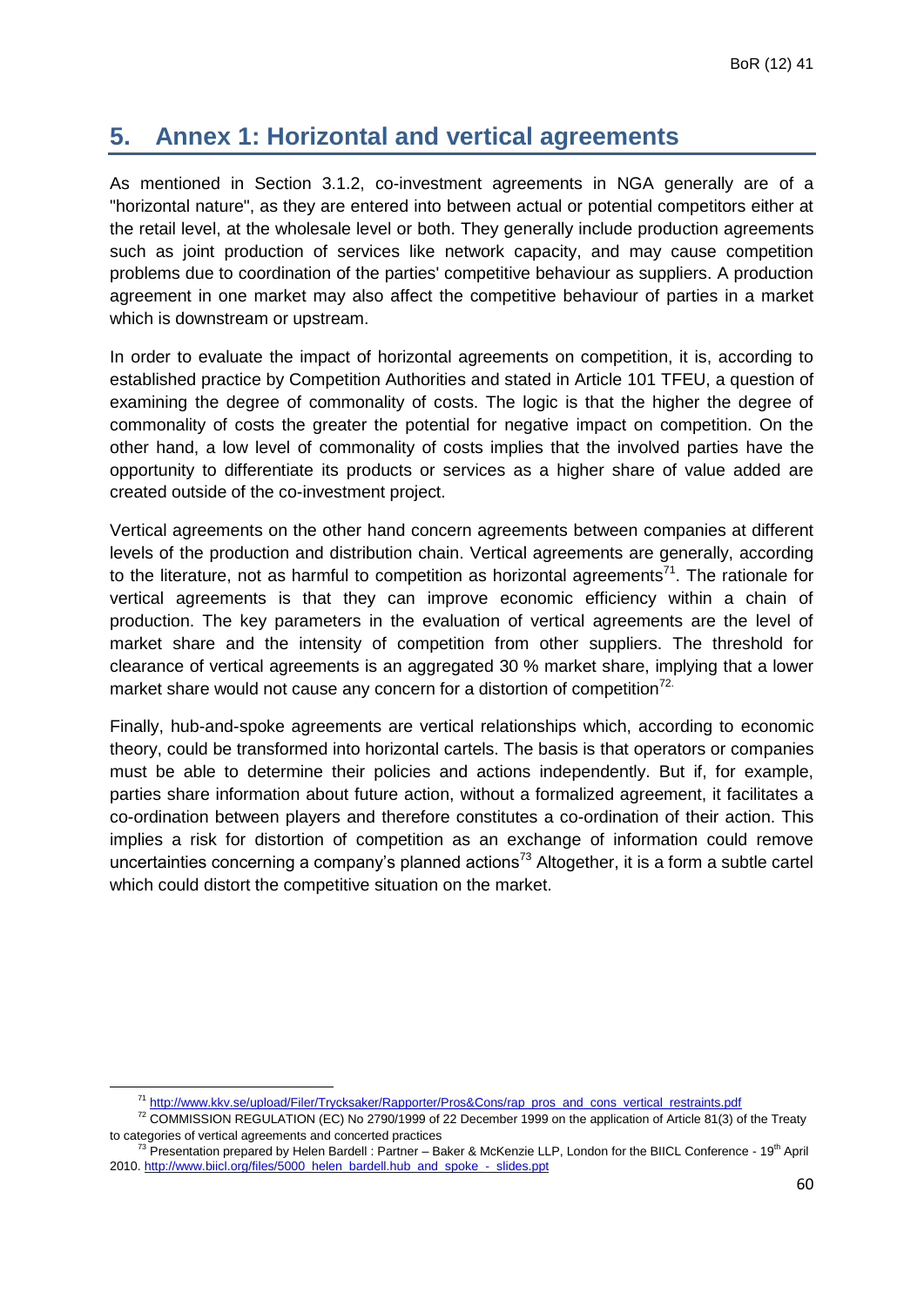# 5. Annex 1: Horizontal and vertical agreements

As mentioned in Section 3.1.2, co-investment agreements in NGA generally are of a "horizontal nature", as they are entered into between actual or potential competitors either at the retail level, at the wholesale level or both. They generally include production agreements such as joint production of services like network capacity, and may cause competition problems due to coordination of the parties' competitive behaviour as suppliers. A production agreement in one market may also affect the competitive behaviour of parties in a market which is downstream or upstream.

In order to evaluate the impact of horizontal agreements on competition, it is, according to established practice by Competition Authorities and stated in Article 101 TFEU, a question of examining the degree of commonality of costs. The logic is that the higher the degree of commonality of costs the greater the potential for negative impact on competition. On the other hand, a low level of commonality of costs implies that the involved parties have the opportunity to differentiate its products or services as a higher share of value added are created outside of the co-investment project.

Vertical agreements on the other hand concern agreements between companies at different levels of the production and distribution chain. Vertical agreements are generally, according to the literature, not as harmful to competition as horizontal agreements[71]. The rationale for vertical agreements is that they can improve economic efficiency within a chain of production. The key parameters in the evaluation of vertical agreements are the level of market share and the intensity of competition from other suppliers. The threshold for clearance of vertical agreements is an aggregated 30 % market share, implying that a lower market share would not cause any concern for a distortion of competition[72.]

Finally, hub-and-spoke agreements are vertical relationships which, according to economic theory, could be transformed into horizontal cartels. The basis is that operators or companies must be able to determine their policies and actions independently. But if, for example, parties share information about future action, without a formalized agreement, it facilitates a co-ordination between players and therefore constitutes a co-ordination of their action. This implies a risk for distortion of competition as an exchange of information could remove uncertainties concerning a company's planned actions[73] Altogether, it is a form a subtle cartel which could distort the competitive situation on the market.

---

[71] http://www.kkv.se/upload/Filer/Trycksaker/Rapporter/Pros&Cons/rap_pros_and_cons_vertical_restraints.pdf

[72] COMMISSION REGULATION (EC) No 2790/1999 of 22 December 1999 on the application of Article 81(3) of the Treaty to categories of vertical agreements and concerted practices

[73] Presentation prepared by Helen Bardell : Partner – Baker & McKenzie LLP, London for the BIICL Conference - 19th April 2010. http://www.biicl.org/files/5000_helen_bardell.hub_and_spoke_-_slides.ppt